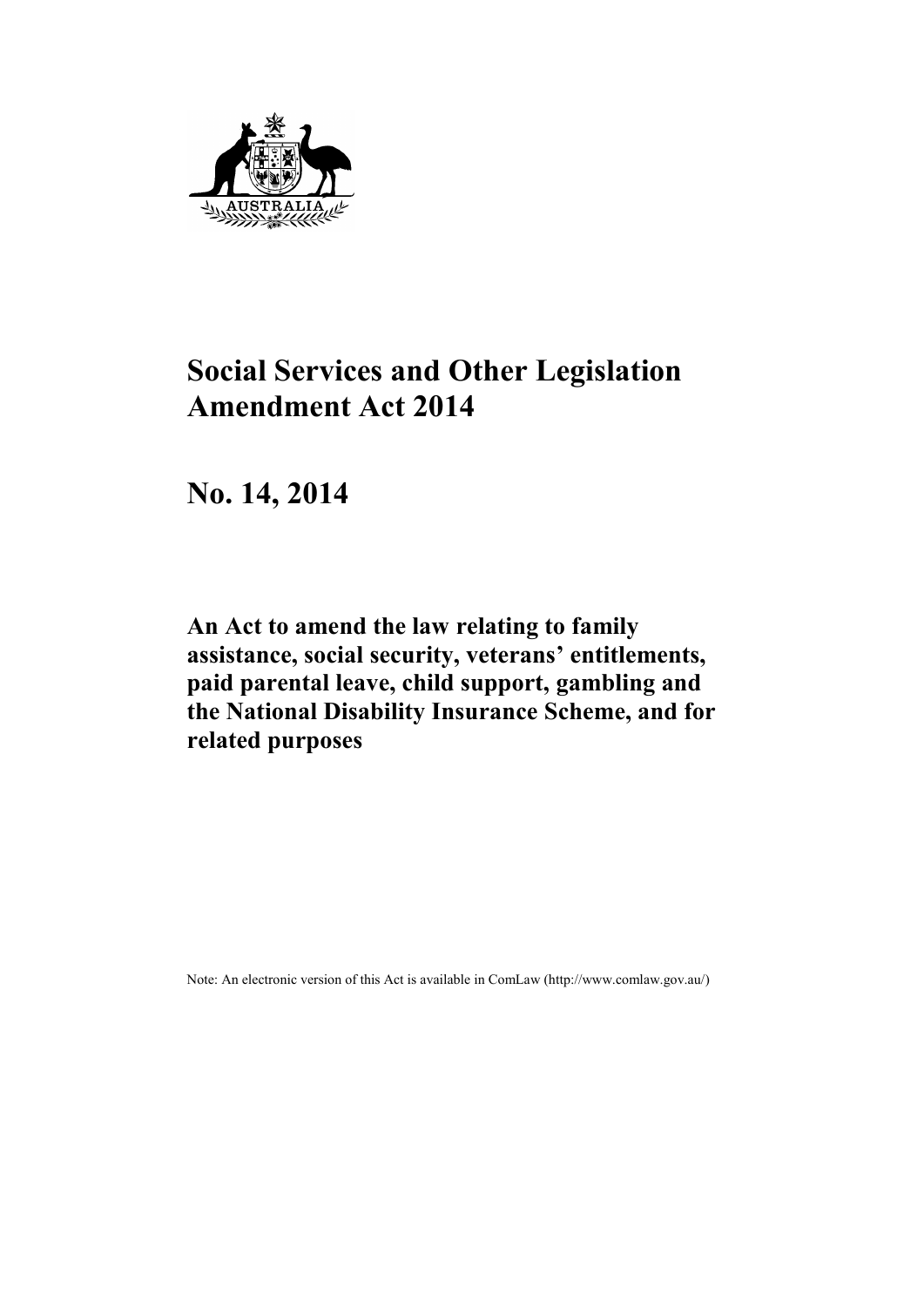# Social Services and Other Legislation Amendment Act 2014

# No. 14, 2014

**An Act to amend the law relating to family assistance, social security, veterans' entitlements, paid parental leave, child support, gambling and the National Disability Insurance Scheme, and for related purposes**

Note: An electronic version of this Act is available in ComLaw (http://www.comlaw.gov.au/)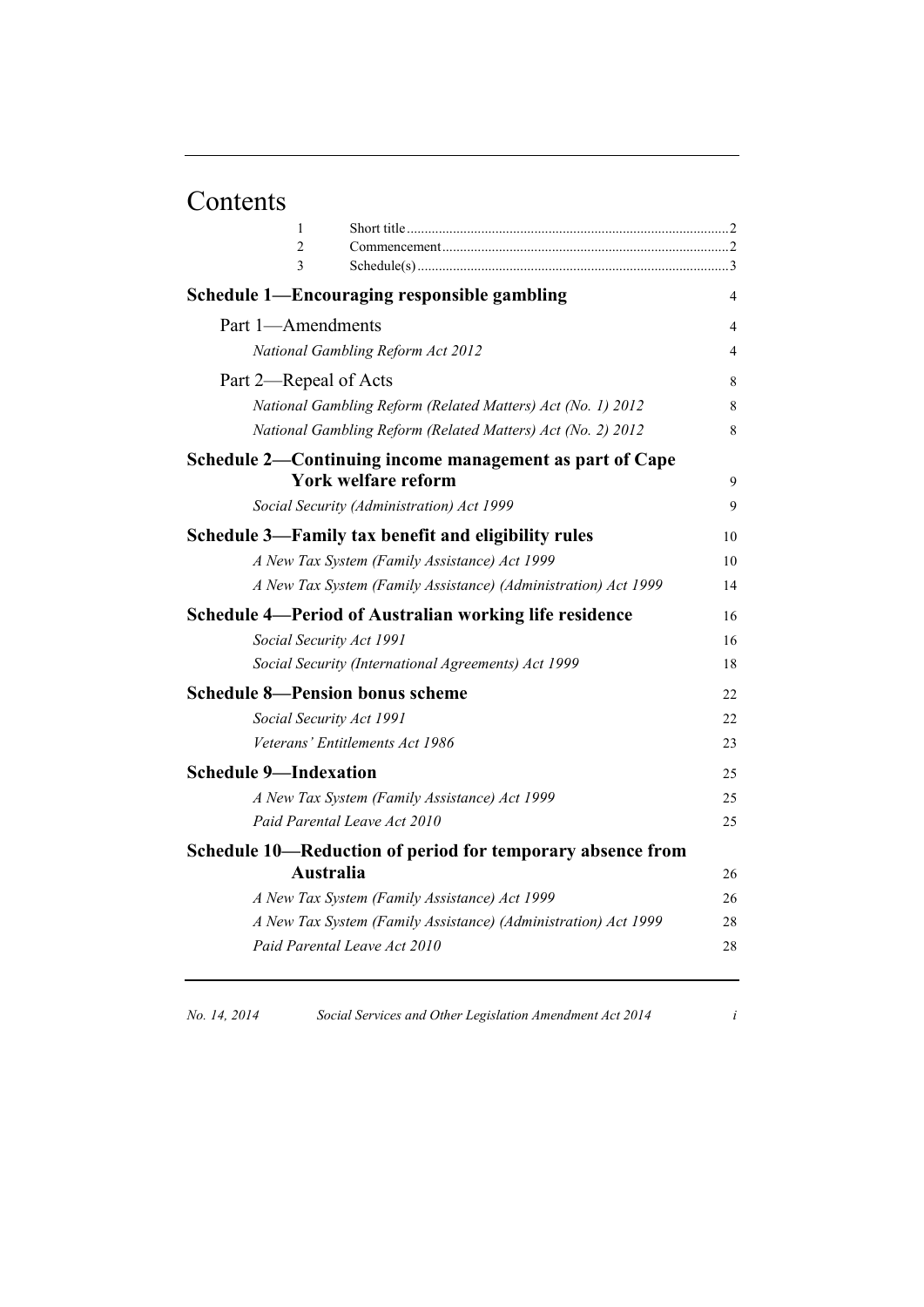# Contents

1 Short title ... 2
2 Commencement ... 2
3 Schedule(s) ... 3

**Schedule 1—Encouraging responsible gambling** 4

Part 1—Amendments 4

*National Gambling Reform Act 2012* 4

Part 2—Repeal of Acts 8

*National Gambling Reform (Related Matters) Act (No. 1) 2012* 8

*National Gambling Reform (Related Matters) Act (No. 2) 2012* 8

**Schedule 2—Continuing income management as part of Cape York welfare reform** 9

*Social Security (Administration) Act 1999* 9

**Schedule 3—Family tax benefit and eligibility rules** 10

*A New Tax System (Family Assistance) Act 1999* 10

*A New Tax System (Family Assistance) (Administration) Act 1999* 14

**Schedule 4—Period of Australian working life residence** 16

*Social Security Act 1991* 16

*Social Security (International Agreements) Act 1999* 18

**Schedule 8—Pension bonus scheme** 22

*Social Security Act 1991* 22

*Veterans' Entitlements Act 1986* 23

**Schedule 9—Indexation** 25

*A New Tax System (Family Assistance) Act 1999* 25

*Paid Parental Leave Act 2010* 25

**Schedule 10—Reduction of period for temporary absence from Australia** 26

*A New Tax System (Family Assistance) Act 1999* 26

*A New Tax System (Family Assistance) (Administration) Act 1999* 28

*Paid Parental Leave Act 2010* 28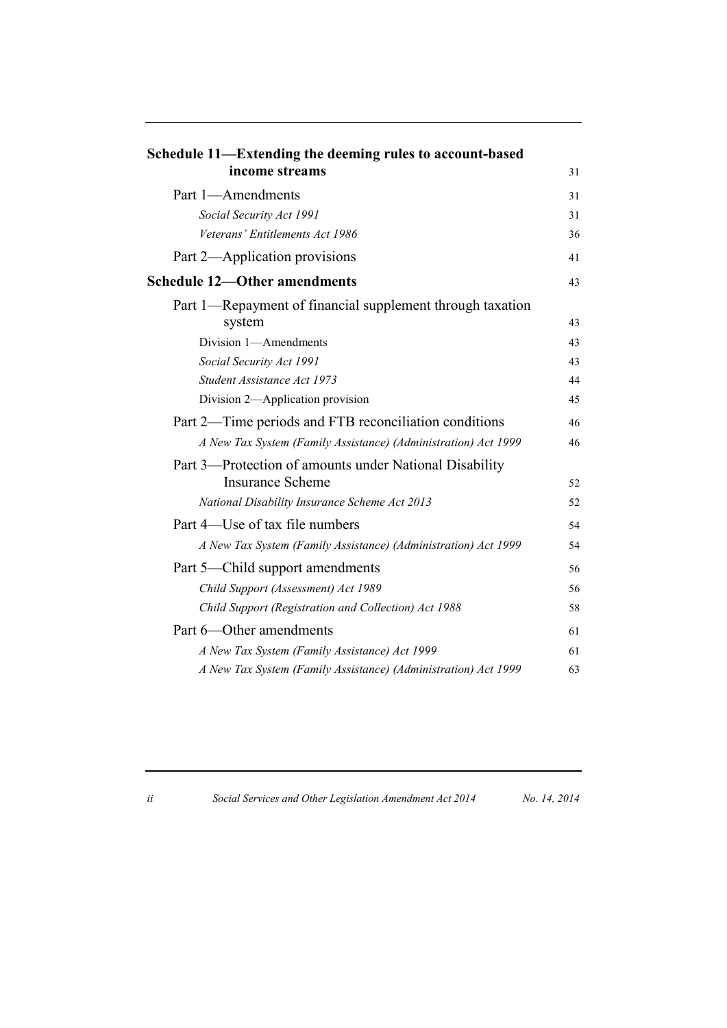| | |
|---|---|
| **Schedule 11—Extending the deeming rules to account-based income streams** | 31 |
| Part 1—Amendments | 31 |
| *Social Security Act 1991* | 31 |
| *Veterans' Entitlements Act 1986* | 36 |
| Part 2—Application provisions | 41 |
| **Schedule 12—Other amendments** | 43 |
| Part 1—Repayment of financial supplement through taxation system | 43 |
| Division 1—Amendments | 43 |
| *Social Security Act 1991* | 43 |
| *Student Assistance Act 1973* | 44 |
| Division 2—Application provision | 45 |
| Part 2—Time periods and FTB reconciliation conditions | 46 |
| *A New Tax System (Family Assistance) (Administration) Act 1999* | 46 |
| Part 3—Protection of amounts under National Disability Insurance Scheme | 52 |
| *National Disability Insurance Scheme Act 2013* | 52 |
| Part 4—Use of tax file numbers | 54 |
| *A New Tax System (Family Assistance) (Administration) Act 1999* | 54 |
| Part 5—Child support amendments | 56 |
| *Child Support (Assessment) Act 1989* | 56 |
| *Child Support (Registration and Collection) Act 1988* | 58 |
| Part 6—Other amendments | 61 |
| *A New Tax System (Family Assistance) Act 1999* | 61 |
| *A New Tax System (Family Assistance) (Administration) Act 1999* | 63 |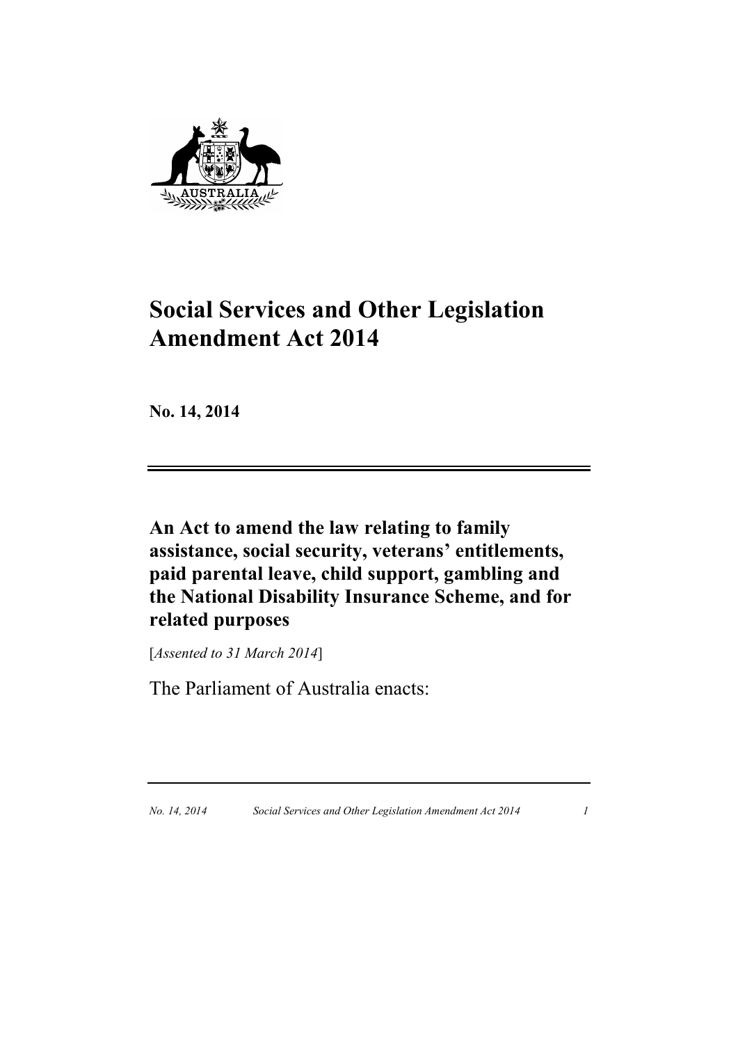# Social Services and Other Legislation Amendment Act 2014

**No. 14, 2014**

## An Act to amend the law relating to family assistance, social security, veterans' entitlements, paid parental leave, child support, gambling and the National Disability Insurance Scheme, and for related purposes

[*Assented to 31 March 2014*]

The Parliament of Australia enacts: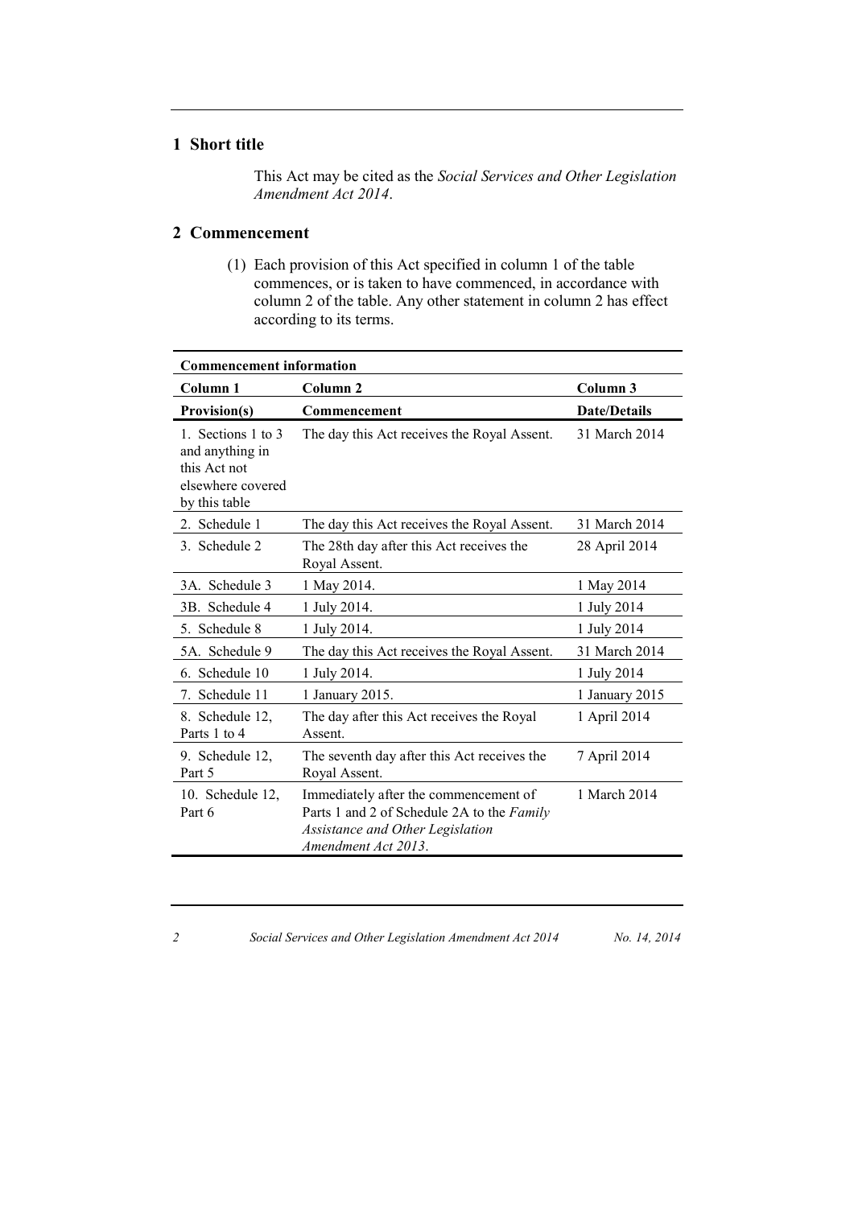## 1 Short title

This Act may be cited as the *Social Services and Other Legislation Amendment Act 2014*.

## 2 Commencement

(1) Each provision of this Act specified in column 1 of the table commences, or is taken to have commenced, in accordance with column 2 of the table. Any other statement in column 2 has effect according to its terms.

| **Commencement information** | | |
|---|---|---|
| **Column 1** | **Column 2** | **Column 3** |
| **Provision(s)** | **Commencement** | **Date/Details** |
| 1. Sections 1 to 3 and anything in this Act not elsewhere covered by this table | The day this Act receives the Royal Assent. | 31 March 2014 |
| 2. Schedule 1 | The day this Act receives the Royal Assent. | 31 March 2014 |
| 3. Schedule 2 | The 28th day after this Act receives the Royal Assent. | 28 April 2014 |
| 3A. Schedule 3 | 1 May 2014. | 1 May 2014 |
| 3B. Schedule 4 | 1 July 2014. | 1 July 2014 |
| 5. Schedule 8 | 1 July 2014. | 1 July 2014 |
| 5A. Schedule 9 | The day this Act receives the Royal Assent. | 31 March 2014 |
| 6. Schedule 10 | 1 July 2014. | 1 July 2014 |
| 7. Schedule 11 | 1 January 2015. | 1 January 2015 |
| 8. Schedule 12, Parts 1 to 4 | The day after this Act receives the Royal Assent. | 1 April 2014 |
| 9. Schedule 12, Part 5 | The seventh day after this Act receives the Royal Assent. | 7 April 2014 |
| 10. Schedule 12, Part 6 | Immediately after the commencement of Parts 1 and 2 of Schedule 2A to the *Family Assistance and Other Legislation Amendment Act 2013*. | 1 March 2014 |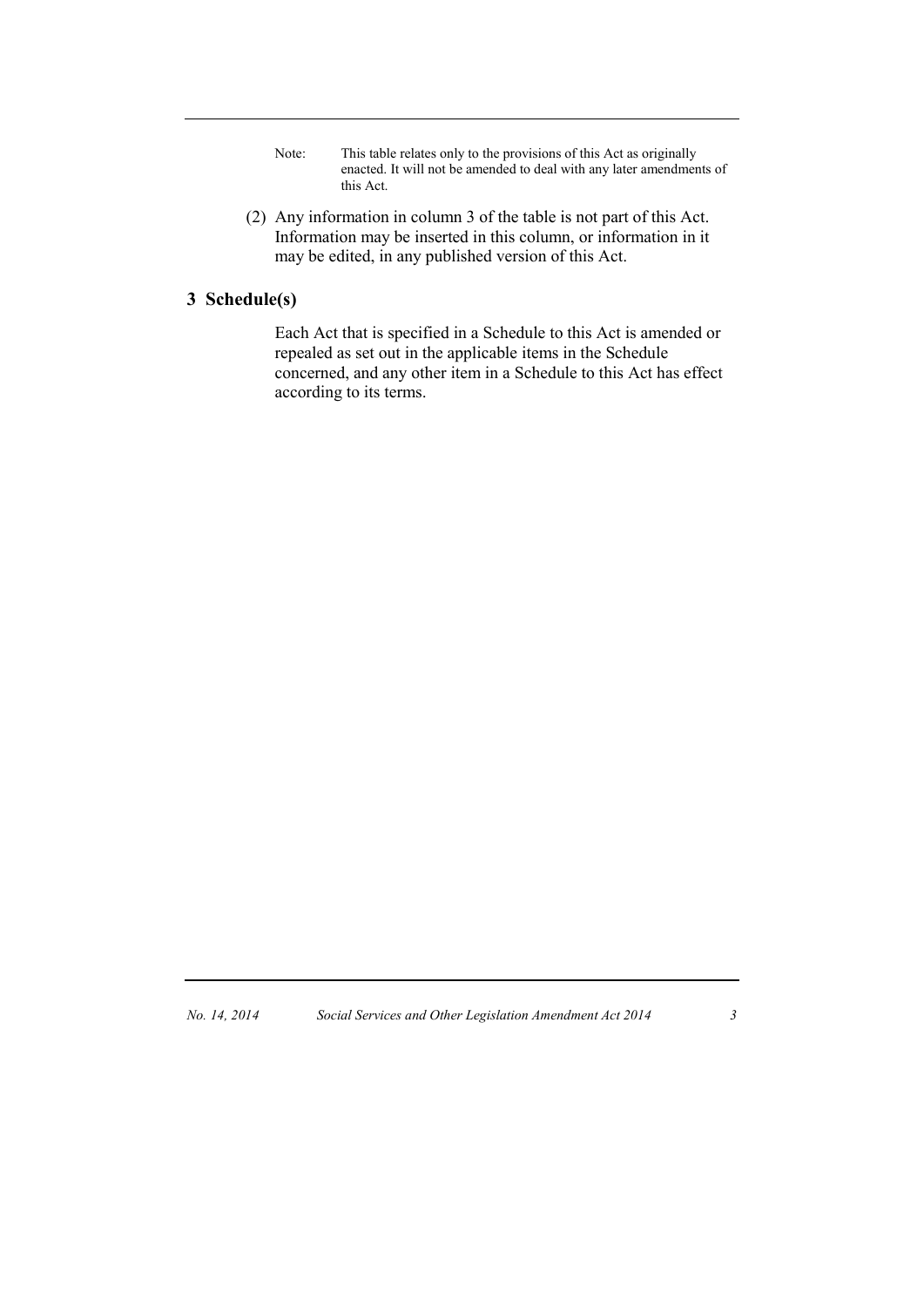Note: This table relates only to the provisions of this Act as originally enacted. It will not be amended to deal with any later amendments of this Act.

(2) Any information in column 3 of the table is not part of this Act. Information may be inserted in this column, or information in it may be edited, in any published version of this Act.

## 3 Schedule(s)

Each Act that is specified in a Schedule to this Act is amended or repealed as set out in the applicable items in the Schedule concerned, and any other item in a Schedule to this Act has effect according to its terms.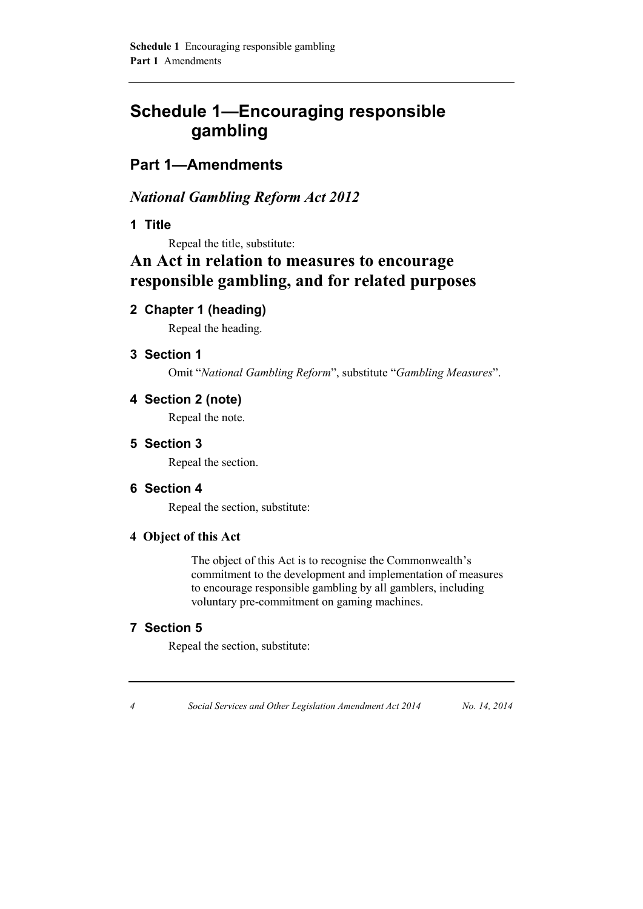# Schedule 1—Encouraging responsible gambling

## Part 1—Amendments

### *National Gambling Reform Act 2012*

#### 1 Title

Repeal the title, substitute:

# An Act in relation to measures to encourage responsible gambling, and for related purposes

#### 2 Chapter 1 (heading)

Repeal the heading.

#### 3 Section 1

Omit "*National Gambling Reform*", substitute "*Gambling Measures*".

#### 4 Section 2 (note)

Repeal the note.

#### 5 Section 3

Repeal the section.

#### 6 Section 4

Repeal the section, substitute:

**4 Object of this Act**

The object of this Act is to recognise the Commonwealth's commitment to the development and implementation of measures to encourage responsible gambling by all gamblers, including voluntary pre-commitment on gaming machines.

#### 7 Section 5

Repeal the section, substitute: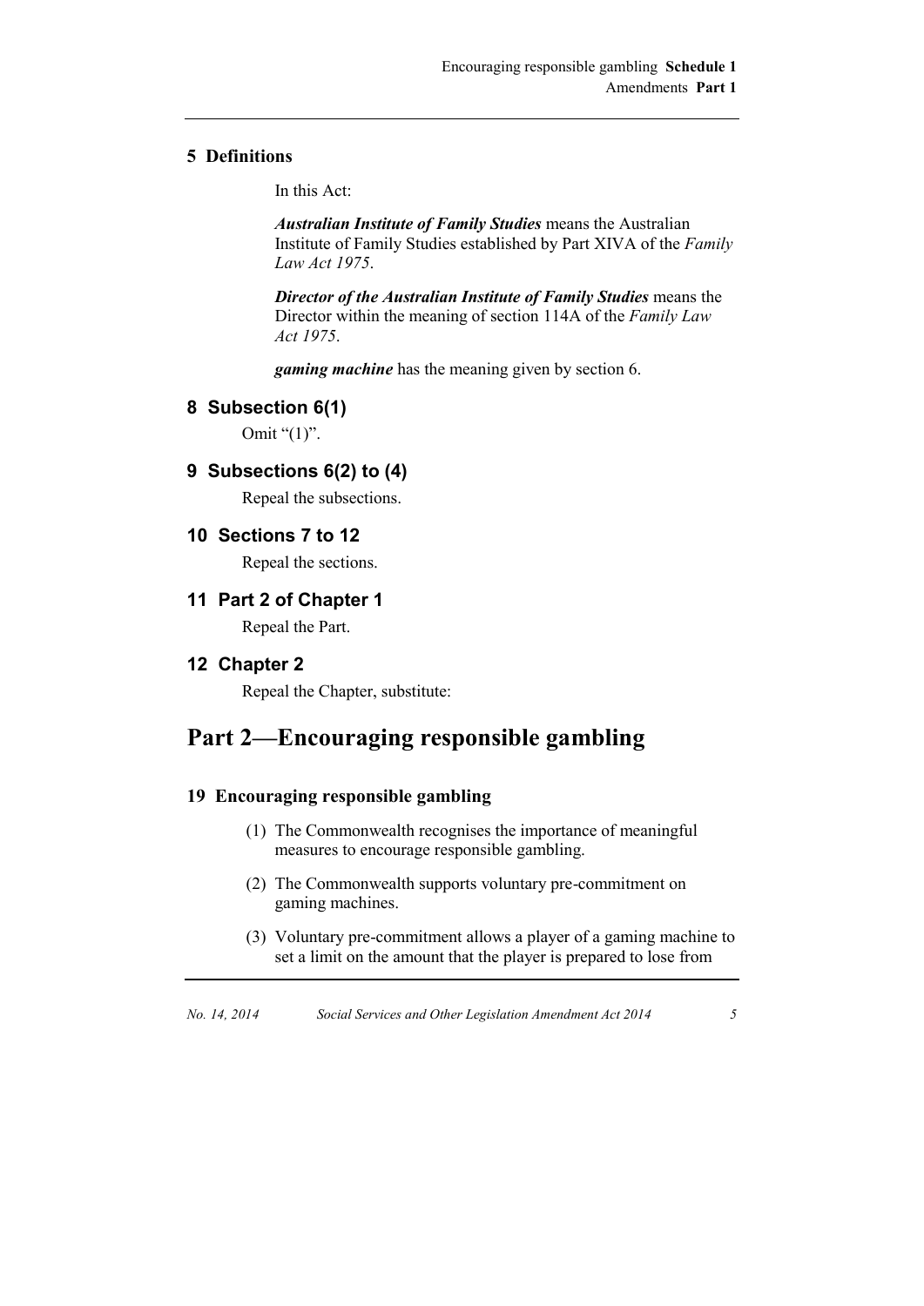### 5 Definitions

In this Act:

***Australian Institute of Family Studies*** means the Australian Institute of Family Studies established by Part XIVA of the *Family Law Act 1975*.

***Director of the Australian Institute of Family Studies*** means the Director within the meaning of section 114A of the *Family Law Act 1975*.

***gaming machine*** has the meaning given by section 6.

### 8 Subsection 6(1)

Omit "(1)".

### 9 Subsections 6(2) to (4)

Repeal the subsections.

### 10 Sections 7 to 12

Repeal the sections.

### 11 Part 2 of Chapter 1

Repeal the Part.

### 12 Chapter 2

Repeal the Chapter, substitute:

## Part 2—Encouraging responsible gambling

### 19 Encouraging responsible gambling

(1) The Commonwealth recognises the importance of meaningful measures to encourage responsible gambling.

(2) The Commonwealth supports voluntary pre-commitment on gaming machines.

(3) Voluntary pre-commitment allows a player of a gaming machine to set a limit on the amount that the player is prepared to lose from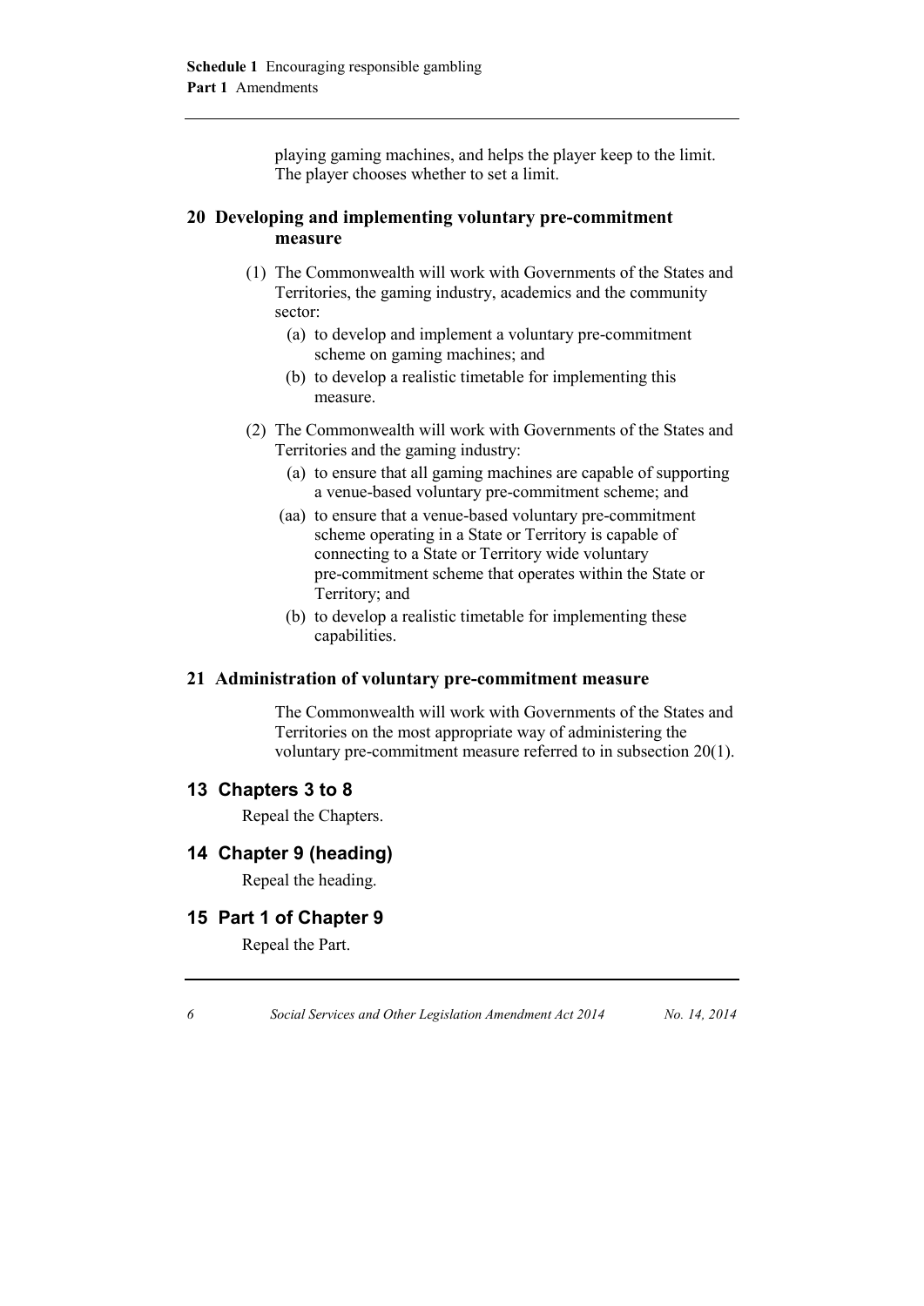playing gaming machines, and helps the player keep to the limit. The player chooses whether to set a limit.

### 20 Developing and implementing voluntary pre-commitment measure

(1) The Commonwealth will work with Governments of the States and Territories, the gaming industry, academics and the community sector:

- (a) to develop and implement a voluntary pre-commitment scheme on gaming machines; and
- (b) to develop a realistic timetable for implementing this measure.

(2) The Commonwealth will work with Governments of the States and Territories and the gaming industry:

- (a) to ensure that all gaming machines are capable of supporting a venue-based voluntary pre-commitment scheme; and
- (aa) to ensure that a venue-based voluntary pre-commitment scheme operating in a State or Territory is capable of connecting to a State or Territory wide voluntary pre-commitment scheme that operates within the State or Territory; and
- (b) to develop a realistic timetable for implementing these capabilities.

### 21 Administration of voluntary pre-commitment measure

The Commonwealth will work with Governments of the States and Territories on the most appropriate way of administering the voluntary pre-commitment measure referred to in subsection 20(1).

## 13 Chapters 3 to 8

Repeal the Chapters.

## 14 Chapter 9 (heading)

Repeal the heading.

## 15 Part 1 of Chapter 9

Repeal the Part.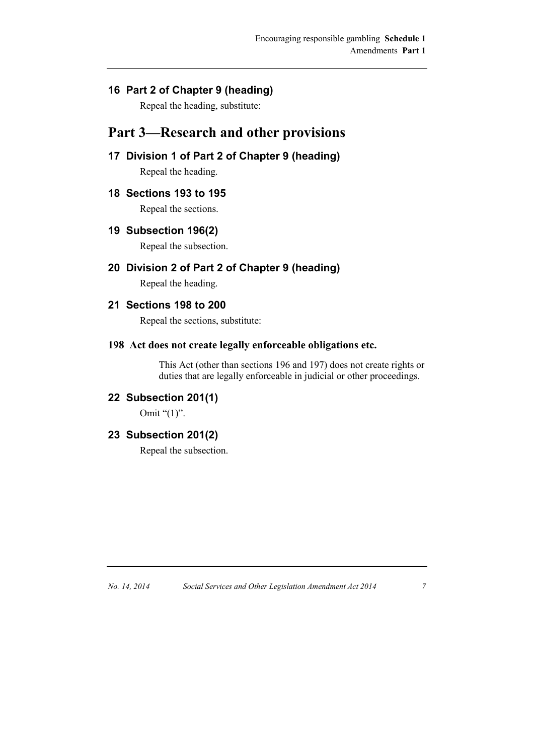### 16 Part 2 of Chapter 9 (heading)

Repeal the heading, substitute:

## Part 3—Research and other provisions

### 17 Division 1 of Part 2 of Chapter 9 (heading)

Repeal the heading.

### 18 Sections 193 to 195

Repeal the sections.

### 19 Subsection 196(2)

Repeal the subsection.

### 20 Division 2 of Part 2 of Chapter 9 (heading)

Repeal the heading.

### 21 Sections 198 to 200

Repeal the sections, substitute:

**198 Act does not create legally enforceable obligations etc.**

This Act (other than sections 196 and 197) does not create rights or duties that are legally enforceable in judicial or other proceedings.

### 22 Subsection 201(1)

Omit "(1)".

### 23 Subsection 201(2)

Repeal the subsection.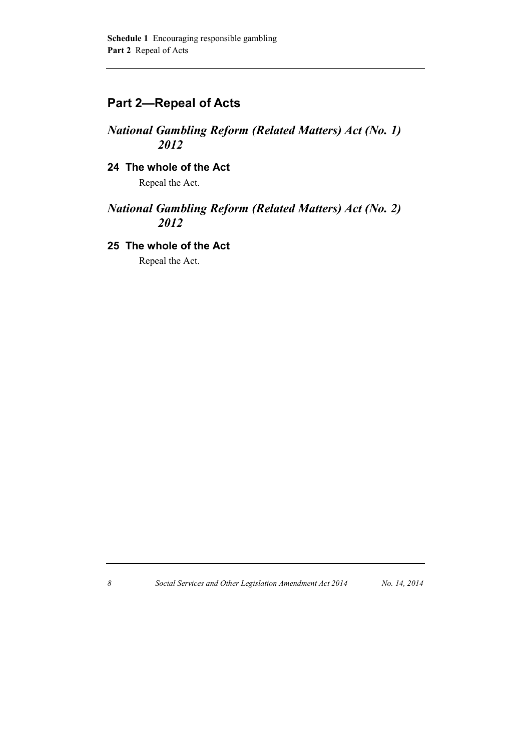## Part 2—Repeal of Acts

### *National Gambling Reform (Related Matters) Act (No. 1) 2012*

#### 24 The whole of the Act

Repeal the Act.

### *National Gambling Reform (Related Matters) Act (No. 2) 2012*

#### 25 The whole of the Act

Repeal the Act.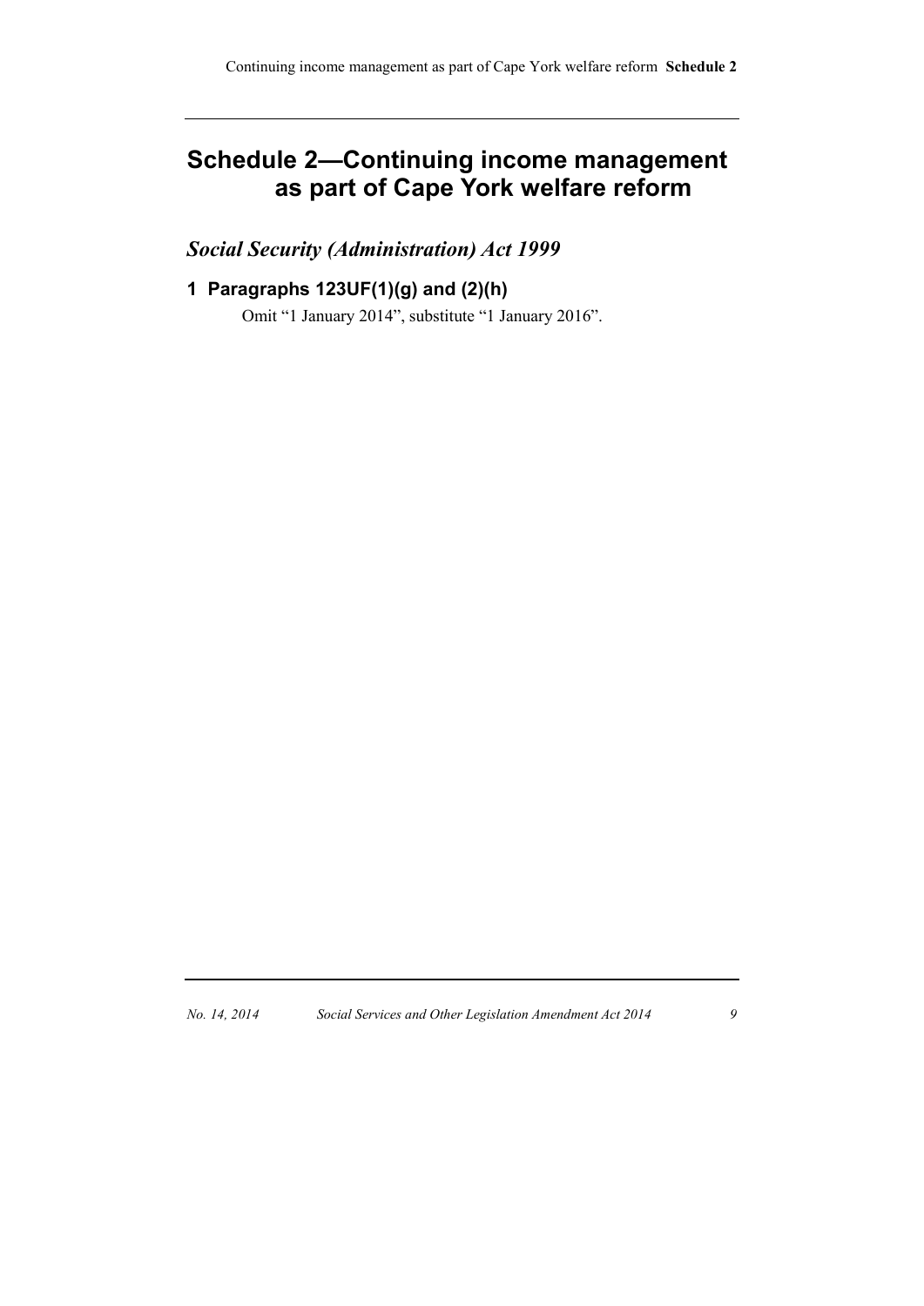# Schedule 2—Continuing income management as part of Cape York welfare reform

## *Social Security (Administration) Act 1999*

### 1 Paragraphs 123UF(1)(g) and (2)(h)

Omit "1 January 2014", substitute "1 January 2016".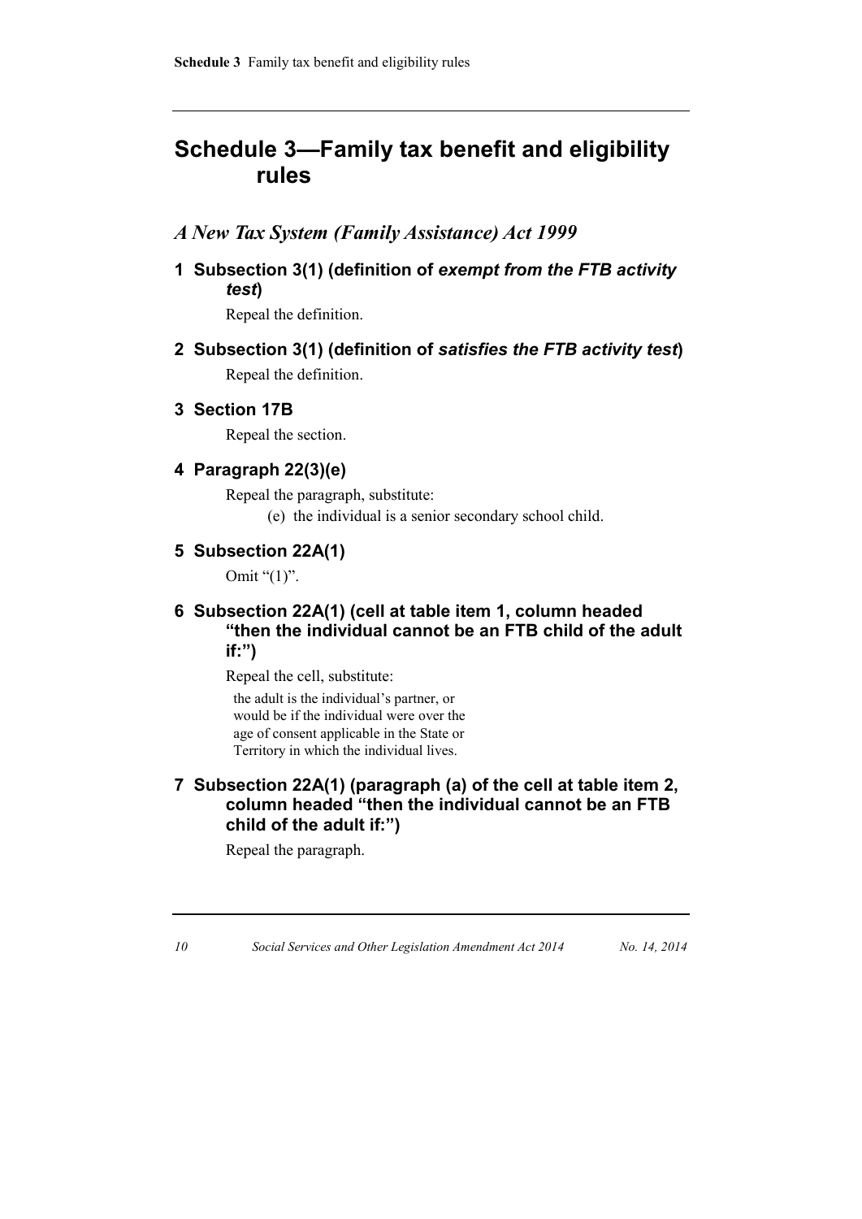# Schedule 3—Family tax benefit and eligibility rules

## *A New Tax System (Family Assistance) Act 1999*

### 1 Subsection 3(1) (definition of *exempt from the FTB activity test*)

Repeal the definition.

### 2 Subsection 3(1) (definition of *satisfies the FTB activity test*)

Repeal the definition.

### 3 Section 17B

Repeal the section.

### 4 Paragraph 22(3)(e)

Repeal the paragraph, substitute:

(e) the individual is a senior secondary school child.

### 5 Subsection 22A(1)

Omit "(1)".

### 6 Subsection 22A(1) (cell at table item 1, column headed "then the individual cannot be an FTB child of the adult if:")

Repeal the cell, substitute:

the adult is the individual's partner, or would be if the individual were over the age of consent applicable in the State or Territory in which the individual lives.

### 7 Subsection 22A(1) (paragraph (a) of the cell at table item 2, column headed "then the individual cannot be an FTB child of the adult if:")

Repeal the paragraph.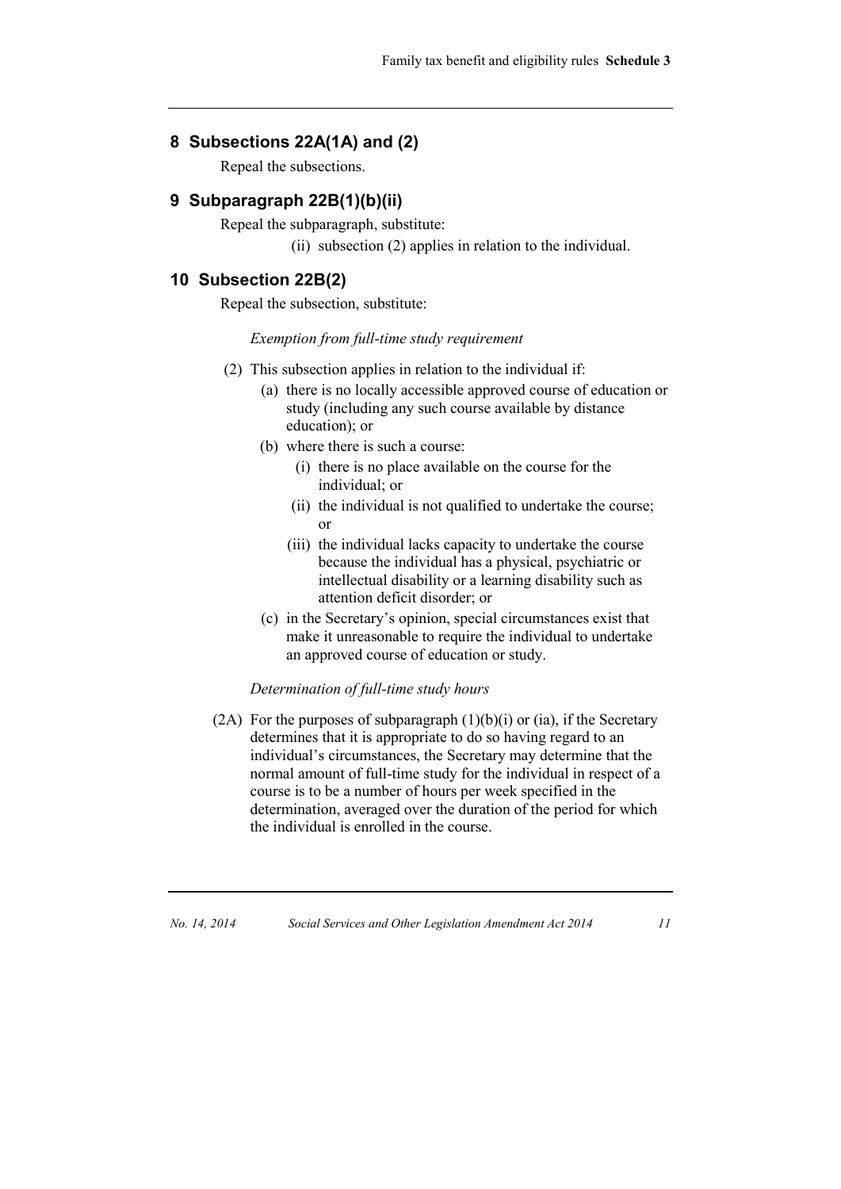## 8 Subsections 22A(1A) and (2)

Repeal the subsections.

## 9 Subparagraph 22B(1)(b)(ii)

Repeal the subparagraph, substitute:

(ii) subsection (2) applies in relation to the individual.

## 10 Subsection 22B(2)

Repeal the subsection, substitute:

*Exemption from full-time study requirement*

(2) This subsection applies in relation to the individual if:

(a) there is no locally accessible approved course of education or study (including any such course available by distance education); or

(b) where there is such a course:

(i) there is no place available on the course for the individual; or

(ii) the individual is not qualified to undertake the course; or

(iii) the individual lacks capacity to undertake the course because the individual has a physical, psychiatric or intellectual disability or a learning disability such as attention deficit disorder; or

(c) in the Secretary's opinion, special circumstances exist that make it unreasonable to require the individual to undertake an approved course of education or study.

*Determination of full-time study hours*

(2A) For the purposes of subparagraph (1)(b)(i) or (ia), if the Secretary determines that it is appropriate to do so having regard to an individual's circumstances, the Secretary may determine that the normal amount of full-time study for the individual in respect of a course is to be a number of hours per week specified in the determination, averaged over the duration of the period for which the individual is enrolled in the course.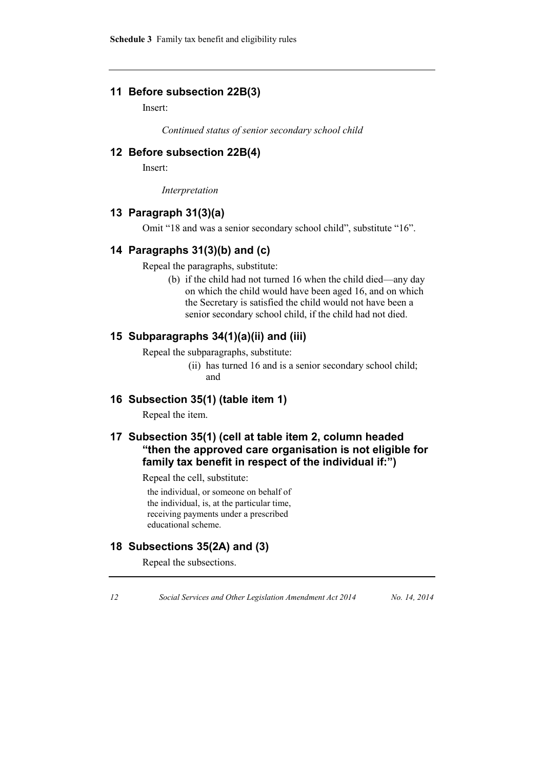## 11 Before subsection 22B(3)

Insert:

*Continued status of senior secondary school child*

## 12 Before subsection 22B(4)

Insert:

*Interpretation*

## 13 Paragraph 31(3)(a)

Omit "18 and was a senior secondary school child", substitute "16".

## 14 Paragraphs 31(3)(b) and (c)

Repeal the paragraphs, substitute:

(b) if the child had not turned 16 when the child died—any day on which the child would have been aged 16, and on which the Secretary is satisfied the child would not have been a senior secondary school child, if the child had not died.

## 15 Subparagraphs 34(1)(a)(ii) and (iii)

Repeal the subparagraphs, substitute:

(ii) has turned 16 and is a senior secondary school child; and

## 16 Subsection 35(1) (table item 1)

Repeal the item.

## 17 Subsection 35(1) (cell at table item 2, column headed "then the approved care organisation is not eligible for family tax benefit in respect of the individual if:")

Repeal the cell, substitute:

the individual, or someone on behalf of the individual, is, at the particular time, receiving payments under a prescribed educational scheme.

## 18 Subsections 35(2A) and (3)

Repeal the subsections.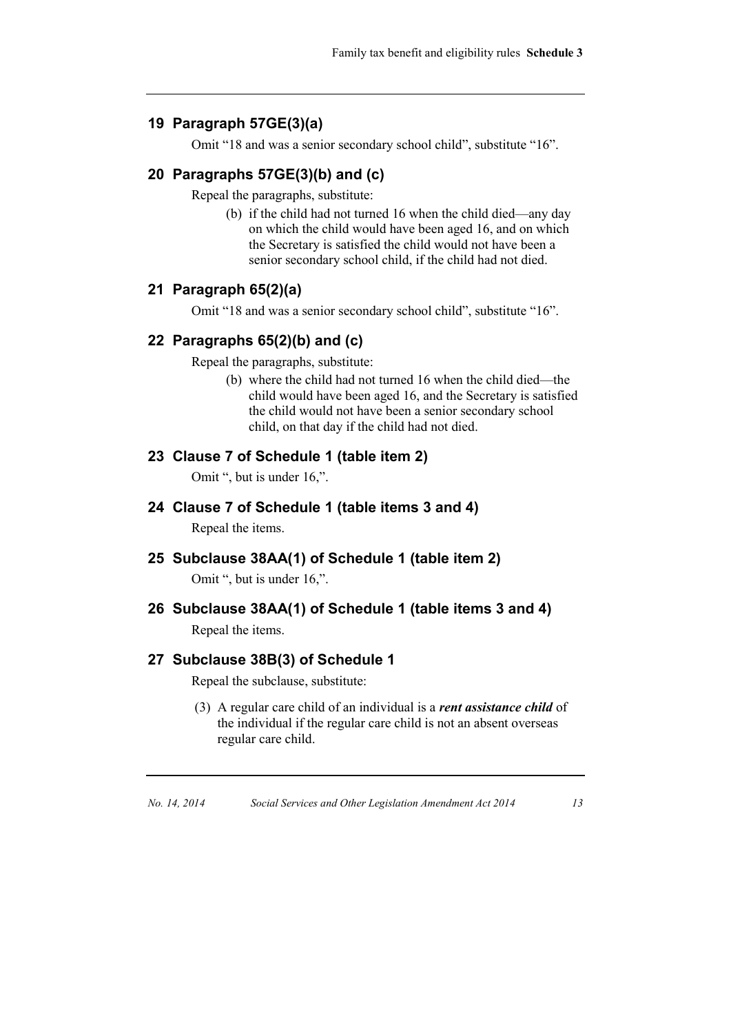## 19 Paragraph 57GE(3)(a)

Omit "18 and was a senior secondary school child", substitute "16".

## 20 Paragraphs 57GE(3)(b) and (c)

Repeal the paragraphs, substitute:

(b) if the child had not turned 16 when the child died—any day on which the child would have been aged 16, and on which the Secretary is satisfied the child would not have been a senior secondary school child, if the child had not died.

## 21 Paragraph 65(2)(a)

Omit "18 and was a senior secondary school child", substitute "16".

## 22 Paragraphs 65(2)(b) and (c)

Repeal the paragraphs, substitute:

(b) where the child had not turned 16 when the child died—the child would have been aged 16, and the Secretary is satisfied the child would not have been a senior secondary school child, on that day if the child had not died.

## 23 Clause 7 of Schedule 1 (table item 2)

Omit ", but is under 16,".

## 24 Clause 7 of Schedule 1 (table items 3 and 4)

Repeal the items.

## 25 Subclause 38AA(1) of Schedule 1 (table item 2)

Omit ", but is under 16,".

## 26 Subclause 38AA(1) of Schedule 1 (table items 3 and 4)

Repeal the items.

## 27 Subclause 38B(3) of Schedule 1

Repeal the subclause, substitute:

(3) A regular care child of an individual is a ***rent assistance child*** of the individual if the regular care child is not an absent overseas regular care child.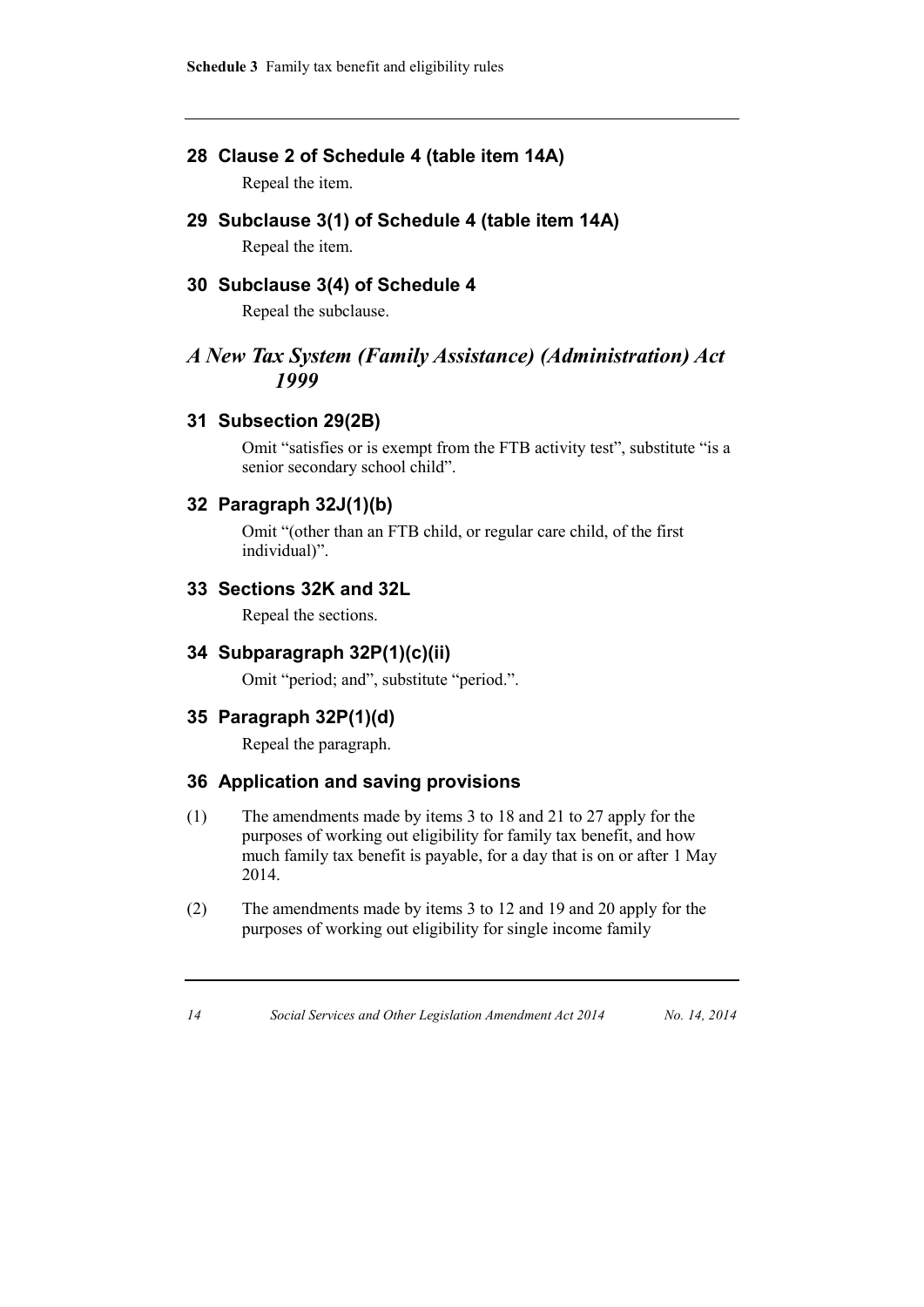## 28 Clause 2 of Schedule 4 (table item 14A)

Repeal the item.

## 29 Subclause 3(1) of Schedule 4 (table item 14A)

Repeal the item.

## 30 Subclause 3(4) of Schedule 4

Repeal the subclause.

# *A New Tax System (Family Assistance) (Administration) Act 1999*

## 31 Subsection 29(2B)

Omit "satisfies or is exempt from the FTB activity test", substitute "is a senior secondary school child".

## 32 Paragraph 32J(1)(b)

Omit "(other than an FTB child, or regular care child, of the first individual)".

## 33 Sections 32K and 32L

Repeal the sections.

## 34 Subparagraph 32P(1)(c)(ii)

Omit "period; and", substitute "period.".

## 35 Paragraph 32P(1)(d)

Repeal the paragraph.

## 36 Application and saving provisions

(1) The amendments made by items 3 to 18 and 21 to 27 apply for the purposes of working out eligibility for family tax benefit, and how much family tax benefit is payable, for a day that is on or after 1 May 2014.

(2) The amendments made by items 3 to 12 and 19 and 20 apply for the purposes of working out eligibility for single income family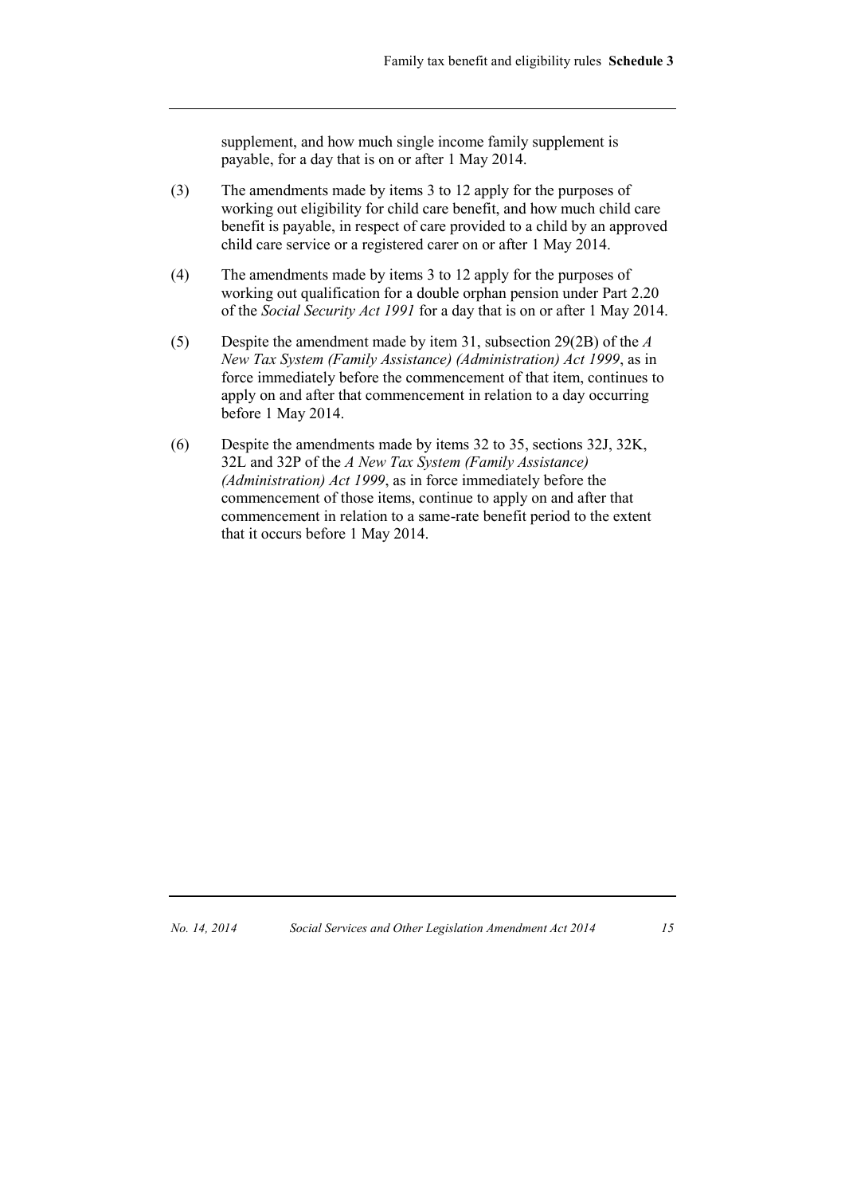supplement, and how much single income family supplement is payable, for a day that is on or after 1 May 2014.

(3) The amendments made by items 3 to 12 apply for the purposes of working out eligibility for child care benefit, and how much child care benefit is payable, in respect of care provided to a child by an approved child care service or a registered carer on or after 1 May 2014.

(4) The amendments made by items 3 to 12 apply for the purposes of working out qualification for a double orphan pension under Part 2.20 of the *Social Security Act 1991* for a day that is on or after 1 May 2014.

(5) Despite the amendment made by item 31, subsection 29(2B) of the *A New Tax System (Family Assistance) (Administration) Act 1999*, as in force immediately before the commencement of that item, continues to apply on and after that commencement in relation to a day occurring before 1 May 2014.

(6) Despite the amendments made by items 32 to 35, sections 32J, 32K, 32L and 32P of the *A New Tax System (Family Assistance) (Administration) Act 1999*, as in force immediately before the commencement of those items, continue to apply on and after that commencement in relation to a same-rate benefit period to the extent that it occurs before 1 May 2014.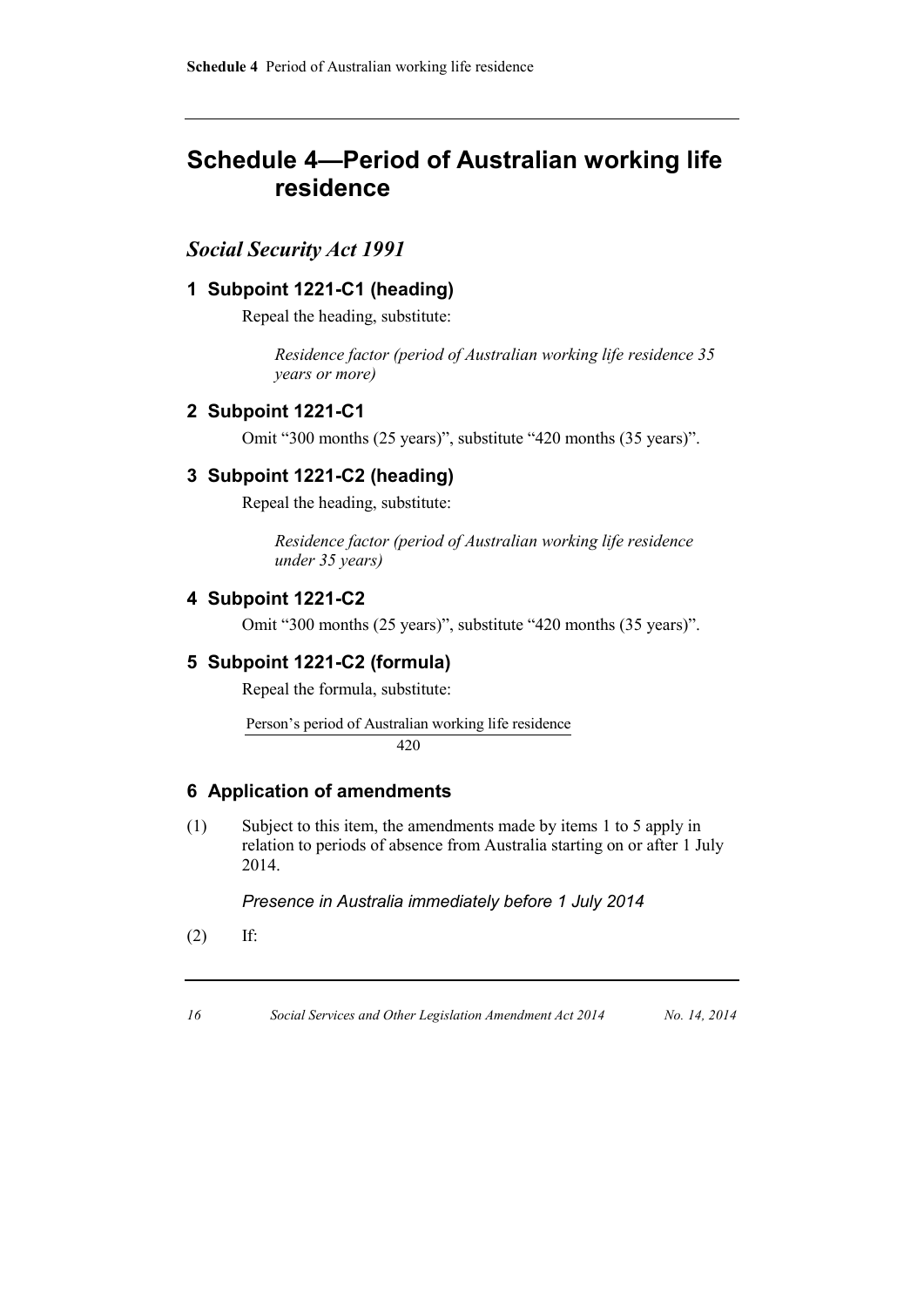# Schedule 4—Period of Australian working life residence

## *Social Security Act 1991*

### 1 Subpoint 1221-C1 (heading)

Repeal the heading, substitute:

*Residence factor (period of Australian working life residence 35 years or more)*

### 2 Subpoint 1221-C1

Omit "300 months (25 years)", substitute "420 months (35 years)".

### 3 Subpoint 1221-C2 (heading)

Repeal the heading, substitute:

*Residence factor (period of Australian working life residence under 35 years)*

### 4 Subpoint 1221-C2

Omit "300 months (25 years)", substitute "420 months (35 years)".

### 5 Subpoint 1221-C2 (formula)

Repeal the formula, substitute:

$$\frac{\text{Person's period of Australian working life residence}}{420}$$

### 6 Application of amendments

(1) Subject to this item, the amendments made by items 1 to 5 apply in relation to periods of absence from Australia starting on or after 1 July 2014.

*Presence in Australia immediately before 1 July 2014*

(2) If: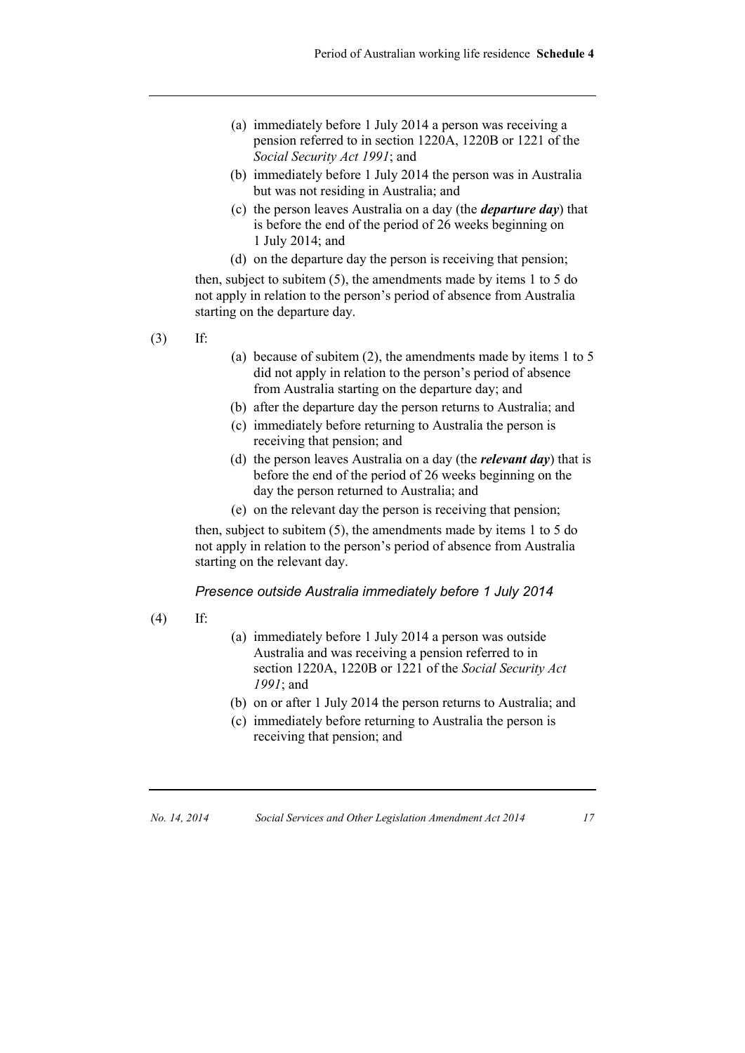(a) immediately before 1 July 2014 a person was receiving a pension referred to in section 1220A, 1220B or 1221 of the *Social Security Act 1991*; and

(b) immediately before 1 July 2014 the person was in Australia but was not residing in Australia; and

(c) the person leaves Australia on a day (the ***departure day***) that is before the end of the period of 26 weeks beginning on 1 July 2014; and

(d) on the departure day the person is receiving that pension;

then, subject to subitem (5), the amendments made by items 1 to 5 do not apply in relation to the person's period of absence from Australia starting on the departure day.

(3) If:

(a) because of subitem (2), the amendments made by items 1 to 5 did not apply in relation to the person's period of absence from Australia starting on the departure day; and

(b) after the departure day the person returns to Australia; and

(c) immediately before returning to Australia the person is receiving that pension; and

(d) the person leaves Australia on a day (the ***relevant day***) that is before the end of the period of 26 weeks beginning on the day the person returned to Australia; and

(e) on the relevant day the person is receiving that pension;

then, subject to subitem (5), the amendments made by items 1 to 5 do not apply in relation to the person's period of absence from Australia starting on the relevant day.

*Presence outside Australia immediately before 1 July 2014*

(4) If:

(a) immediately before 1 July 2014 a person was outside Australia and was receiving a pension referred to in section 1220A, 1220B or 1221 of the *Social Security Act 1991*; and

(b) on or after 1 July 2014 the person returns to Australia; and

(c) immediately before returning to Australia the person is receiving that pension; and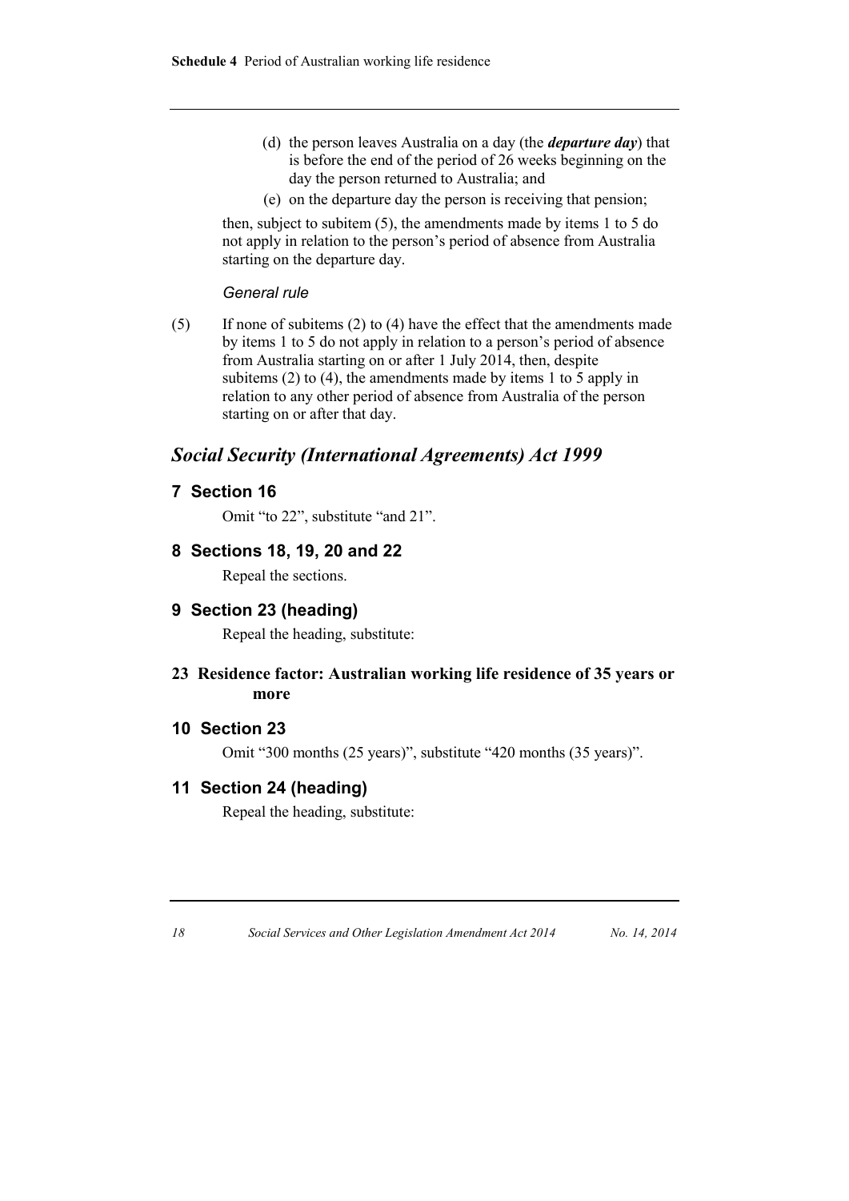(d) the person leaves Australia on a day (the ***departure day***) that is before the end of the period of 26 weeks beginning on the day the person returned to Australia; and

(e) on the departure day the person is receiving that pension;

then, subject to subitem (5), the amendments made by items 1 to 5 do not apply in relation to the person's period of absence from Australia starting on the departure day.

*General rule*

(5) If none of subitems (2) to (4) have the effect that the amendments made by items 1 to 5 do not apply in relation to a person's period of absence from Australia starting on or after 1 July 2014, then, despite subitems (2) to (4), the amendments made by items 1 to 5 apply in relation to any other period of absence from Australia of the person starting on or after that day.

## *Social Security (International Agreements) Act 1999*

### 7 Section 16

Omit "to 22", substitute "and 21".

### 8 Sections 18, 19, 20 and 22

Repeal the sections.

### 9 Section 23 (heading)

Repeal the heading, substitute:

#### 23 Residence factor: Australian working life residence of 35 years or more

### 10 Section 23

Omit "300 months (25 years)", substitute "420 months (35 years)".

### 11 Section 24 (heading)

Repeal the heading, substitute: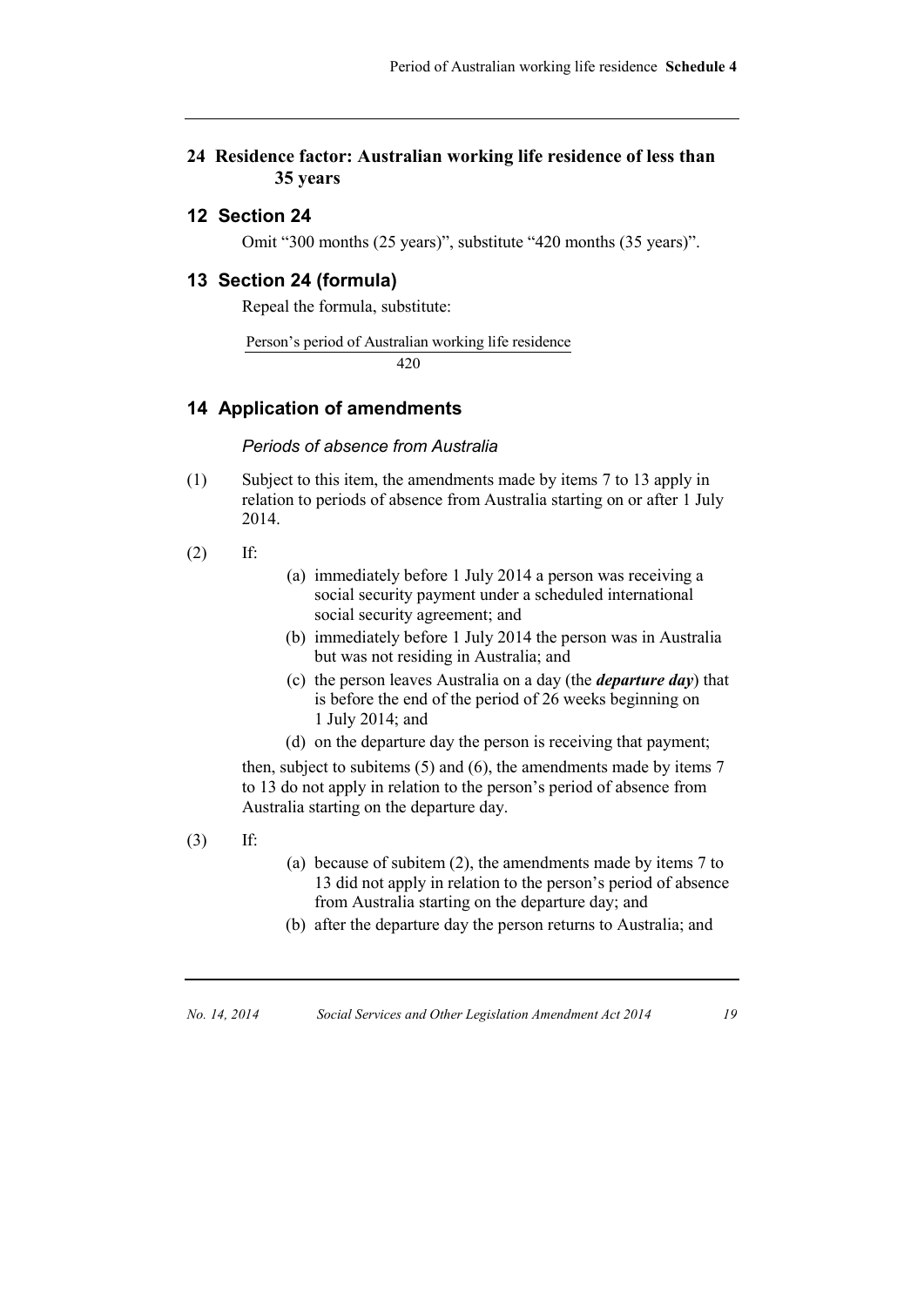## 24 Residence factor: Australian working life residence of less than 35 years

## 12 Section 24

Omit "300 months (25 years)", substitute "420 months (35 years)".

## 13 Section 24 (formula)

Repeal the formula, substitute:

$$\frac{\text{Person's period of Australian working life residence}}{420}$$

## 14 Application of amendments

*Periods of absence from Australia*

(1) Subject to this item, the amendments made by items 7 to 13 apply in relation to periods of absence from Australia starting on or after 1 July 2014.

(2) If:

- (a) immediately before 1 July 2014 a person was receiving a social security payment under a scheduled international social security agreement; and
- (b) immediately before 1 July 2014 the person was in Australia but was not residing in Australia; and
- (c) the person leaves Australia on a day (the ***departure day***) that is before the end of the period of 26 weeks beginning on 1 July 2014; and
- (d) on the departure day the person is receiving that payment;

then, subject to subitems (5) and (6), the amendments made by items 7 to 13 do not apply in relation to the person's period of absence from Australia starting on the departure day.

(3) If:

- (a) because of subitem (2), the amendments made by items 7 to 13 did not apply in relation to the person's period of absence from Australia starting on the departure day; and
- (b) after the departure day the person returns to Australia; and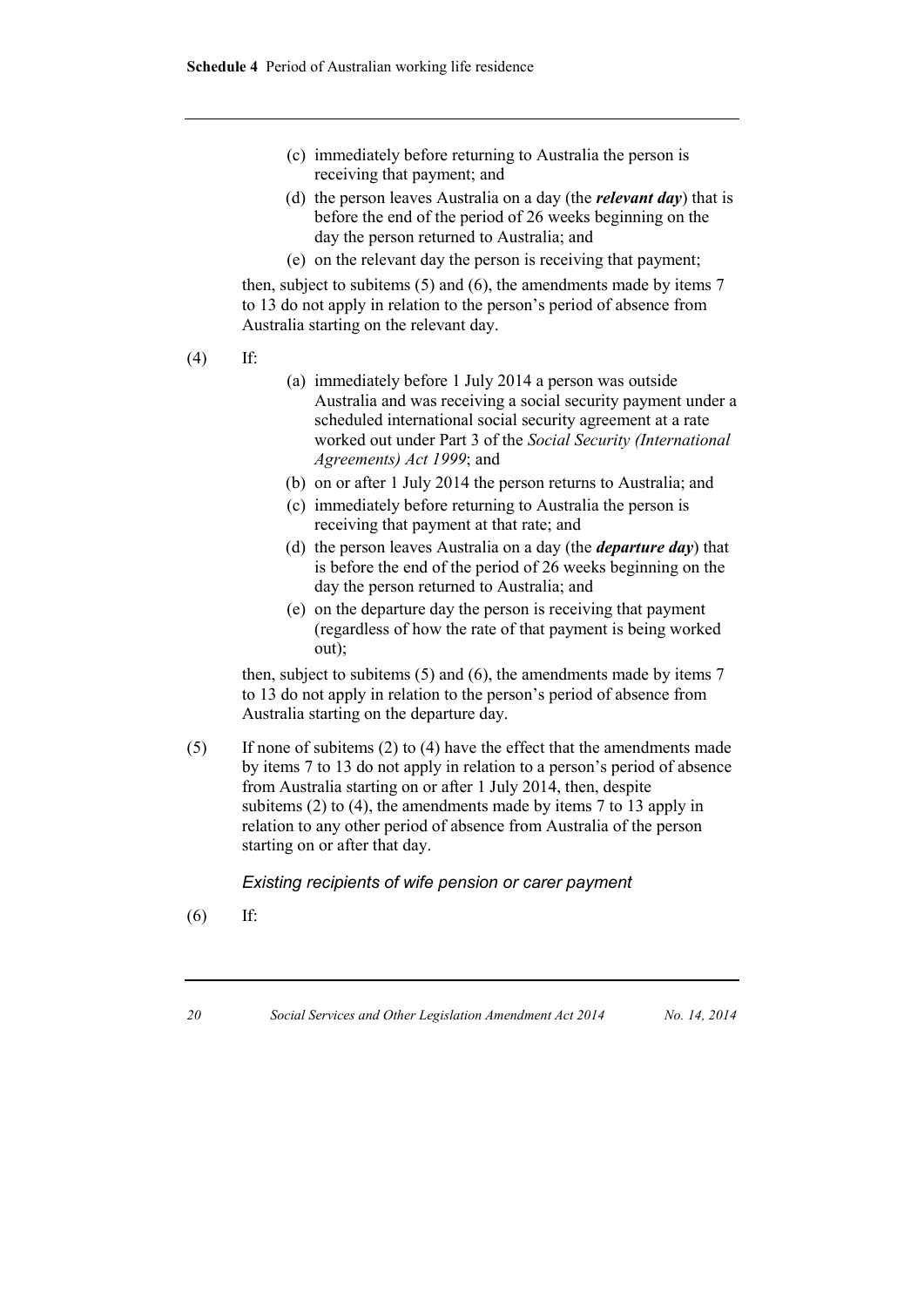(c) immediately before returning to Australia the person is receiving that payment; and

(d) the person leaves Australia on a day (the ***relevant day***) that is before the end of the period of 26 weeks beginning on the day the person returned to Australia; and

(e) on the relevant day the person is receiving that payment;

then, subject to subitems (5) and (6), the amendments made by items 7 to 13 do not apply in relation to the person's period of absence from Australia starting on the relevant day.

(4) If:

(a) immediately before 1 July 2014 a person was outside Australia and was receiving a social security payment under a scheduled international social security agreement at a rate worked out under Part 3 of the *Social Security (International Agreements) Act 1999*; and

(b) on or after 1 July 2014 the person returns to Australia; and

(c) immediately before returning to Australia the person is receiving that payment at that rate; and

(d) the person leaves Australia on a day (the ***departure day***) that is before the end of the period of 26 weeks beginning on the day the person returned to Australia; and

(e) on the departure day the person is receiving that payment (regardless of how the rate of that payment is being worked out);

then, subject to subitems (5) and (6), the amendments made by items 7 to 13 do not apply in relation to the person's period of absence from Australia starting on the departure day.

(5) If none of subitems (2) to (4) have the effect that the amendments made by items 7 to 13 do not apply in relation to a person's period of absence from Australia starting on or after 1 July 2014, then, despite subitems (2) to (4), the amendments made by items 7 to 13 apply in relation to any other period of absence from Australia of the person starting on or after that day.

*Existing recipients of wife pension or carer payment*

(6) If: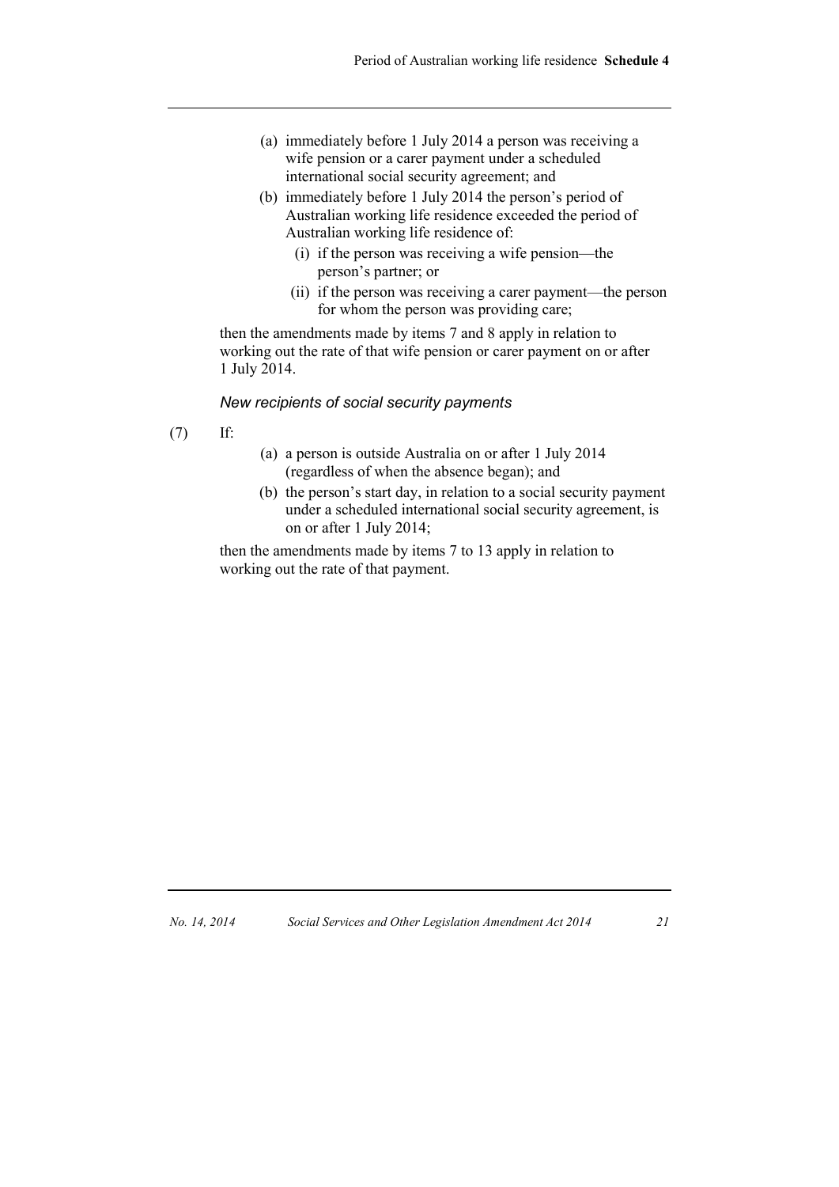(a) immediately before 1 July 2014 a person was receiving a wife pension or a carer payment under a scheduled international social security agreement; and

(b) immediately before 1 July 2014 the person's period of Australian working life residence exceeded the period of Australian working life residence of:

   (i) if the person was receiving a wife pension—the person's partner; or

   (ii) if the person was receiving a carer payment—the person for whom the person was providing care;

then the amendments made by items 7 and 8 apply in relation to working out the rate of that wife pension or carer payment on or after 1 July 2014.

*New recipients of social security payments*

(7) If:

(a) a person is outside Australia on or after 1 July 2014 (regardless of when the absence began); and

(b) the person's start day, in relation to a social security payment under a scheduled international social security agreement, is on or after 1 July 2014;

then the amendments made by items 7 to 13 apply in relation to working out the rate of that payment.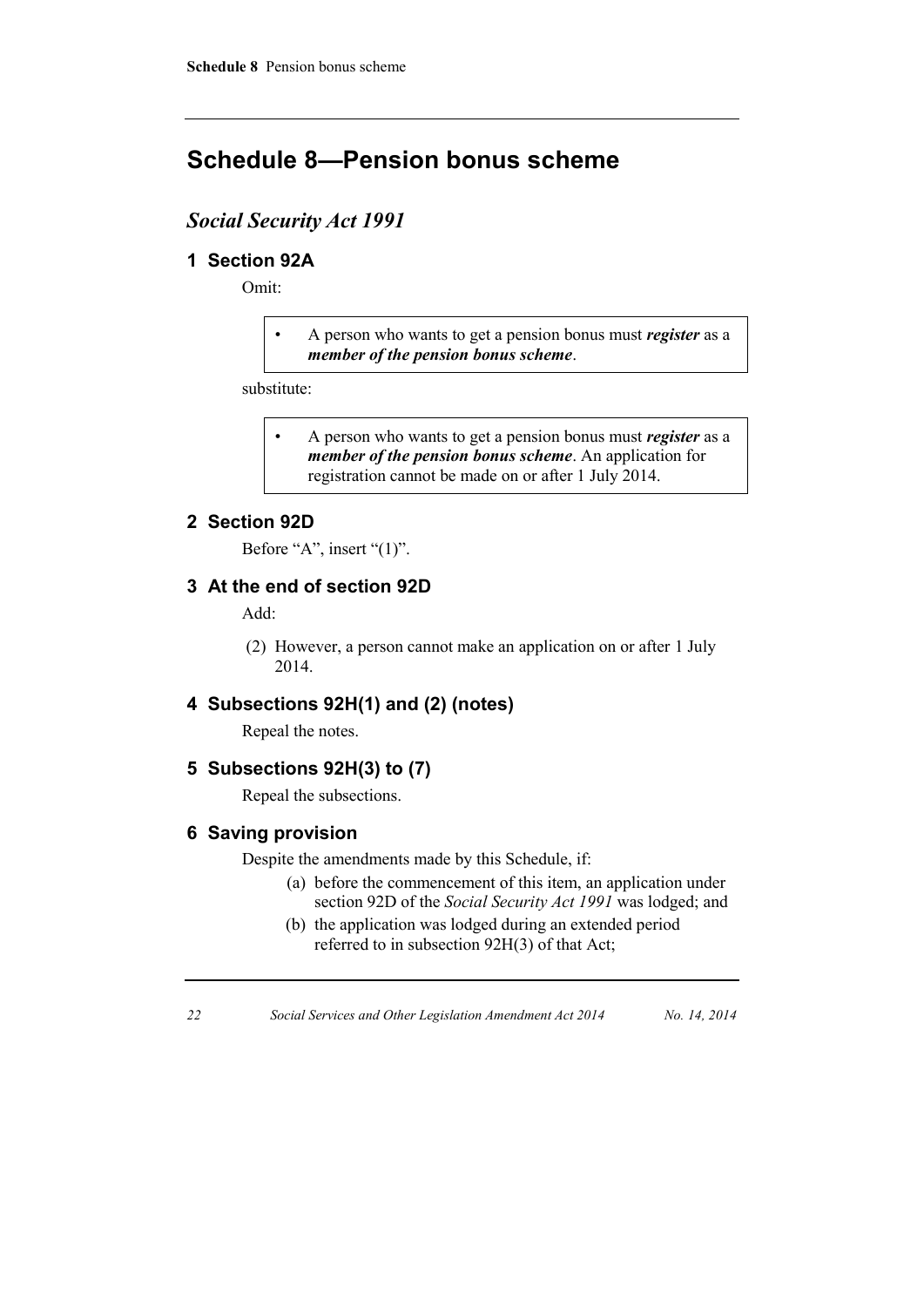# Schedule 8—Pension bonus scheme

## *Social Security Act 1991*

### 1 Section 92A

Omit:

> • A person who wants to get a pension bonus must ***register*** as a ***member of the pension bonus scheme***.

substitute:

> • A person who wants to get a pension bonus must ***register*** as a ***member of the pension bonus scheme***. An application for registration cannot be made on or after 1 July 2014.

### 2 Section 92D

Before "A", insert "(1)".

### 3 At the end of section 92D

Add:

(2) However, a person cannot make an application on or after 1 July 2014.

### 4 Subsections 92H(1) and (2) (notes)

Repeal the notes.

### 5 Subsections 92H(3) to (7)

Repeal the subsections.

### 6 Saving provision

Despite the amendments made by this Schedule, if:

(a) before the commencement of this item, an application under section 92D of the *Social Security Act 1991* was lodged; and

(b) the application was lodged during an extended period referred to in subsection 92H(3) of that Act;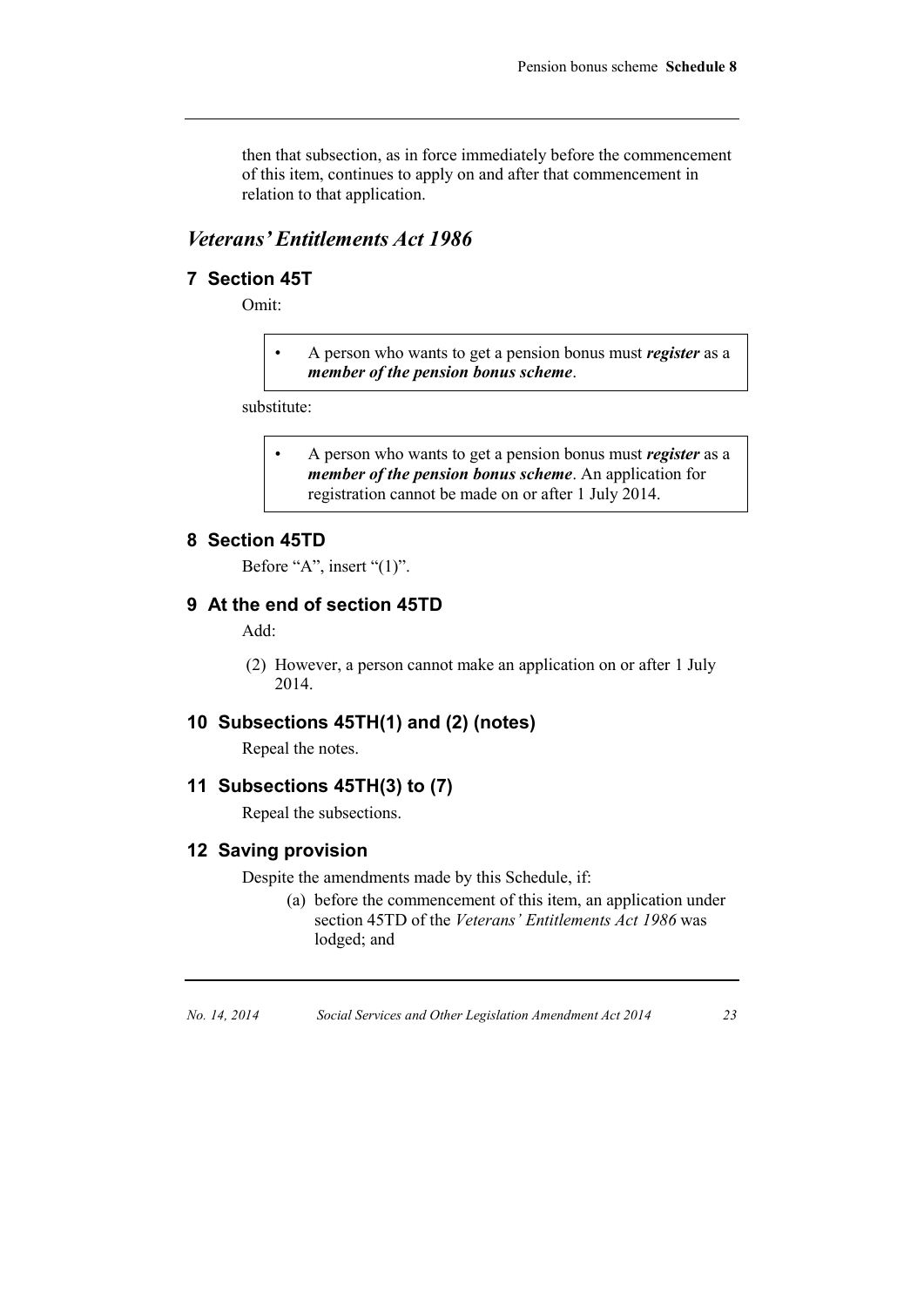then that subsection, as in force immediately before the commencement of this item, continues to apply on and after that commencement in relation to that application.

## *Veterans' Entitlements Act 1986*

### 7 Section 45T

Omit:

> • A person who wants to get a pension bonus must ***register*** as a ***member of the pension bonus scheme***.

substitute:

> • A person who wants to get a pension bonus must ***register*** as a ***member of the pension bonus scheme***. An application for registration cannot be made on or after 1 July 2014.

### 8 Section 45TD

Before "A", insert "(1)".

### 9 At the end of section 45TD

Add:

(2) However, a person cannot make an application on or after 1 July 2014.

### 10 Subsections 45TH(1) and (2) (notes)

Repeal the notes.

### 11 Subsections 45TH(3) to (7)

Repeal the subsections.

### 12 Saving provision

Despite the amendments made by this Schedule, if:

(a) before the commencement of this item, an application under section 45TD of the *Veterans' Entitlements Act 1986* was lodged; and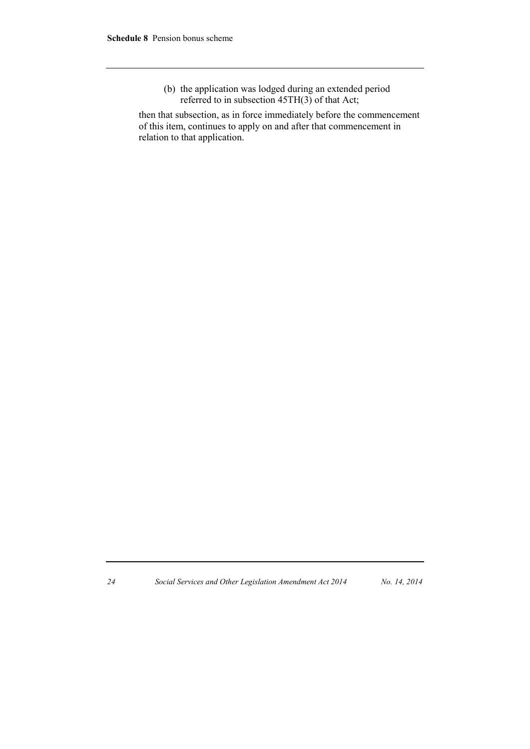(b) the application was lodged during an extended period referred to in subsection 45TH(3) of that Act;

then that subsection, as in force immediately before the commencement of this item, continues to apply on and after that commencement in relation to that application.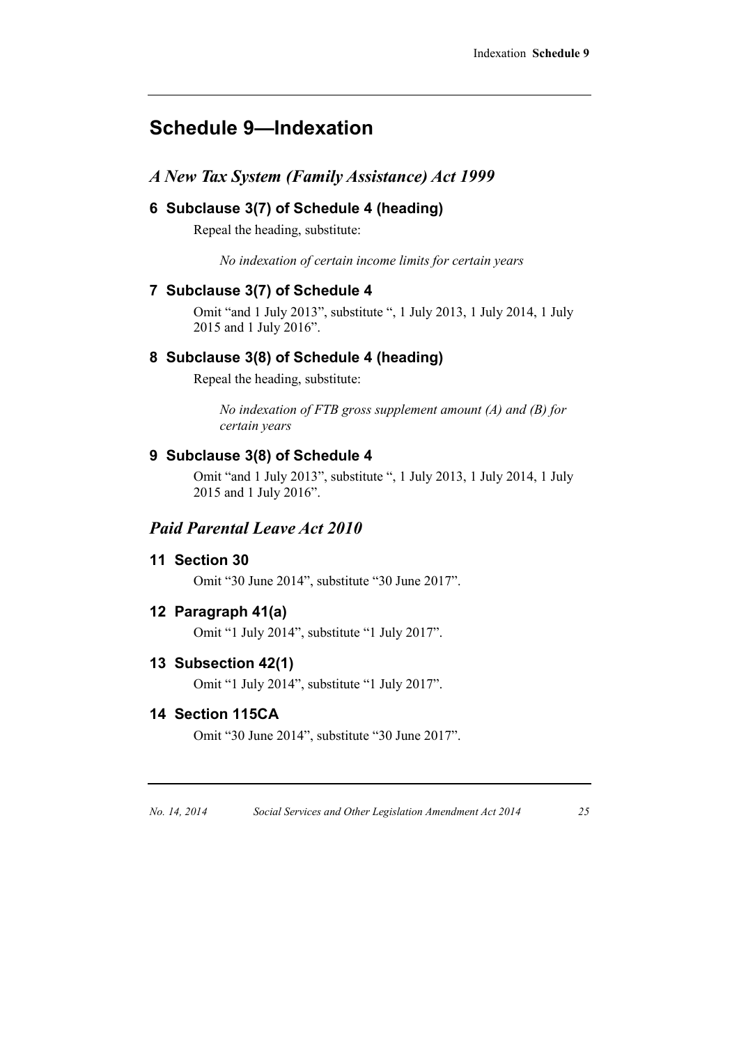# Schedule 9—Indexation

## *A New Tax System (Family Assistance) Act 1999*

### 6 Subclause 3(7) of Schedule 4 (heading)

Repeal the heading, substitute:

*No indexation of certain income limits for certain years*

### 7 Subclause 3(7) of Schedule 4

Omit "and 1 July 2013", substitute ", 1 July 2013, 1 July 2014, 1 July 2015 and 1 July 2016".

### 8 Subclause 3(8) of Schedule 4 (heading)

Repeal the heading, substitute:

*No indexation of FTB gross supplement amount (A) and (B) for certain years*

### 9 Subclause 3(8) of Schedule 4

Omit "and 1 July 2013", substitute ", 1 July 2013, 1 July 2014, 1 July 2015 and 1 July 2016".

## *Paid Parental Leave Act 2010*

### 11 Section 30

Omit "30 June 2014", substitute "30 June 2017".

### 12 Paragraph 41(a)

Omit "1 July 2014", substitute "1 July 2017".

### 13 Subsection 42(1)

Omit "1 July 2014", substitute "1 July 2017".

### 14 Section 115CA

Omit "30 June 2014", substitute "30 June 2017".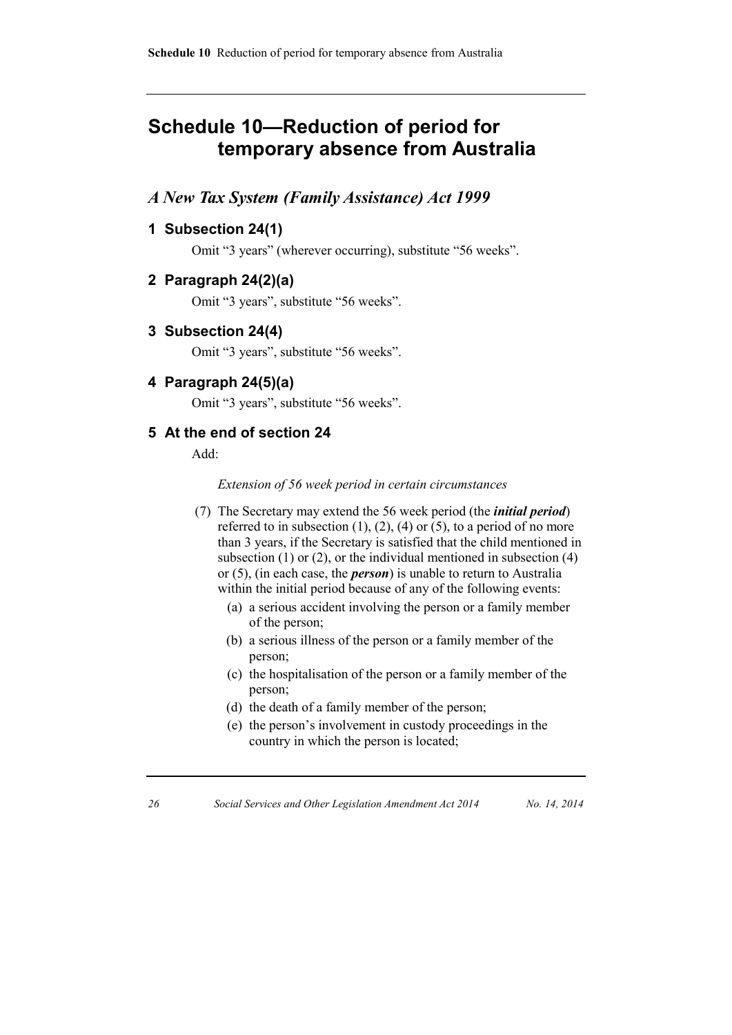# Schedule 10—Reduction of period for temporary absence from Australia

## *A New Tax System (Family Assistance) Act 1999*

### 1 Subsection 24(1)

Omit "3 years" (wherever occurring), substitute "56 weeks".

### 2 Paragraph 24(2)(a)

Omit "3 years", substitute "56 weeks".

### 3 Subsection 24(4)

Omit "3 years", substitute "56 weeks".

### 4 Paragraph 24(5)(a)

Omit "3 years", substitute "56 weeks".

### 5 At the end of section 24

Add:

*Extension of 56 week period in certain circumstances*

(7) The Secretary may extend the 56 week period (the ***initial period***) referred to in subsection (1), (2), (4) or (5), to a period of no more than 3 years, if the Secretary is satisfied that the child mentioned in subsection (1) or (2), or the individual mentioned in subsection (4) or (5), (in each case, the ***person***) is unable to return to Australia within the initial period because of any of the following events:

- (a) a serious accident involving the person or a family member of the person;
- (b) a serious illness of the person or a family member of the person;
- (c) the hospitalisation of the person or a family member of the person;
- (d) the death of a family member of the person;
- (e) the person's involvement in custody proceedings in the country in which the person is located;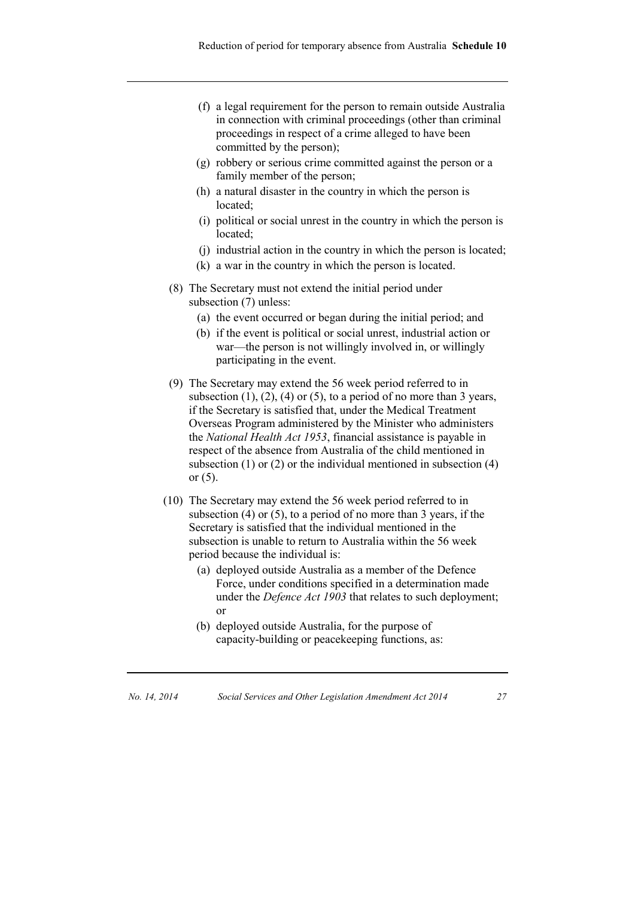(f) a legal requirement for the person to remain outside Australia in connection with criminal proceedings (other than criminal proceedings in respect of a crime alleged to have been committed by the person);

(g) robbery or serious crime committed against the person or a family member of the person;

(h) a natural disaster in the country in which the person is located;

(i) political or social unrest in the country in which the person is located;

(j) industrial action in the country in which the person is located;

(k) a war in the country in which the person is located.

(8) The Secretary must not extend the initial period under subsection (7) unless:

(a) the event occurred or began during the initial period; and

(b) if the event is political or social unrest, industrial action or war—the person is not willingly involved in, or willingly participating in the event.

(9) The Secretary may extend the 56 week period referred to in subsection (1), (2), (4) or (5), to a period of no more than 3 years, if the Secretary is satisfied that, under the Medical Treatment Overseas Program administered by the Minister who administers the *National Health Act 1953*, financial assistance is payable in respect of the absence from Australia of the child mentioned in subsection (1) or (2) or the individual mentioned in subsection (4) or (5).

(10) The Secretary may extend the 56 week period referred to in subsection (4) or (5), to a period of no more than 3 years, if the Secretary is satisfied that the individual mentioned in the subsection is unable to return to Australia within the 56 week period because the individual is:

(a) deployed outside Australia as a member of the Defence Force, under conditions specified in a determination made under the *Defence Act 1903* that relates to such deployment; or

(b) deployed outside Australia, for the purpose of capacity-building or peacekeeping functions, as: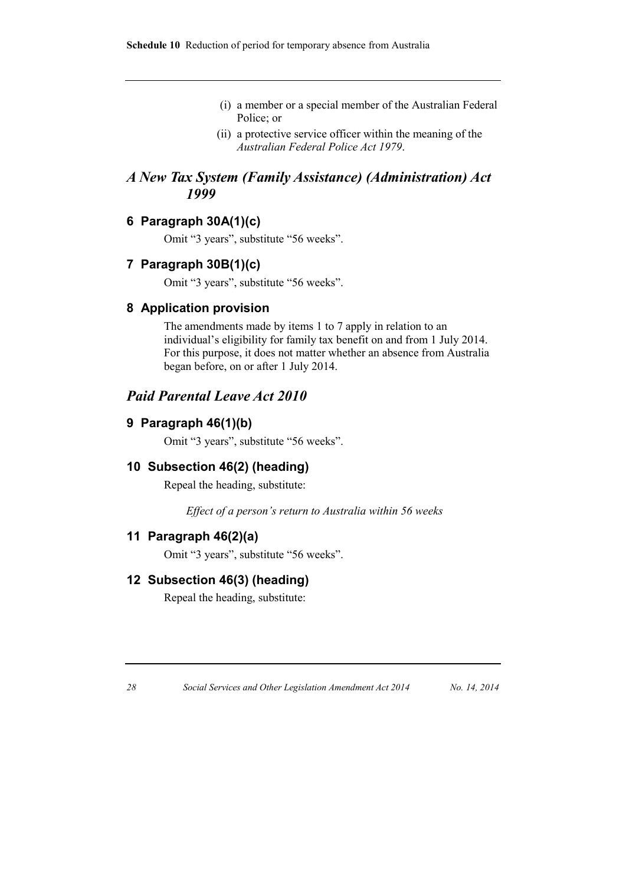(i) a member or a special member of the Australian Federal Police; or

(ii) a protective service officer within the meaning of the *Australian Federal Police Act 1979*.

## *A New Tax System (Family Assistance) (Administration) Act 1999*

### 6 Paragraph 30A(1)(c)

Omit "3 years", substitute "56 weeks".

### 7 Paragraph 30B(1)(c)

Omit "3 years", substitute "56 weeks".

### 8 Application provision

The amendments made by items 1 to 7 apply in relation to an individual's eligibility for family tax benefit on and from 1 July 2014. For this purpose, it does not matter whether an absence from Australia began before, on or after 1 July 2014.

## *Paid Parental Leave Act 2010*

### 9 Paragraph 46(1)(b)

Omit "3 years", substitute "56 weeks".

### 10 Subsection 46(2) (heading)

Repeal the heading, substitute:

*Effect of a person's return to Australia within 56 weeks*

### 11 Paragraph 46(2)(a)

Omit "3 years", substitute "56 weeks".

### 12 Subsection 46(3) (heading)

Repeal the heading, substitute: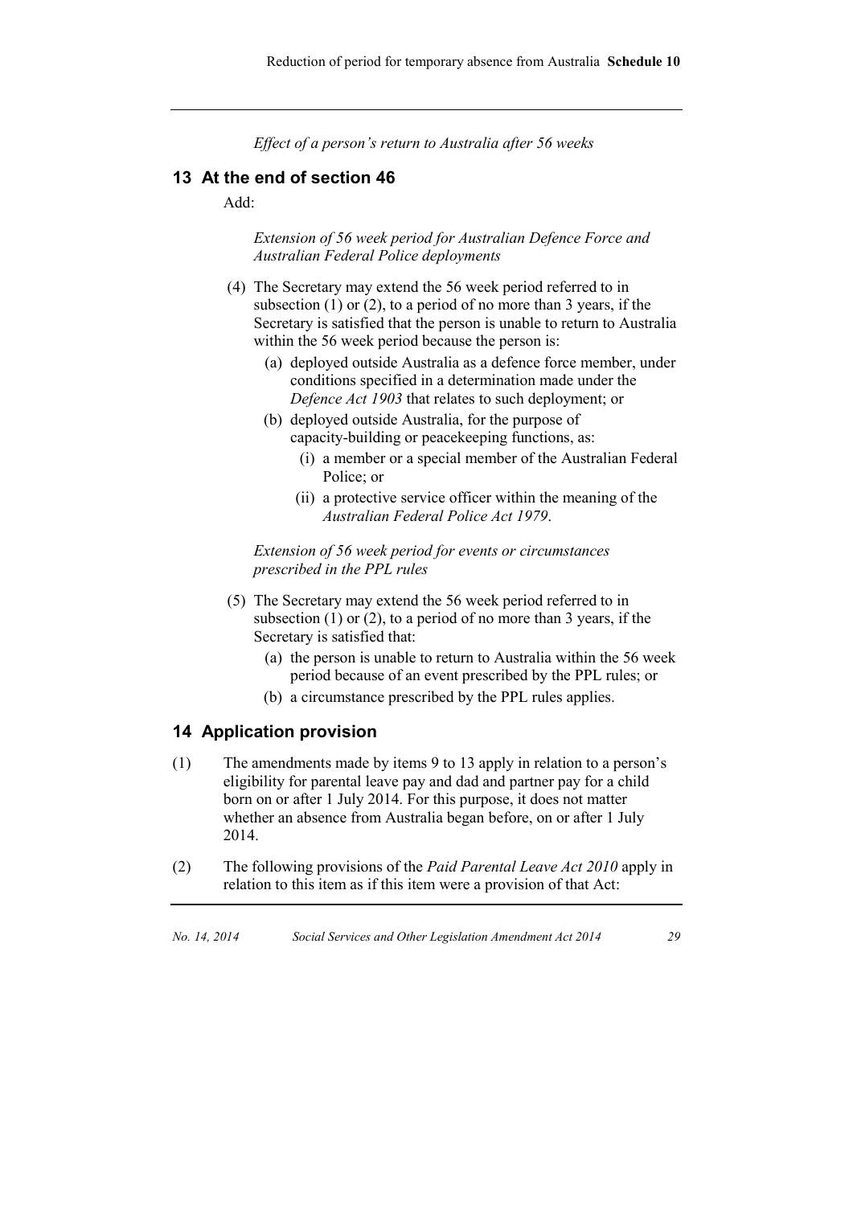*Effect of a person's return to Australia after 56 weeks*

## 13 At the end of section 46

Add:

*Extension of 56 week period for Australian Defence Force and Australian Federal Police deployments*

(4) The Secretary may extend the 56 week period referred to in subsection (1) or (2), to a period of no more than 3 years, if the Secretary is satisfied that the person is unable to return to Australia within the 56 week period because the person is:

- (a) deployed outside Australia as a defence force member, under conditions specified in a determination made under the *Defence Act 1903* that relates to such deployment; or
- (b) deployed outside Australia, for the purpose of capacity-building or peacekeeping functions, as:
  - (i) a member or a special member of the Australian Federal Police; or
  - (ii) a protective service officer within the meaning of the *Australian Federal Police Act 1979*.

*Extension of 56 week period for events or circumstances prescribed in the PPL rules*

(5) The Secretary may extend the 56 week period referred to in subsection (1) or (2), to a period of no more than 3 years, if the Secretary is satisfied that:

- (a) the person is unable to return to Australia within the 56 week period because of an event prescribed by the PPL rules; or
- (b) a circumstance prescribed by the PPL rules applies.

## 14 Application provision

(1) The amendments made by items 9 to 13 apply in relation to a person's eligibility for parental leave pay and dad and partner pay for a child born on or after 1 July 2014. For this purpose, it does not matter whether an absence from Australia began before, on or after 1 July 2014.

(2) The following provisions of the *Paid Parental Leave Act 2010* apply in relation to this item as if this item were a provision of that Act: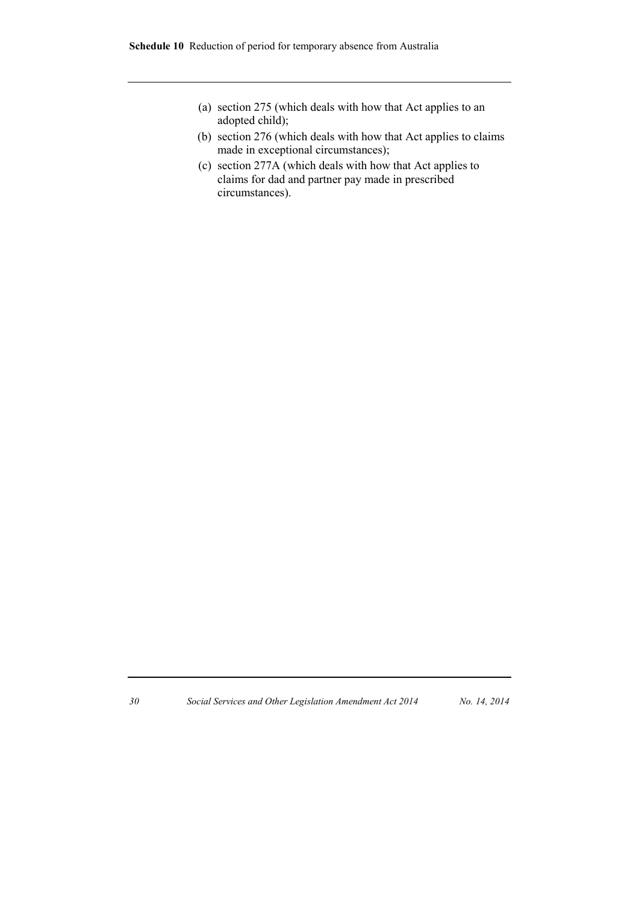- (a) section 275 (which deals with how that Act applies to an adopted child);
- (b) section 276 (which deals with how that Act applies to claims made in exceptional circumstances);
- (c) section 277A (which deals with how that Act applies to claims for dad and partner pay made in prescribed circumstances).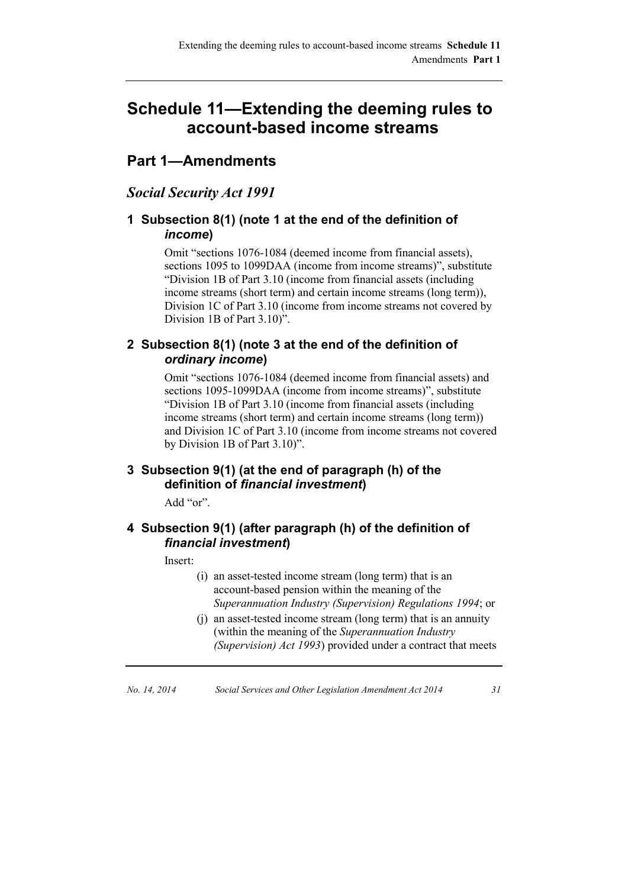# Schedule 11—Extending the deeming rules to account-based income streams

## Part 1—Amendments

### *Social Security Act 1991*

#### 1 Subsection 8(1) (note 1 at the end of the definition of *income*)

Omit "sections 1076-1084 (deemed income from financial assets), sections 1095 to 1099DAA (income from income streams)", substitute "Division 1B of Part 3.10 (income from financial assets (including income streams (short term) and certain income streams (long term)), Division 1C of Part 3.10 (income from income streams not covered by Division 1B of Part 3.10)".

#### 2 Subsection 8(1) (note 3 at the end of the definition of *ordinary income*)

Omit "sections 1076-1084 (deemed income from financial assets) and sections 1095-1099DAA (income from income streams)", substitute "Division 1B of Part 3.10 (income from financial assets (including income streams (short term) and certain income streams (long term)) and Division 1C of Part 3.10 (income from income streams not covered by Division 1B of Part 3.10)".

#### 3 Subsection 9(1) (at the end of paragraph (h) of the definition of *financial investment*)

Add "or".

#### 4 Subsection 9(1) (after paragraph (h) of the definition of *financial investment*)

Insert:

(i) an asset-tested income stream (long term) that is an account-based pension within the meaning of the *Superannuation Industry (Supervision) Regulations 1994*; or

(j) an asset-tested income stream (long term) that is an annuity (within the meaning of the *Superannuation Industry (Supervision) Act 1993*) provided under a contract that meets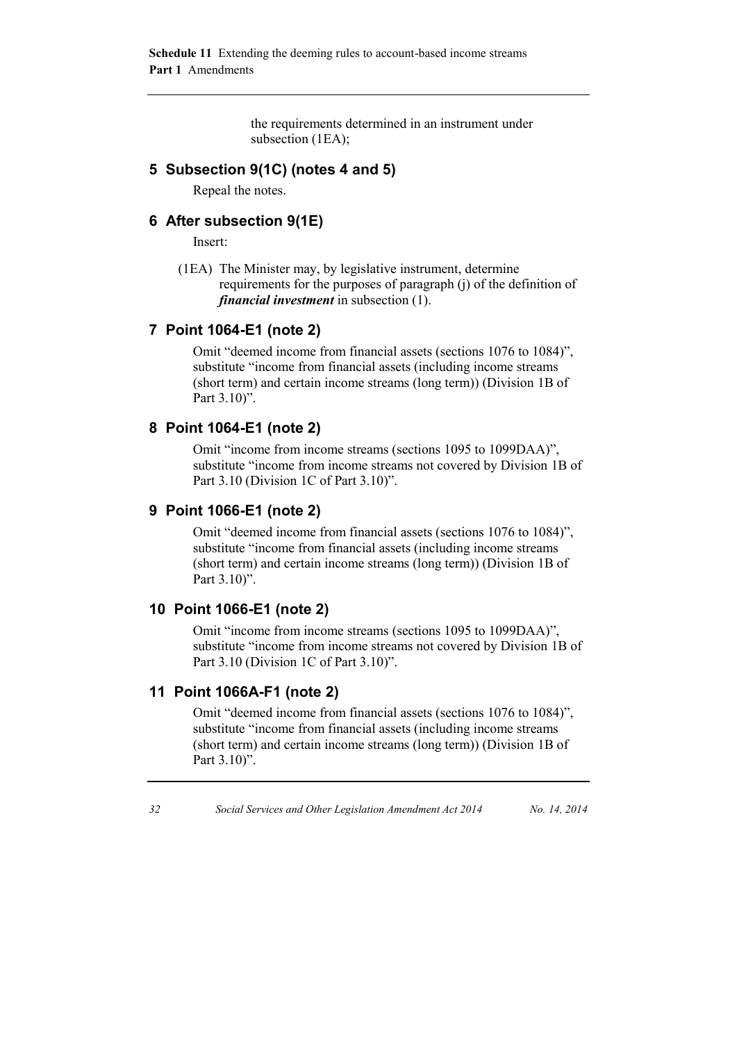the requirements determined in an instrument under subsection (1EA);

## 5 Subsection 9(1C) (notes 4 and 5)

Repeal the notes.

## 6 After subsection 9(1E)

Insert:

(1EA) The Minister may, by legislative instrument, determine requirements for the purposes of paragraph (j) of the definition of ***financial investment*** in subsection (1).

## 7 Point 1064-E1 (note 2)

Omit "deemed income from financial assets (sections 1076 to 1084)", substitute "income from financial assets (including income streams (short term) and certain income streams (long term)) (Division 1B of Part 3.10)".

## 8 Point 1064-E1 (note 2)

Omit "income from income streams (sections 1095 to 1099DAA)", substitute "income from income streams not covered by Division 1B of Part 3.10 (Division 1C of Part 3.10)".

## 9 Point 1066-E1 (note 2)

Omit "deemed income from financial assets (sections 1076 to 1084)", substitute "income from financial assets (including income streams (short term) and certain income streams (long term)) (Division 1B of Part 3.10)".

## 10 Point 1066-E1 (note 2)

Omit "income from income streams (sections 1095 to 1099DAA)", substitute "income from income streams not covered by Division 1B of Part 3.10 (Division 1C of Part 3.10)".

## 11 Point 1066A-F1 (note 2)

Omit "deemed income from financial assets (sections 1076 to 1084)", substitute "income from financial assets (including income streams (short term) and certain income streams (long term)) (Division 1B of Part 3.10)".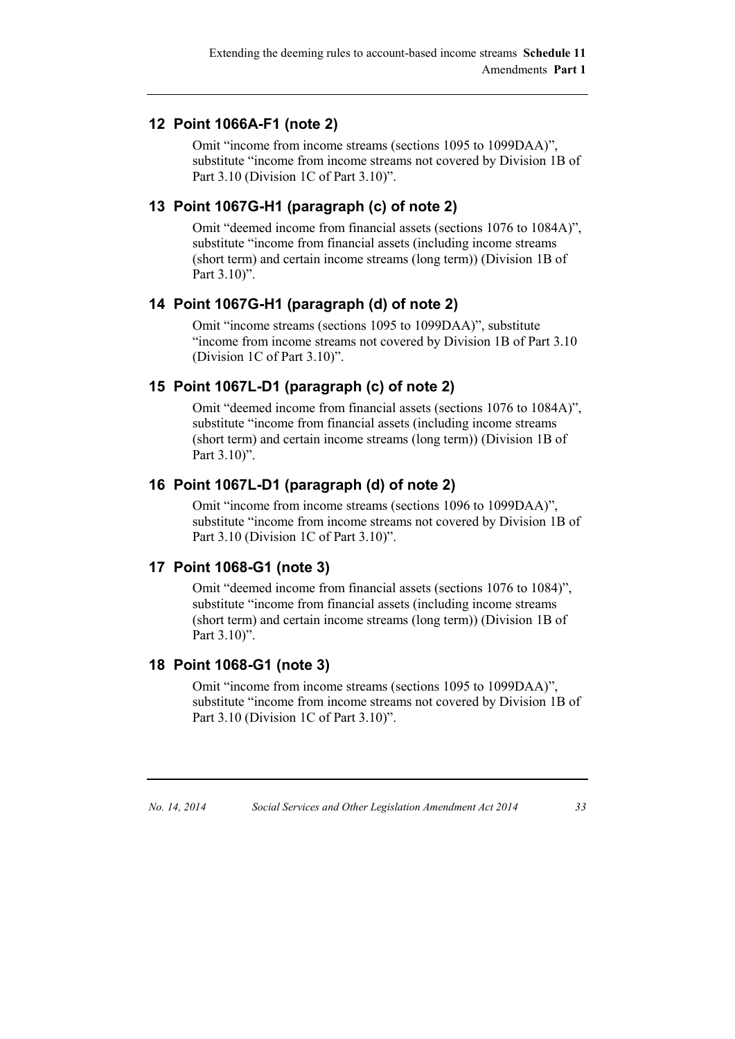## 12 Point 1066A-F1 (note 2)

Omit "income from income streams (sections 1095 to 1099DAA)", substitute "income from income streams not covered by Division 1B of Part 3.10 (Division 1C of Part 3.10)".

## 13 Point 1067G-H1 (paragraph (c) of note 2)

Omit "deemed income from financial assets (sections 1076 to 1084A)", substitute "income from financial assets (including income streams (short term) and certain income streams (long term)) (Division 1B of Part 3.10)".

## 14 Point 1067G-H1 (paragraph (d) of note 2)

Omit "income streams (sections 1095 to 1099DAA)", substitute "income from income streams not covered by Division 1B of Part 3.10 (Division 1C of Part 3.10)".

## 15 Point 1067L-D1 (paragraph (c) of note 2)

Omit "deemed income from financial assets (sections 1076 to 1084A)", substitute "income from financial assets (including income streams (short term) and certain income streams (long term)) (Division 1B of Part 3.10)".

## 16 Point 1067L-D1 (paragraph (d) of note 2)

Omit "income from income streams (sections 1096 to 1099DAA)", substitute "income from income streams not covered by Division 1B of Part 3.10 (Division 1C of Part 3.10)".

## 17 Point 1068-G1 (note 3)

Omit "deemed income from financial assets (sections 1076 to 1084)", substitute "income from financial assets (including income streams (short term) and certain income streams (long term)) (Division 1B of Part 3.10)".

## 18 Point 1068-G1 (note 3)

Omit "income from income streams (sections 1095 to 1099DAA)", substitute "income from income streams not covered by Division 1B of Part 3.10 (Division 1C of Part 3.10)".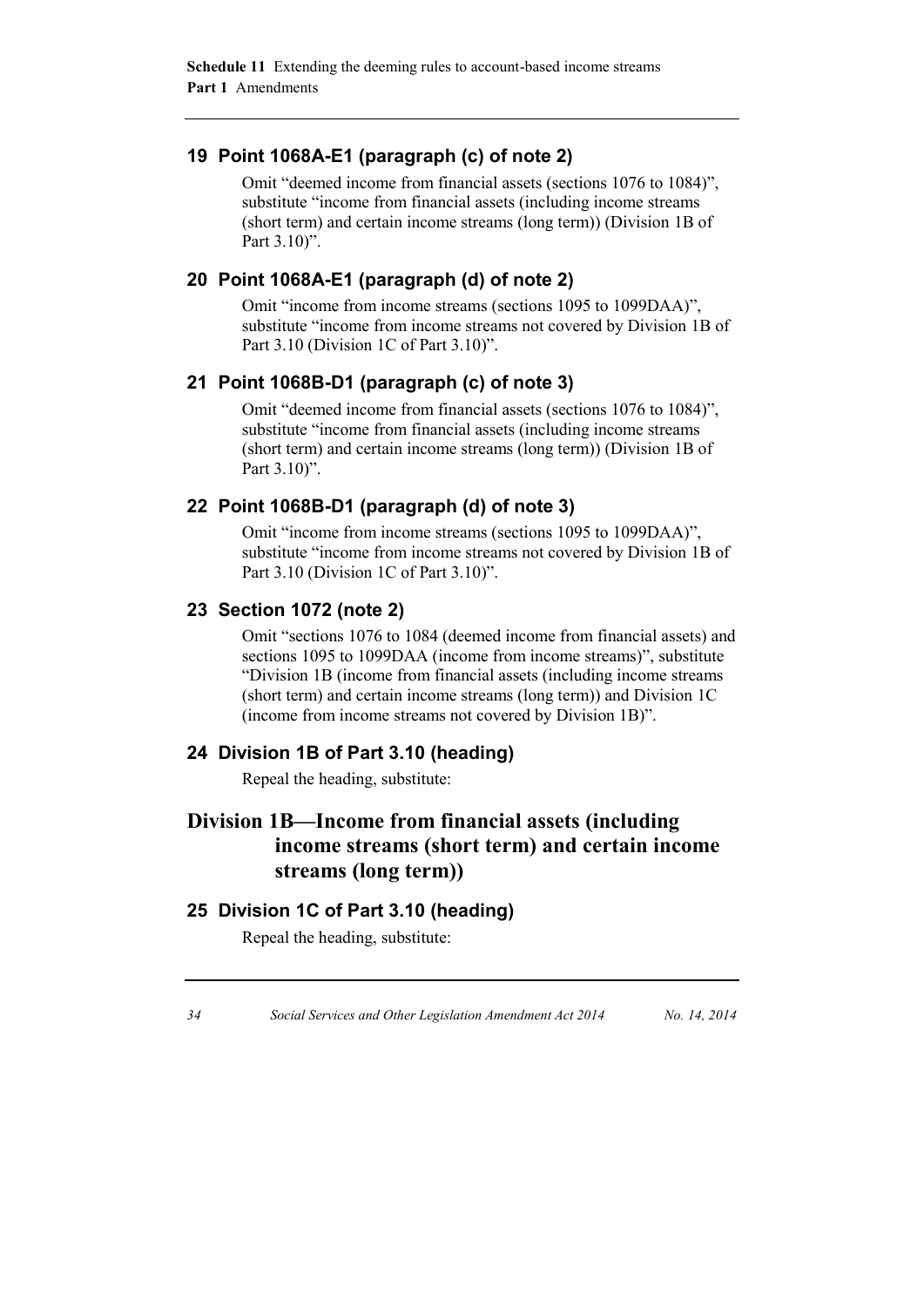## 19 Point 1068A-E1 (paragraph (c) of note 2)

Omit "deemed income from financial assets (sections 1076 to 1084)", substitute "income from financial assets (including income streams (short term) and certain income streams (long term)) (Division 1B of Part 3.10)".

## 20 Point 1068A-E1 (paragraph (d) of note 2)

Omit "income from income streams (sections 1095 to 1099DAA)", substitute "income from income streams not covered by Division 1B of Part 3.10 (Division 1C of Part 3.10)".

## 21 Point 1068B-D1 (paragraph (c) of note 3)

Omit "deemed income from financial assets (sections 1076 to 1084)", substitute "income from financial assets (including income streams (short term) and certain income streams (long term)) (Division 1B of Part 3.10)".

## 22 Point 1068B-D1 (paragraph (d) of note 3)

Omit "income from income streams (sections 1095 to 1099DAA)", substitute "income from income streams not covered by Division 1B of Part 3.10 (Division 1C of Part 3.10)".

## 23 Section 1072 (note 2)

Omit "sections 1076 to 1084 (deemed income from financial assets) and sections 1095 to 1099DAA (income from income streams)", substitute "Division 1B (income from financial assets (including income streams (short term) and certain income streams (long term)) and Division 1C (income from income streams not covered by Division 1B)".

## 24 Division 1B of Part 3.10 (heading)

Repeal the heading, substitute:

# Division 1B—Income from financial assets (including income streams (short term) and certain income streams (long term))

## 25 Division 1C of Part 3.10 (heading)

Repeal the heading, substitute: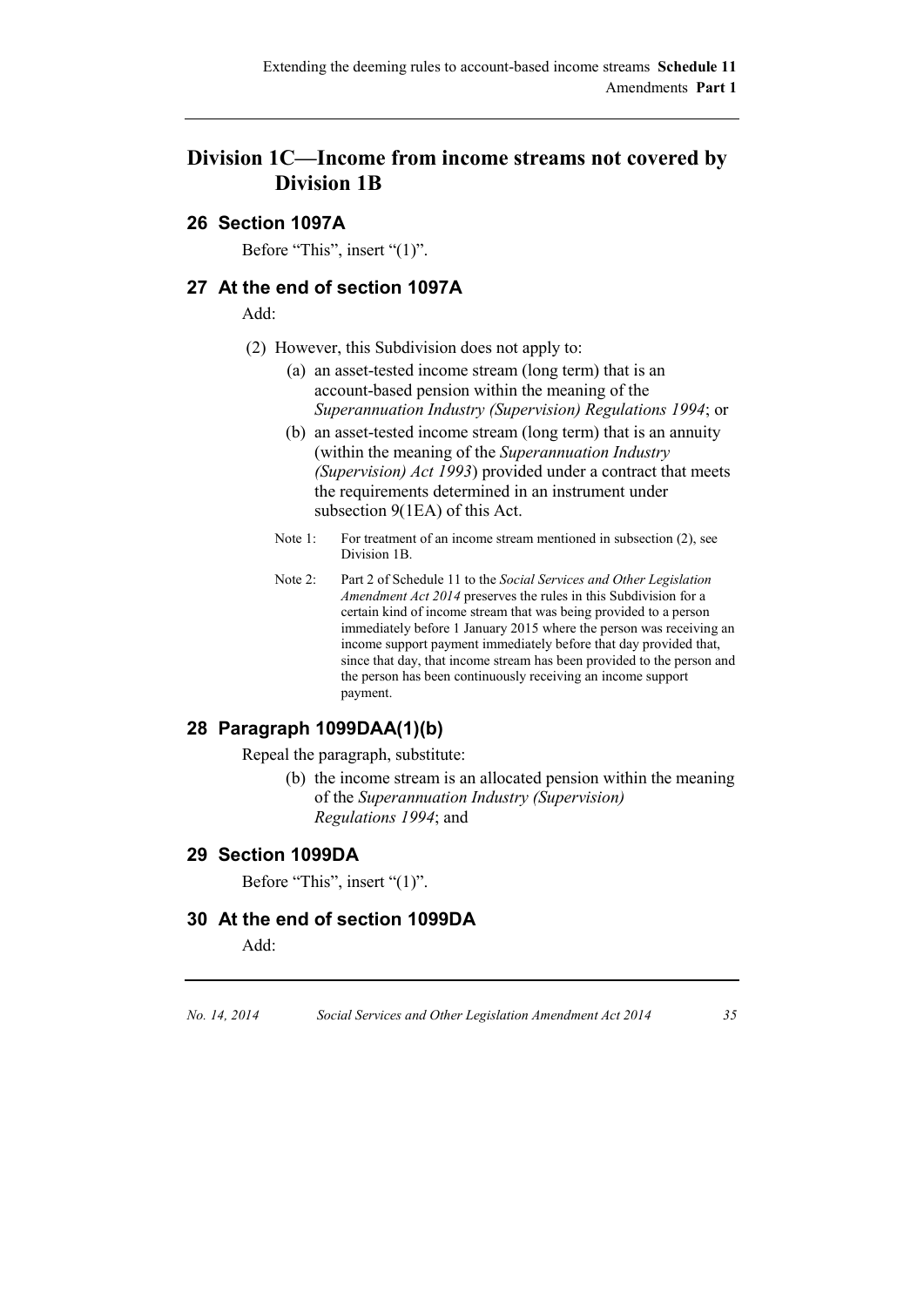## Division 1C—Income from income streams not covered by Division 1B

### 26 Section 1097A

Before "This", insert "(1)".

### 27 At the end of section 1097A

Add:

(2) However, this Subdivision does not apply to:

(a) an asset-tested income stream (long term) that is an account-based pension within the meaning of the *Superannuation Industry (Supervision) Regulations 1994*; or

(b) an asset-tested income stream (long term) that is an annuity (within the meaning of the *Superannuation Industry (Supervision) Act 1993*) provided under a contract that meets the requirements determined in an instrument under subsection 9(1EA) of this Act.

Note 1: For treatment of an income stream mentioned in subsection (2), see Division 1B.

Note 2: Part 2 of Schedule 11 to the *Social Services and Other Legislation Amendment Act 2014* preserves the rules in this Subdivision for a certain kind of income stream that was being provided to a person immediately before 1 January 2015 where the person was receiving an income support payment immediately before that day provided that, since that day, that income stream has been provided to the person and the person has been continuously receiving an income support payment.

### 28 Paragraph 1099DAA(1)(b)

Repeal the paragraph, substitute:

(b) the income stream is an allocated pension within the meaning of the *Superannuation Industry (Supervision) Regulations 1994*; and

### 29 Section 1099DA

Before "This", insert "(1)".

### 30 At the end of section 1099DA

Add: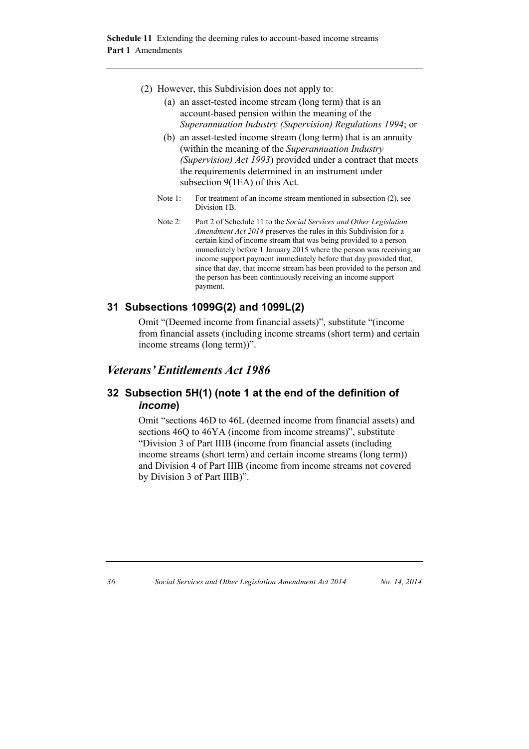(2) However, this Subdivision does not apply to:

(a) an asset-tested income stream (long term) that is an account-based pension within the meaning of the *Superannuation Industry (Supervision) Regulations 1994*; or

(b) an asset-tested income stream (long term) that is an annuity (within the meaning of the *Superannuation Industry (Supervision) Act 1993*) provided under a contract that meets the requirements determined in an instrument under subsection 9(1EA) of this Act.

Note 1: For treatment of an income stream mentioned in subsection (2), see Division 1B.

Note 2: Part 2 of Schedule 11 to the *Social Services and Other Legislation Amendment Act 2014* preserves the rules in this Subdivision for a certain kind of income stream that was being provided to a person immediately before 1 January 2015 where the person was receiving an income support payment immediately before that day provided that, since that day, that income stream has been provided to the person and the person has been continuously receiving an income support payment.

## 31 Subsections 1099G(2) and 1099L(2)

Omit "(Deemed income from financial assets)", substitute "(income from financial assets (including income streams (short term) and certain income streams (long term))".

# *Veterans' Entitlements Act 1986*

## 32 Subsection 5H(1) (note 1 at the end of the definition of *income*)

Omit "sections 46D to 46L (deemed income from financial assets) and sections 46Q to 46YA (income from income streams)", substitute "Division 3 of Part IIIB (income from financial assets (including income streams (short term) and certain income streams (long term)) and Division 4 of Part IIIB (income from income streams not covered by Division 3 of Part IIIB)".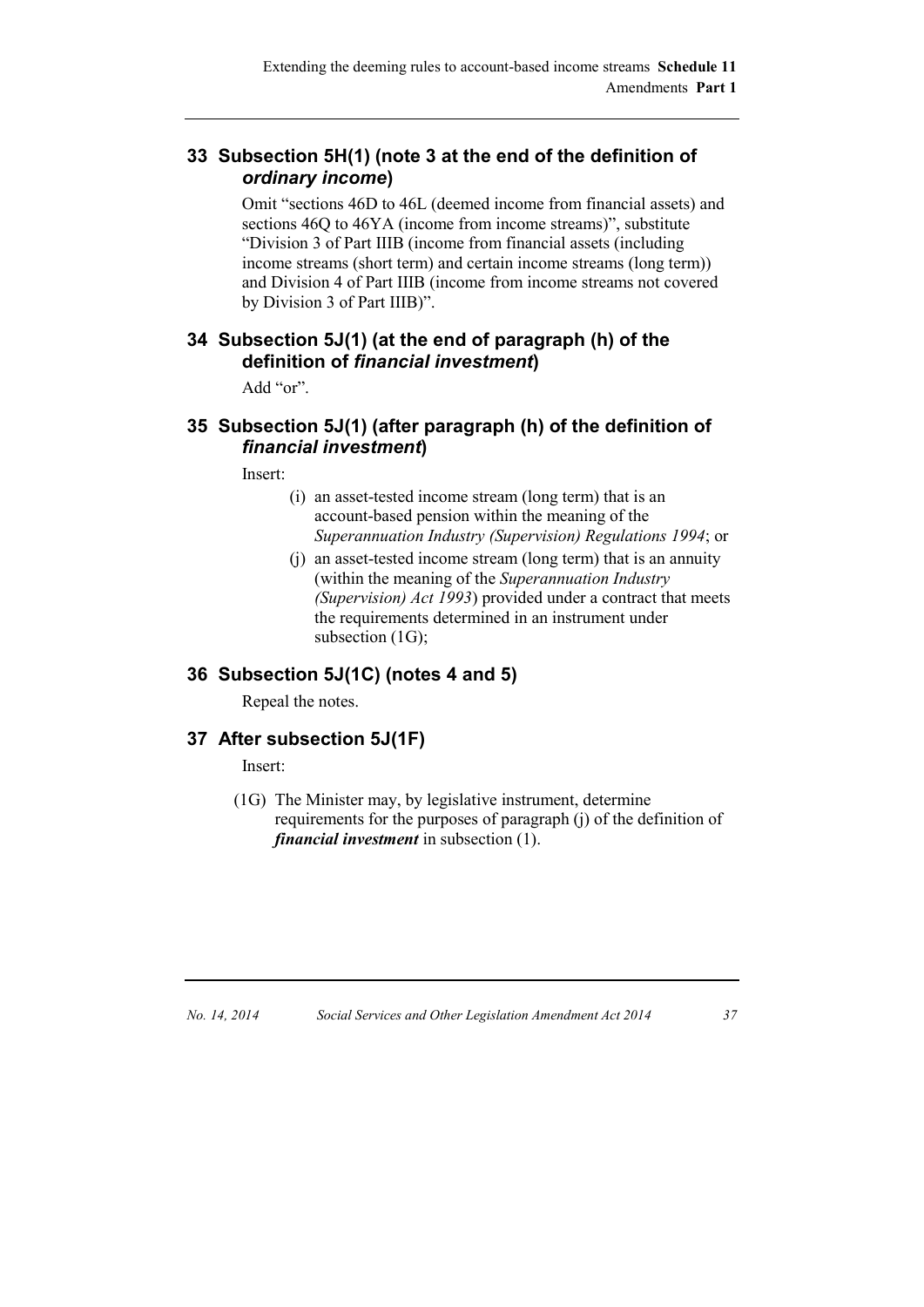## 33 Subsection 5H(1) (note 3 at the end of the definition of *ordinary income*)

Omit "sections 46D to 46L (deemed income from financial assets) and sections 46Q to 46YA (income from income streams)", substitute "Division 3 of Part IIIB (income from financial assets (including income streams (short term) and certain income streams (long term)) and Division 4 of Part IIIB (income from income streams not covered by Division 3 of Part IIIB)".

## 34 Subsection 5J(1) (at the end of paragraph (h) of the definition of *financial investment*)

Add "or".

## 35 Subsection 5J(1) (after paragraph (h) of the definition of *financial investment*)

Insert:

> (i) an asset-tested income stream (long term) that is an account-based pension within the meaning of the *Superannuation Industry (Supervision) Regulations 1994*; or
>
> (j) an asset-tested income stream (long term) that is an annuity (within the meaning of the *Superannuation Industry (Supervision) Act 1993*) provided under a contract that meets the requirements determined in an instrument under subsection (1G);

## 36 Subsection 5J(1C) (notes 4 and 5)

Repeal the notes.

## 37 After subsection 5J(1F)

Insert:

> (1G) The Minister may, by legislative instrument, determine requirements for the purposes of paragraph (j) of the definition of ***financial investment*** in subsection (1).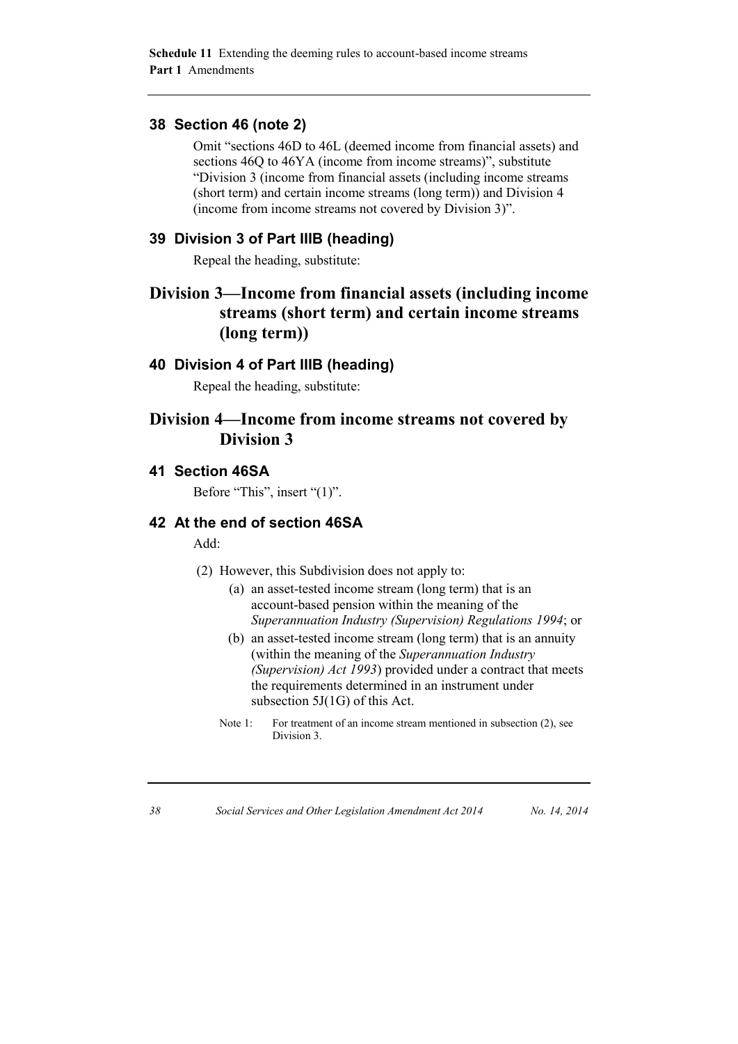## 38 Section 46 (note 2)

Omit "sections 46D to 46L (deemed income from financial assets) and sections 46Q to 46YA (income from income streams)", substitute "Division 3 (income from financial assets (including income streams (short term) and certain income streams (long term)) and Division 4 (income from income streams not covered by Division 3)".

## 39 Division 3 of Part IIIB (heading)

Repeal the heading, substitute:

# Division 3—Income from financial assets (including income streams (short term) and certain income streams (long term))

## 40 Division 4 of Part IIIB (heading)

Repeal the heading, substitute:

# Division 4—Income from income streams not covered by Division 3

## 41 Section 46SA

Before "This", insert "(1)".

## 42 At the end of section 46SA

Add:

(2) However, this Subdivision does not apply to:

(a) an asset-tested income stream (long term) that is an account-based pension within the meaning of the *Superannuation Industry (Supervision) Regulations 1994*; or

(b) an asset-tested income stream (long term) that is an annuity (within the meaning of the *Superannuation Industry (Supervision) Act 1993*) provided under a contract that meets the requirements determined in an instrument under subsection 5J(1G) of this Act.

Note 1: For treatment of an income stream mentioned in subsection (2), see Division 3.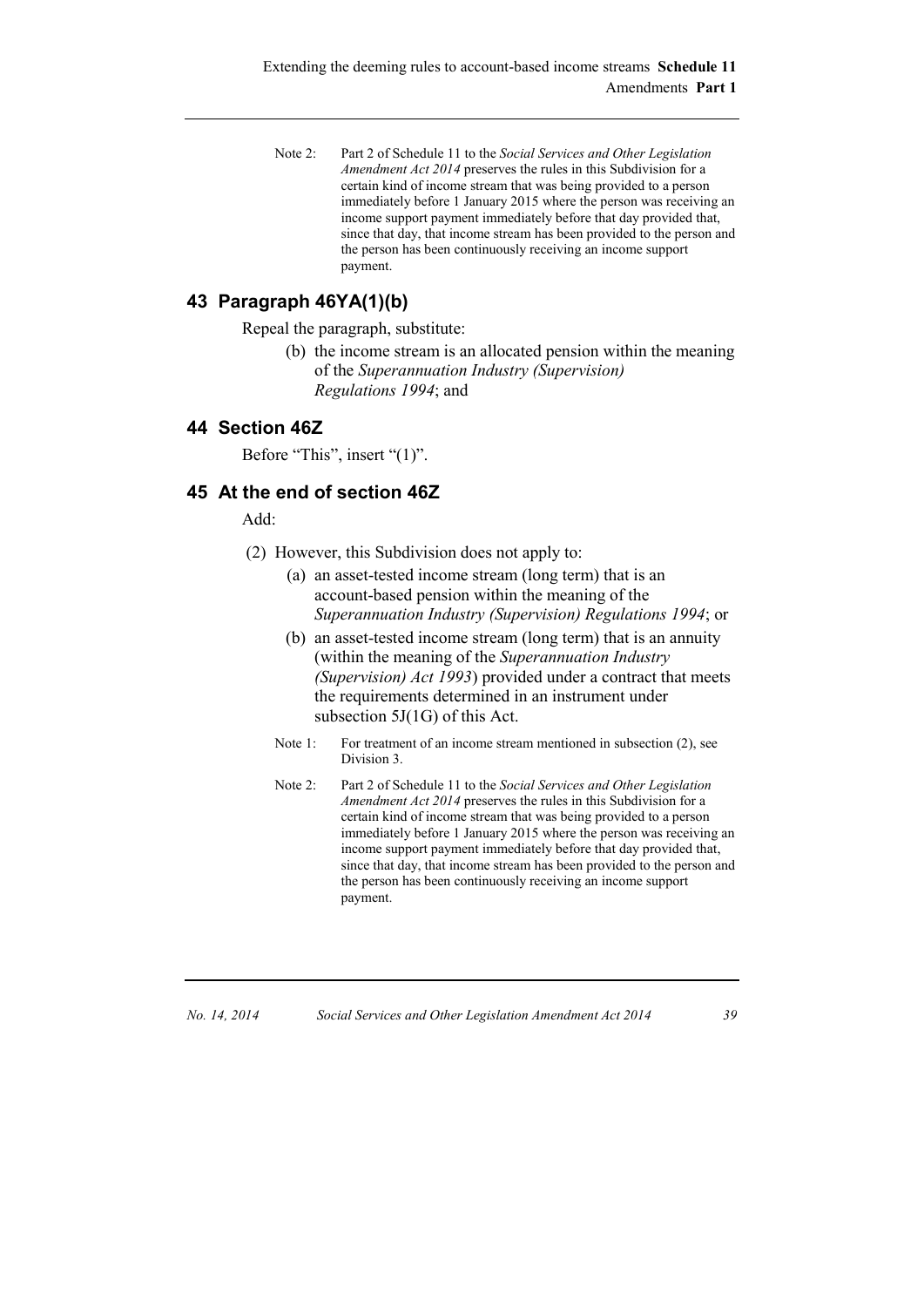Note 2: Part 2 of Schedule 11 to the *Social Services and Other Legislation Amendment Act 2014* preserves the rules in this Subdivision for a certain kind of income stream that was being provided to a person immediately before 1 January 2015 where the person was receiving an income support payment immediately before that day provided that, since that day, that income stream has been provided to the person and the person has been continuously receiving an income support payment.

## 43 Paragraph 46YA(1)(b)

Repeal the paragraph, substitute:

(b) the income stream is an allocated pension within the meaning of the *Superannuation Industry (Supervision) Regulations 1994*; and

## 44 Section 46Z

Before "This", insert "(1)".

## 45 At the end of section 46Z

Add:

(2) However, this Subdivision does not apply to:

(a) an asset-tested income stream (long term) that is an account-based pension within the meaning of the *Superannuation Industry (Supervision) Regulations 1994*; or

(b) an asset-tested income stream (long term) that is an annuity (within the meaning of the *Superannuation Industry (Supervision) Act 1993*) provided under a contract that meets the requirements determined in an instrument under subsection 5J(1G) of this Act.

Note 1: For treatment of an income stream mentioned in subsection (2), see Division 3.

Note 2: Part 2 of Schedule 11 to the *Social Services and Other Legislation Amendment Act 2014* preserves the rules in this Subdivision for a certain kind of income stream that was being provided to a person immediately before 1 January 2015 where the person was receiving an income support payment immediately before that day provided that, since that day, that income stream has been provided to the person and the person has been continuously receiving an income support payment.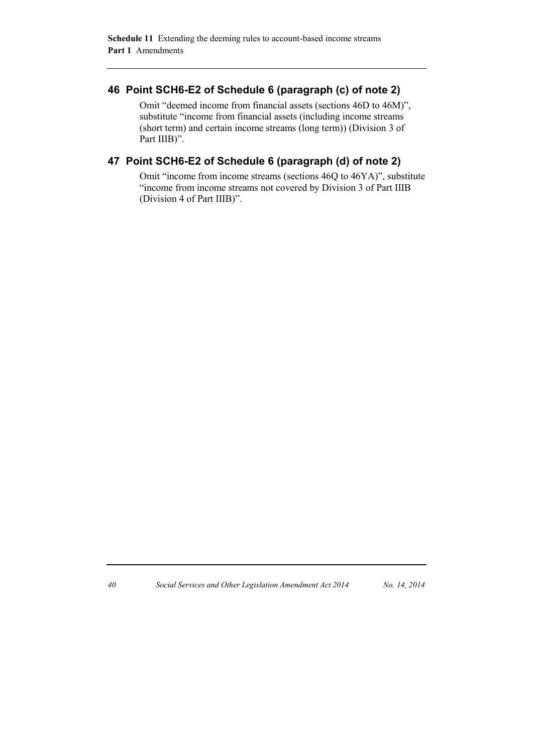## 46 Point SCH6-E2 of Schedule 6 (paragraph (c) of note 2)

Omit "deemed income from financial assets (sections 46D to 46M)", substitute "income from financial assets (including income streams (short term) and certain income streams (long term)) (Division 3 of Part IIIB)".

## 47 Point SCH6-E2 of Schedule 6 (paragraph (d) of note 2)

Omit "income from income streams (sections 46Q to 46YA)", substitute "income from income streams not covered by Division 3 of Part IIIB (Division 4 of Part IIIB)".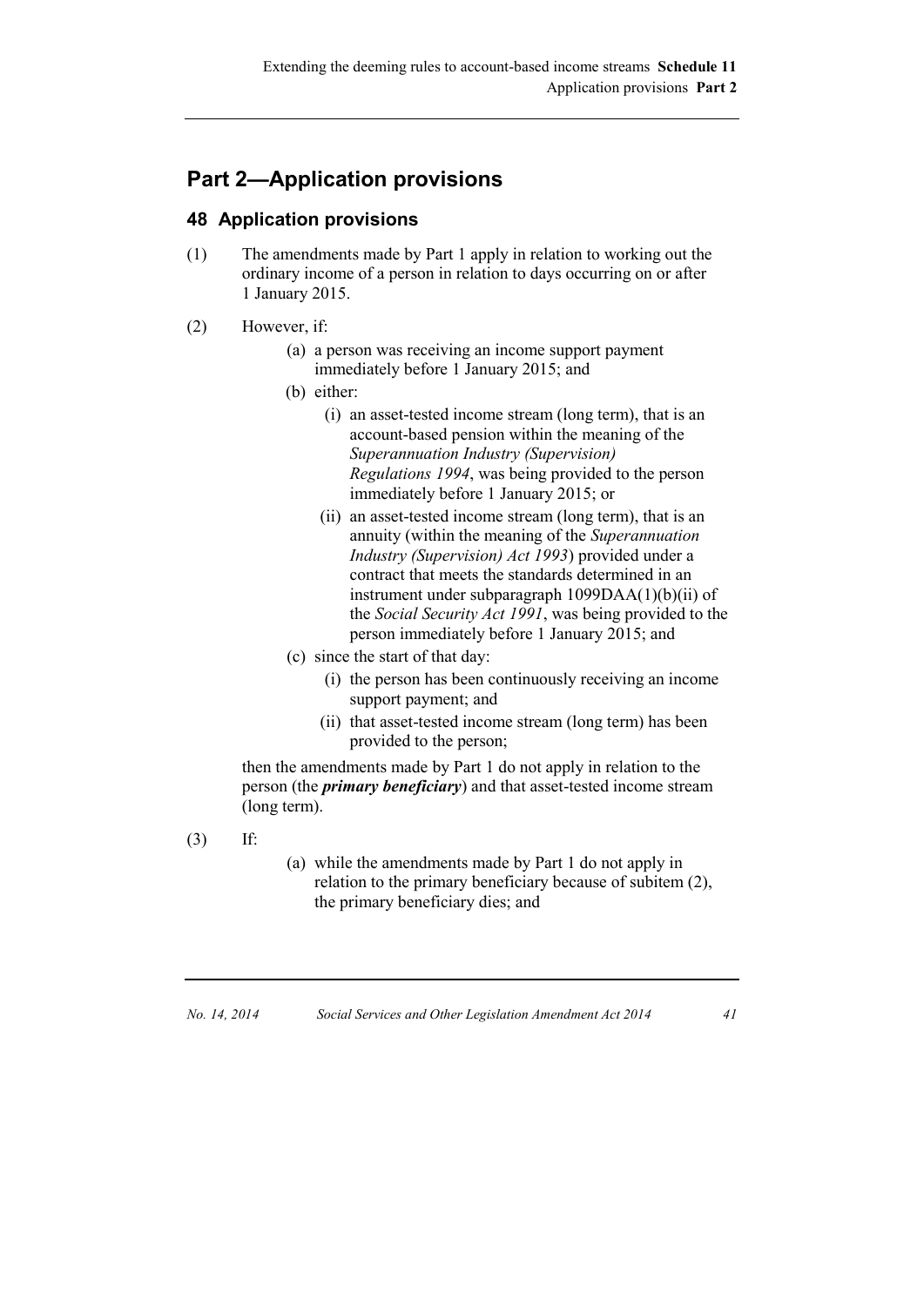## Part 2—Application provisions

### 48 Application provisions

(1) The amendments made by Part 1 apply in relation to working out the ordinary income of a person in relation to days occurring on or after 1 January 2015.

(2) However, if:

- (a) a person was receiving an income support payment immediately before 1 January 2015; and
- (b) either:
  - (i) an asset-tested income stream (long term), that is an account-based pension within the meaning of the *Superannuation Industry (Supervision) Regulations 1994*, was being provided to the person immediately before 1 January 2015; or
  - (ii) an asset-tested income stream (long term), that is an annuity (within the meaning of the *Superannuation Industry (Supervision) Act 1993*) provided under a contract that meets the standards determined in an instrument under subparagraph 1099DAA(1)(b)(ii) of the *Social Security Act 1991*, was being provided to the person immediately before 1 January 2015; and
- (c) since the start of that day:
  - (i) the person has been continuously receiving an income support payment; and
  - (ii) that asset-tested income stream (long term) has been provided to the person;

then the amendments made by Part 1 do not apply in relation to the person (the ***primary beneficiary***) and that asset-tested income stream (long term).

(3) If:

- (a) while the amendments made by Part 1 do not apply in relation to the primary beneficiary because of subitem (2), the primary beneficiary dies; and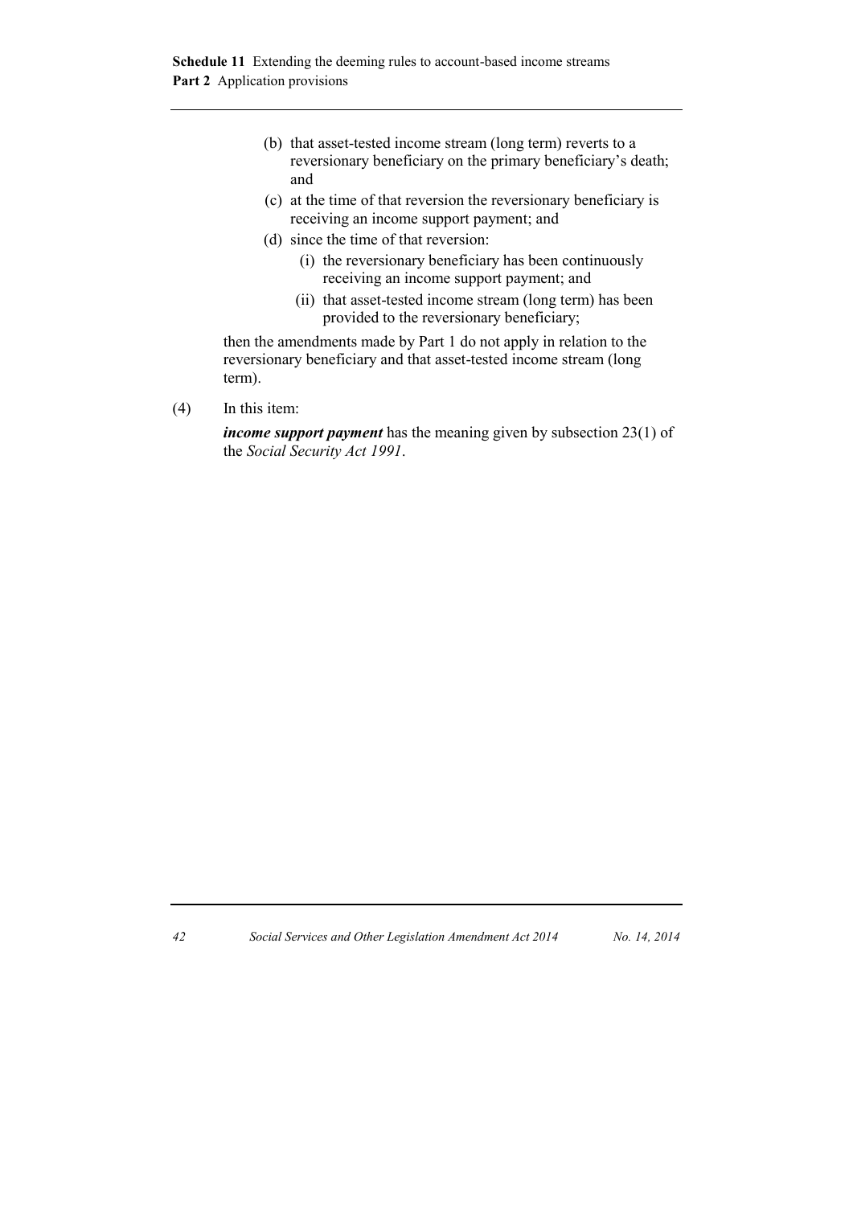(b) that asset-tested income stream (long term) reverts to a reversionary beneficiary on the primary beneficiary's death; and

(c) at the time of that reversion the reversionary beneficiary is receiving an income support payment; and

(d) since the time of that reversion:

  (i) the reversionary beneficiary has been continuously receiving an income support payment; and

  (ii) that asset-tested income stream (long term) has been provided to the reversionary beneficiary;

then the amendments made by Part 1 do not apply in relation to the reversionary beneficiary and that asset-tested income stream (long term).

(4) In this item:

***income support payment*** has the meaning given by subsection 23(1) of the *Social Security Act 1991*.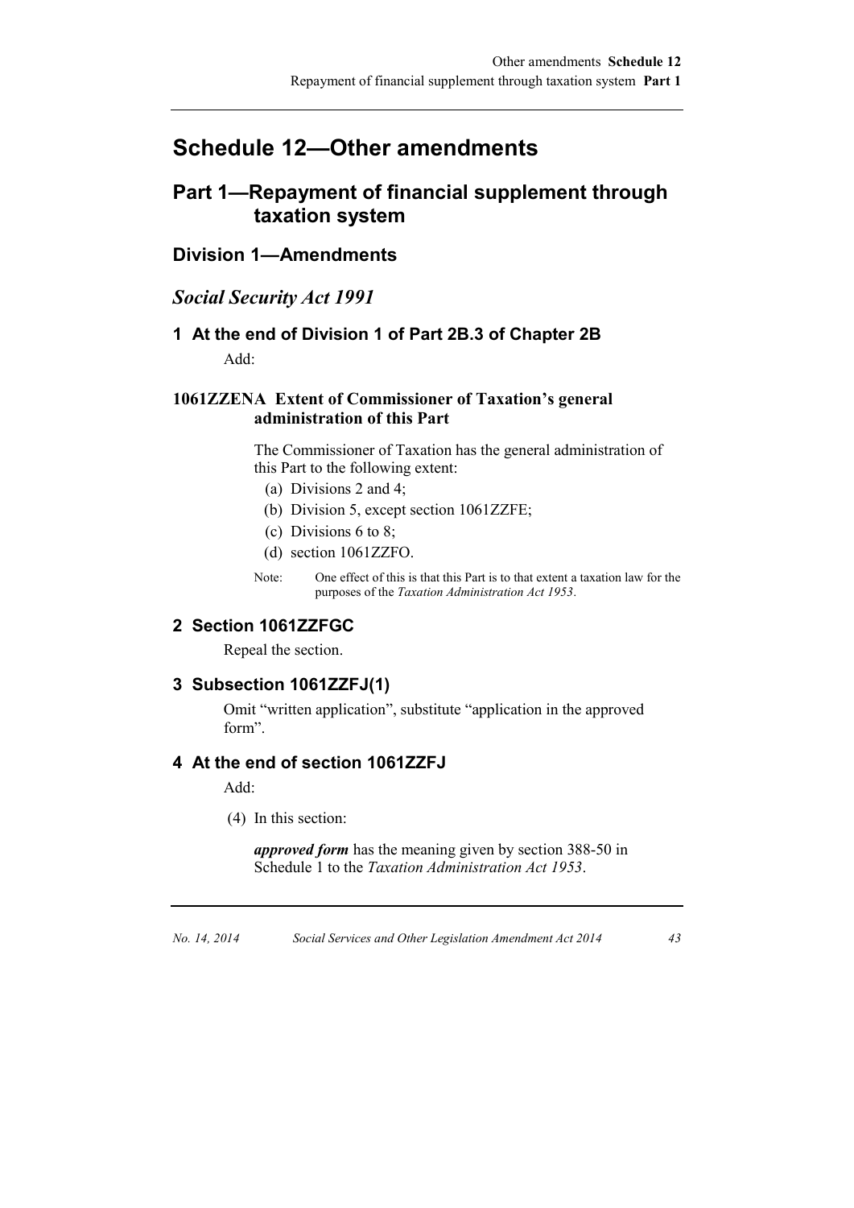# Schedule 12—Other amendments

## Part 1—Repayment of financial supplement through taxation system

### Division 1—Amendments

#### *Social Security Act 1991*

**1 At the end of Division 1 of Part 2B.3 of Chapter 2B**

Add:

**1061ZZENA Extent of Commissioner of Taxation's general administration of this Part**

The Commissioner of Taxation has the general administration of this Part to the following extent:

- (a) Divisions 2 and 4;
- (b) Division 5, except section 1061ZZFE;
- (c) Divisions 6 to 8;
- (d) section 1061ZZFO.

Note: One effect of this is that this Part is to that extent a taxation law for the purposes of the *Taxation Administration Act 1953*.

**2 Section 1061ZZFGC**

Repeal the section.

**3 Subsection 1061ZZFJ(1)**

Omit "written application", substitute "application in the approved form".

**4 At the end of section 1061ZZFJ**

Add:

(4) In this section:

***approved form*** has the meaning given by section 388-50 in Schedule 1 to the *Taxation Administration Act 1953*.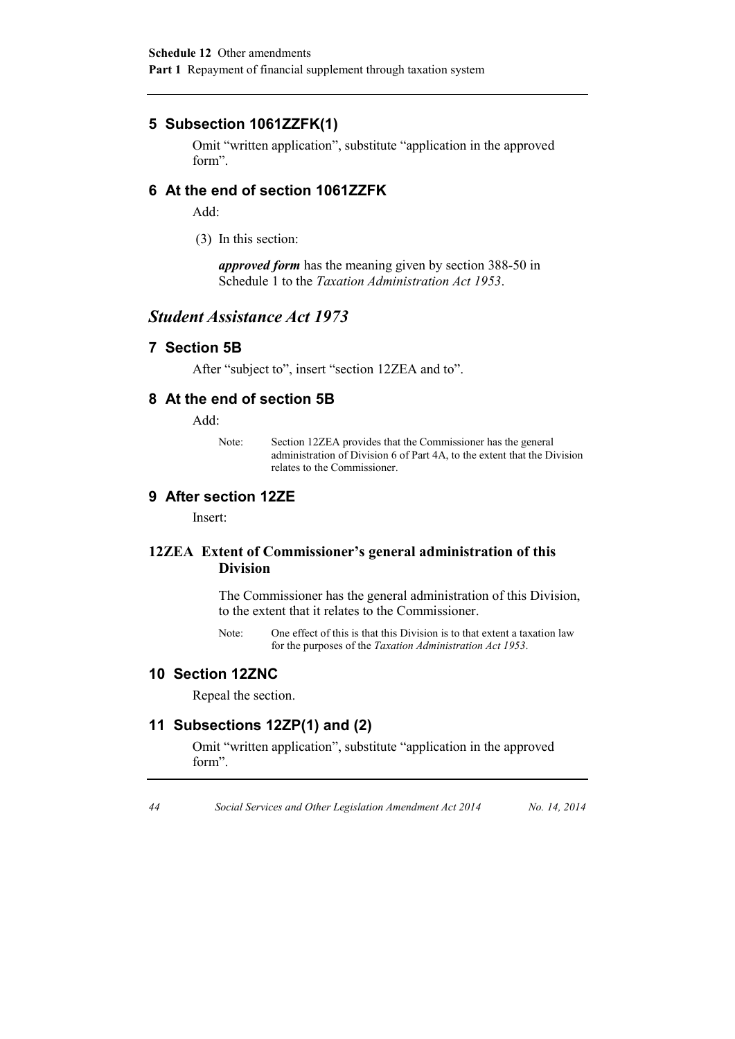## 5 Subsection 1061ZZFK(1)

Omit "written application", substitute "application in the approved form".

## 6 At the end of section 1061ZZFK

Add:

(3) In this section:

***approved form*** has the meaning given by section 388-50 in Schedule 1 to the *Taxation Administration Act 1953*.

# *Student Assistance Act 1973*

## 7 Section 5B

After "subject to", insert "section 12ZEA and to".

## 8 At the end of section 5B

Add:

Note: Section 12ZEA provides that the Commissioner has the general administration of Division 6 of Part 4A, to the extent that the Division relates to the Commissioner.

## 9 After section 12ZE

Insert:

### 12ZEA Extent of Commissioner's general administration of this Division

The Commissioner has the general administration of this Division, to the extent that it relates to the Commissioner.

Note: One effect of this is that this Division is to that extent a taxation law for the purposes of the *Taxation Administration Act 1953*.

## 10 Section 12ZNC

Repeal the section.

## 11 Subsections 12ZP(1) and (2)

Omit "written application", substitute "application in the approved form".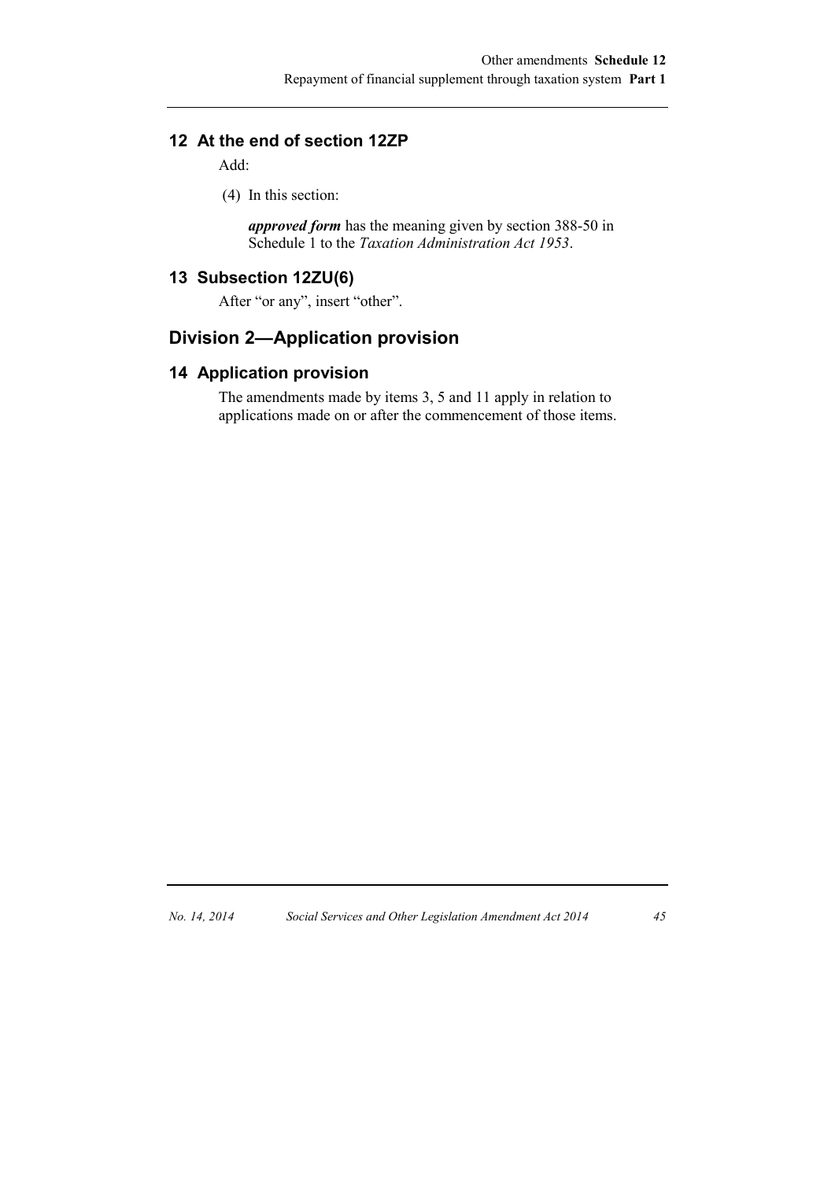### 12 At the end of section 12ZP

Add:

(4) In this section:

***approved form*** has the meaning given by section 388-50 in Schedule 1 to the *Taxation Administration Act 1953*.

### 13 Subsection 12ZU(6)

After "or any", insert "other".

## Division 2—Application provision

### 14 Application provision

The amendments made by items 3, 5 and 11 apply in relation to applications made on or after the commencement of those items.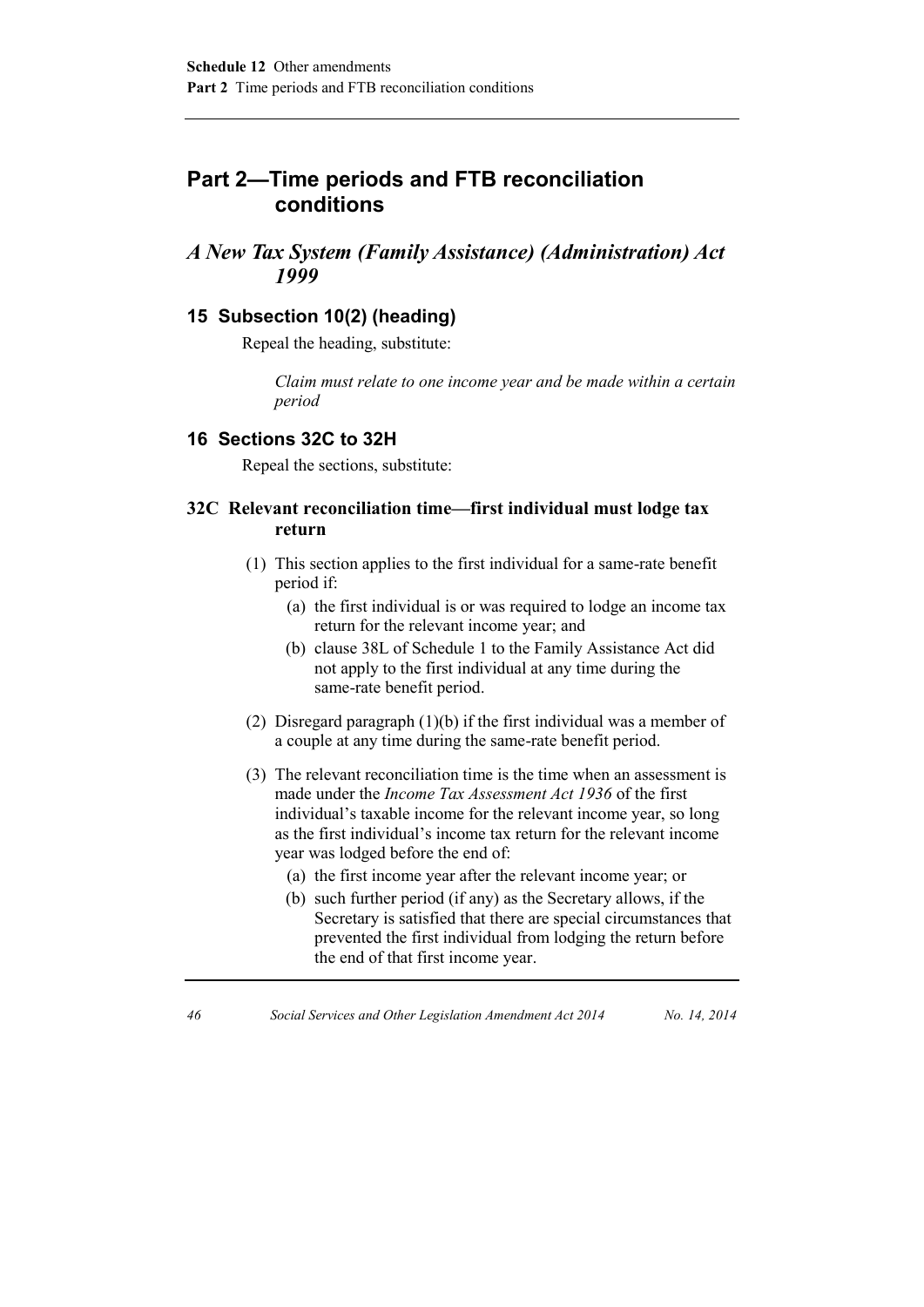## Part 2—Time periods and FTB reconciliation conditions

### *A New Tax System (Family Assistance) (Administration) Act 1999*

#### 15 Subsection 10(2) (heading)

Repeal the heading, substitute:

*Claim must relate to one income year and be made within a certain period*

#### 16 Sections 32C to 32H

Repeal the sections, substitute:

#### 32C Relevant reconciliation time—first individual must lodge tax return

(1) This section applies to the first individual for a same-rate benefit period if:

- (a) the first individual is or was required to lodge an income tax return for the relevant income year; and
- (b) clause 38L of Schedule 1 to the Family Assistance Act did not apply to the first individual at any time during the same-rate benefit period.

(2) Disregard paragraph (1)(b) if the first individual was a member of a couple at any time during the same-rate benefit period.

(3) The relevant reconciliation time is the time when an assessment is made under the *Income Tax Assessment Act 1936* of the first individual's taxable income for the relevant income year, so long as the first individual's income tax return for the relevant income year was lodged before the end of:

- (a) the first income year after the relevant income year; or
- (b) such further period (if any) as the Secretary allows, if the Secretary is satisfied that there are special circumstances that prevented the first individual from lodging the return before the end of that first income year.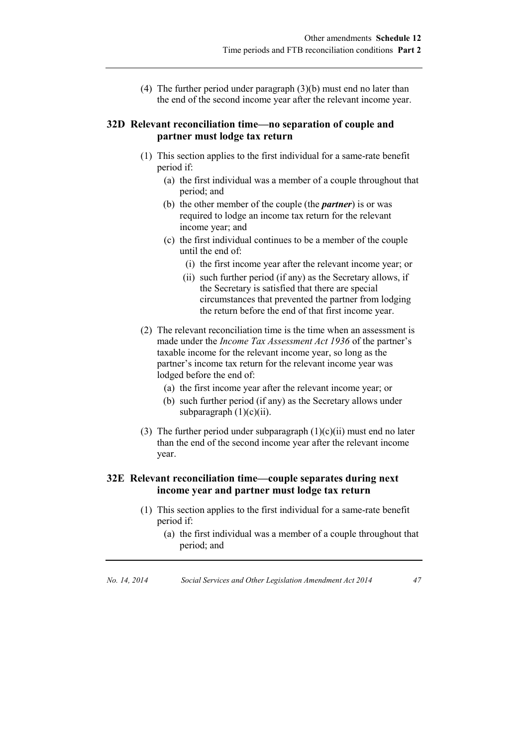(4) The further period under paragraph (3)(b) must end no later than the end of the second income year after the relevant income year.

### 32D Relevant reconciliation time—no separation of couple and partner must lodge tax return

(1) This section applies to the first individual for a same-rate benefit period if:

- (a) the first individual was a member of a couple throughout that period; and
- (b) the other member of the couple (the ***partner***) is or was required to lodge an income tax return for the relevant income year; and
- (c) the first individual continues to be a member of the couple until the end of:
  - (i) the first income year after the relevant income year; or
  - (ii) such further period (if any) as the Secretary allows, if the Secretary is satisfied that there are special circumstances that prevented the partner from lodging the return before the end of that first income year.

(2) The relevant reconciliation time is the time when an assessment is made under the *Income Tax Assessment Act 1936* of the partner's taxable income for the relevant income year, so long as the partner's income tax return for the relevant income year was lodged before the end of:

- (a) the first income year after the relevant income year; or
- (b) such further period (if any) as the Secretary allows under subparagraph (1)(c)(ii).

(3) The further period under subparagraph (1)(c)(ii) must end no later than the end of the second income year after the relevant income year.

### 32E Relevant reconciliation time—couple separates during next income year and partner must lodge tax return

(1) This section applies to the first individual for a same-rate benefit period if:

- (a) the first individual was a member of a couple throughout that period; and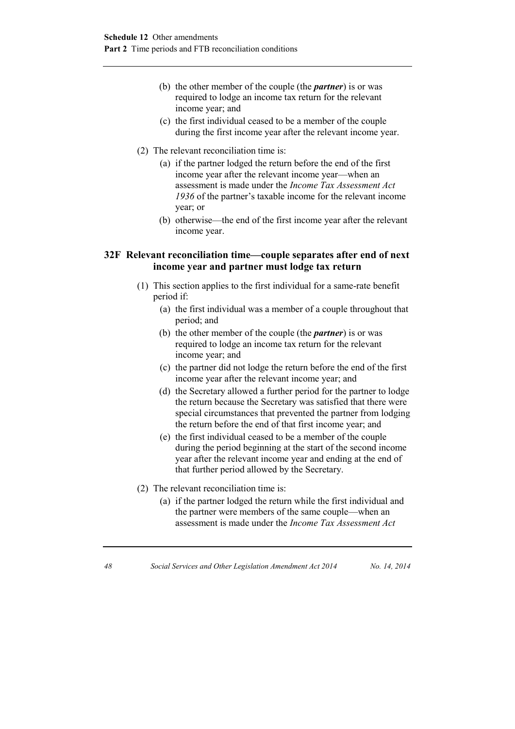(b) the other member of the couple (the ***partner***) is or was required to lodge an income tax return for the relevant income year; and

(c) the first individual ceased to be a member of the couple during the first income year after the relevant income year.

(2) The relevant reconciliation time is:

(a) if the partner lodged the return before the end of the first income year after the relevant income year—when an assessment is made under the *Income Tax Assessment Act 1936* of the partner's taxable income for the relevant income year; or

(b) otherwise—the end of the first income year after the relevant income year.

### 32F Relevant reconciliation time—couple separates after end of next income year and partner must lodge tax return

(1) This section applies to the first individual for a same-rate benefit period if:

(a) the first individual was a member of a couple throughout that period; and

(b) the other member of the couple (the ***partner***) is or was required to lodge an income tax return for the relevant income year; and

(c) the partner did not lodge the return before the end of the first income year after the relevant income year; and

(d) the Secretary allowed a further period for the partner to lodge the return because the Secretary was satisfied that there were special circumstances that prevented the partner from lodging the return before the end of that first income year; and

(e) the first individual ceased to be a member of the couple during the period beginning at the start of the second income year after the relevant income year and ending at the end of that further period allowed by the Secretary.

(2) The relevant reconciliation time is:

(a) if the partner lodged the return while the first individual and the partner were members of the same couple—when an assessment is made under the *Income Tax Assessment Act*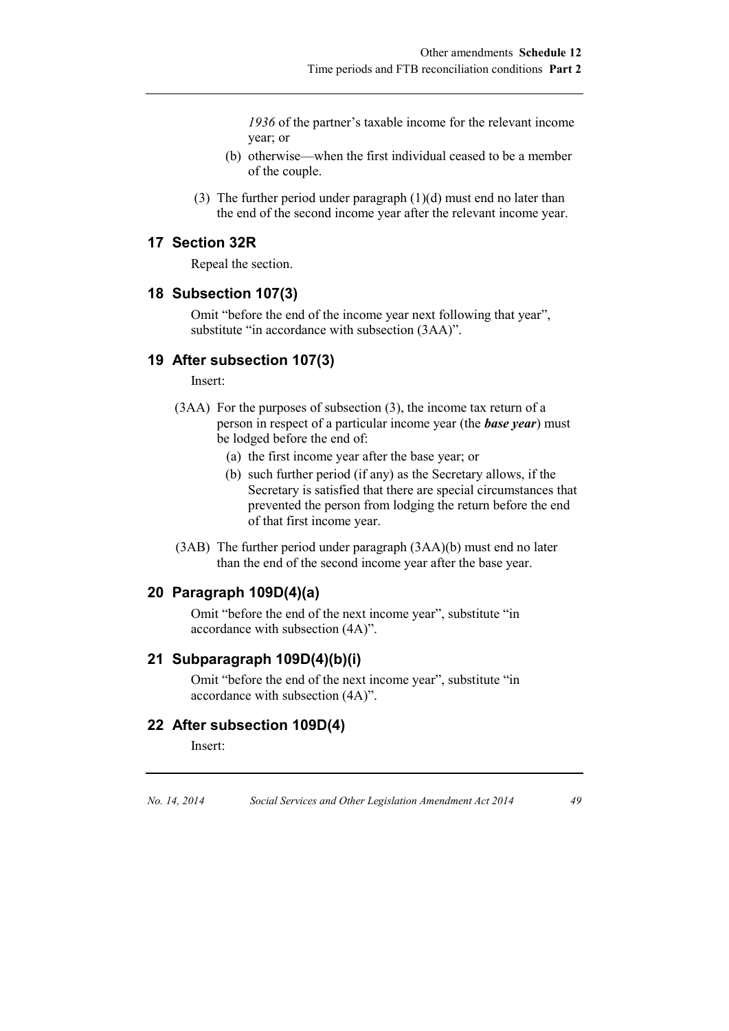*1936* of the partner's taxable income for the relevant income year; or

(b) otherwise—when the first individual ceased to be a member of the couple.

(3) The further period under paragraph (1)(d) must end no later than the end of the second income year after the relevant income year.

## 17 Section 32R

Repeal the section.

## 18 Subsection 107(3)

Omit "before the end of the income year next following that year", substitute "in accordance with subsection (3AA)".

## 19 After subsection 107(3)

Insert:

(3AA) For the purposes of subsection (3), the income tax return of a person in respect of a particular income year (the ***base year***) must be lodged before the end of:

(a) the first income year after the base year; or

(b) such further period (if any) as the Secretary allows, if the Secretary is satisfied that there are special circumstances that prevented the person from lodging the return before the end of that first income year.

(3AB) The further period under paragraph (3AA)(b) must end no later than the end of the second income year after the base year.

## 20 Paragraph 109D(4)(a)

Omit "before the end of the next income year", substitute "in accordance with subsection (4A)".

## 21 Subparagraph 109D(4)(b)(i)

Omit "before the end of the next income year", substitute "in accordance with subsection (4A)".

## 22 After subsection 109D(4)

Insert: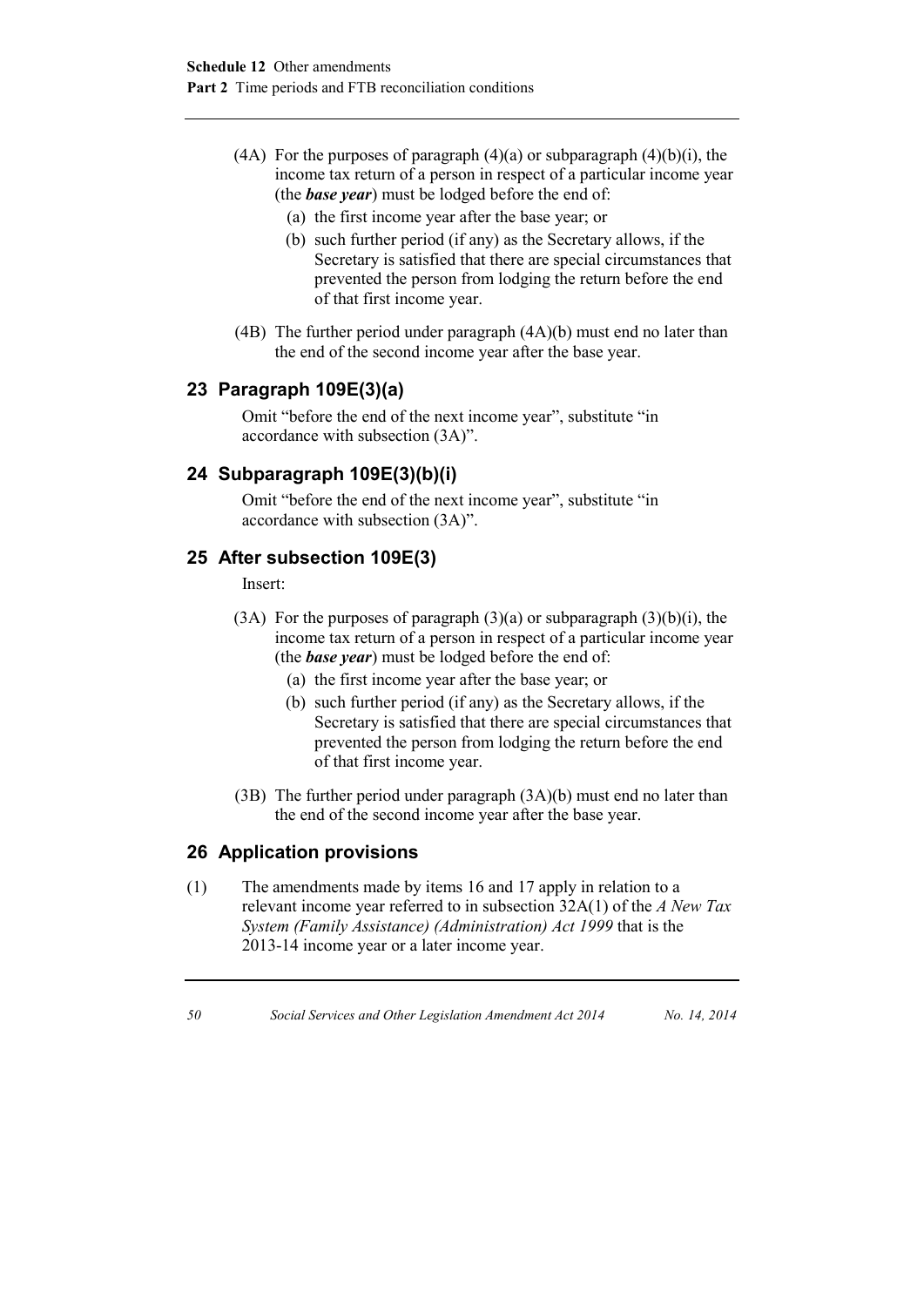(4A) For the purposes of paragraph (4)(a) or subparagraph (4)(b)(i), the income tax return of a person in respect of a particular income year (the ***base year***) must be lodged before the end of:

(a) the first income year after the base year; or

(b) such further period (if any) as the Secretary allows, if the Secretary is satisfied that there are special circumstances that prevented the person from lodging the return before the end of that first income year.

(4B) The further period under paragraph (4A)(b) must end no later than the end of the second income year after the base year.

## 23 Paragraph 109E(3)(a)

Omit "before the end of the next income year", substitute "in accordance with subsection (3A)".

## 24 Subparagraph 109E(3)(b)(i)

Omit "before the end of the next income year", substitute "in accordance with subsection (3A)".

## 25 After subsection 109E(3)

Insert:

(3A) For the purposes of paragraph (3)(a) or subparagraph (3)(b)(i), the income tax return of a person in respect of a particular income year (the ***base year***) must be lodged before the end of:

(a) the first income year after the base year; or

(b) such further period (if any) as the Secretary allows, if the Secretary is satisfied that there are special circumstances that prevented the person from lodging the return before the end of that first income year.

(3B) The further period under paragraph (3A)(b) must end no later than the end of the second income year after the base year.

## 26 Application provisions

(1) The amendments made by items 16 and 17 apply in relation to a relevant income year referred to in subsection 32A(1) of the *A New Tax System (Family Assistance) (Administration) Act 1999* that is the 2013-14 income year or a later income year.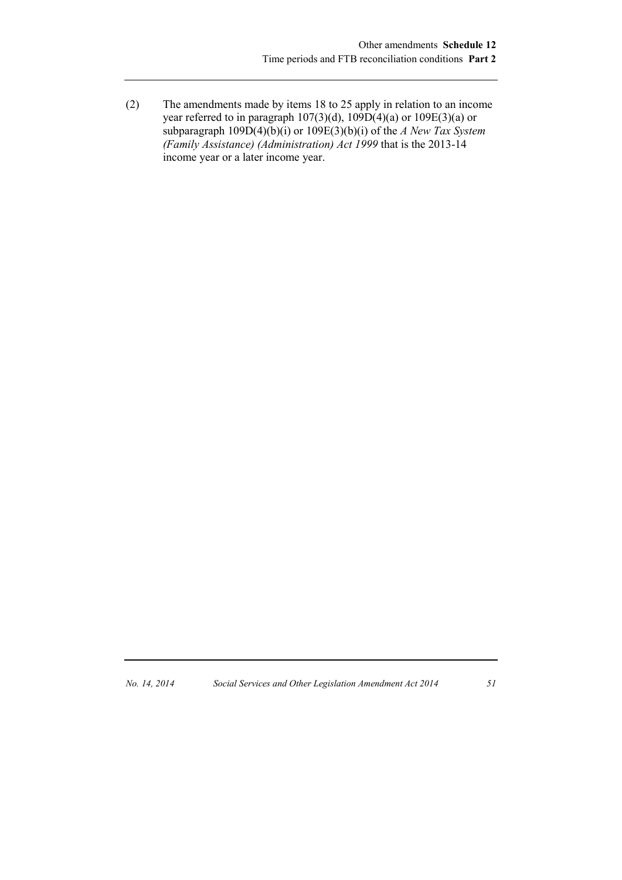(2) The amendments made by items 18 to 25 apply in relation to an income year referred to in paragraph 107(3)(d), 109D(4)(a) or 109E(3)(a) or subparagraph 109D(4)(b)(i) or 109E(3)(b)(i) of the *A New Tax System (Family Assistance) (Administration) Act 1999* that is the 2013-14 income year or a later income year.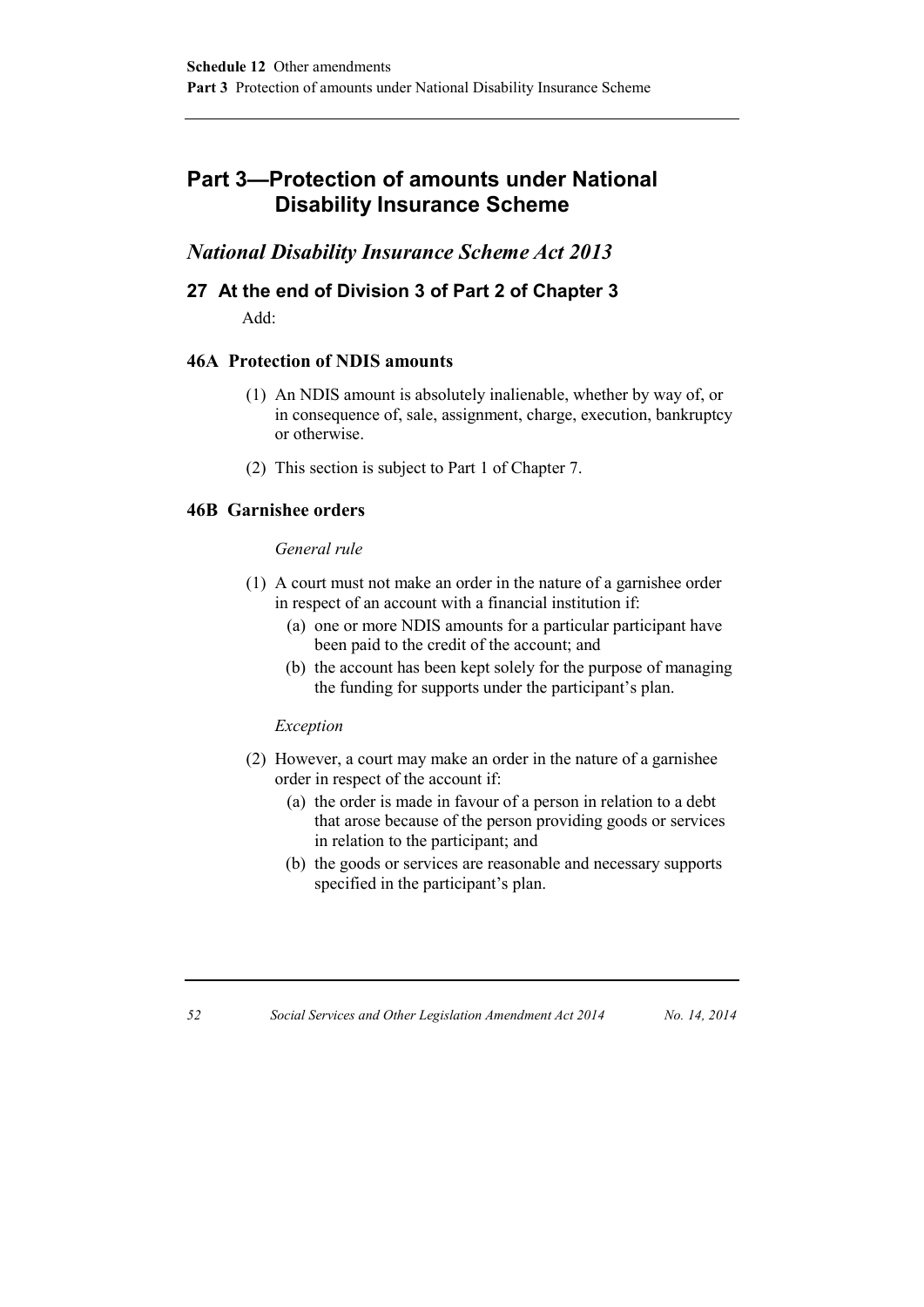## Part 3—Protection of amounts under National Disability Insurance Scheme

### *National Disability Insurance Scheme Act 2013*

#### 27 At the end of Division 3 of Part 2 of Chapter 3

Add:

#### 46A Protection of NDIS amounts

(1) An NDIS amount is absolutely inalienable, whether by way of, or in consequence of, sale, assignment, charge, execution, bankruptcy or otherwise.

(2) This section is subject to Part 1 of Chapter 7.

#### 46B Garnishee orders

*General rule*

(1) A court must not make an order in the nature of a garnishee order in respect of an account with a financial institution if:

- (a) one or more NDIS amounts for a particular participant have been paid to the credit of the account; and
- (b) the account has been kept solely for the purpose of managing the funding for supports under the participant's plan.

*Exception*

(2) However, a court may make an order in the nature of a garnishee order in respect of the account if:

- (a) the order is made in favour of a person in relation to a debt that arose because of the person providing goods or services in relation to the participant; and
- (b) the goods or services are reasonable and necessary supports specified in the participant's plan.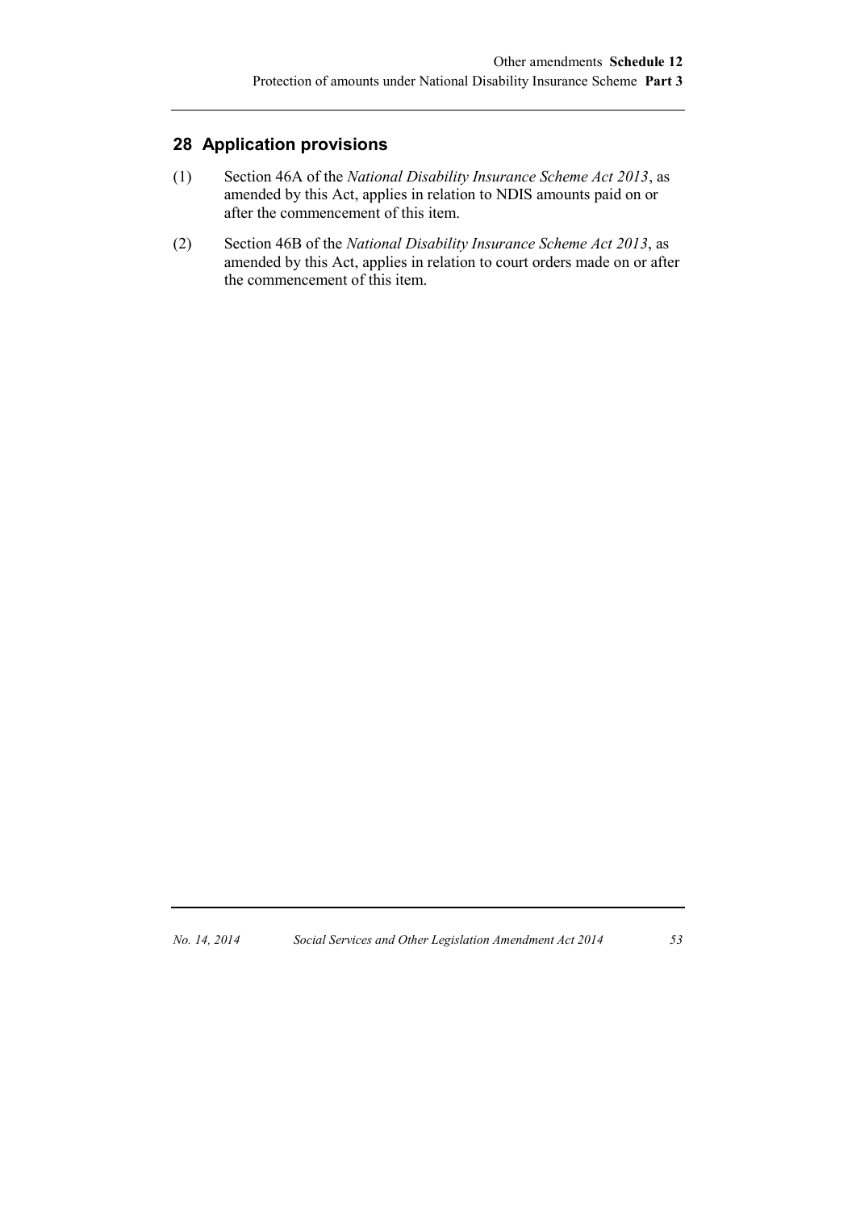## 28 Application provisions

(1) Section 46A of the *National Disability Insurance Scheme Act 2013*, as amended by this Act, applies in relation to NDIS amounts paid on or after the commencement of this item.

(2) Section 46B of the *National Disability Insurance Scheme Act 2013*, as amended by this Act, applies in relation to court orders made on or after the commencement of this item.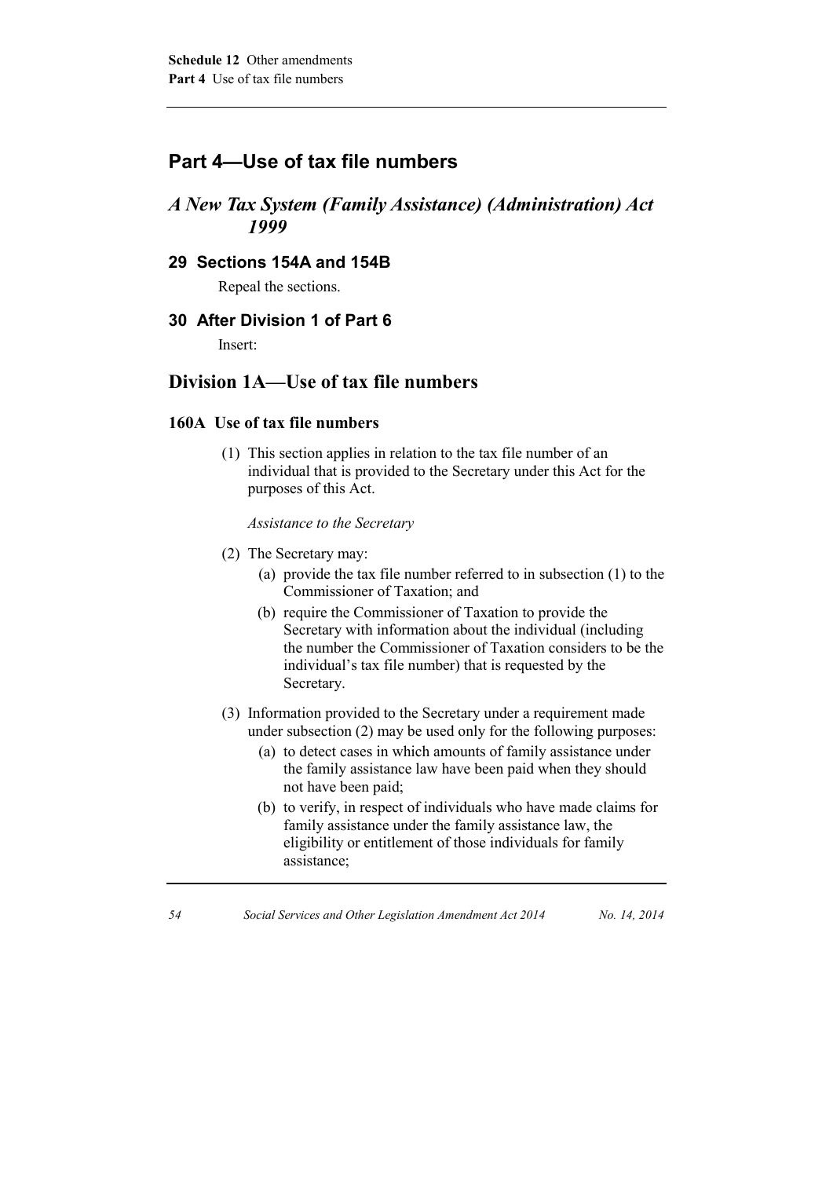## Part 4—Use of tax file numbers

### *A New Tax System (Family Assistance) (Administration) Act 1999*

#### 29 Sections 154A and 154B

Repeal the sections.

#### 30 After Division 1 of Part 6

Insert:

## Division 1A—Use of tax file numbers

#### 160A Use of tax file numbers

(1) This section applies in relation to the tax file number of an individual that is provided to the Secretary under this Act for the purposes of this Act.

*Assistance to the Secretary*

(2) The Secretary may:

(a) provide the tax file number referred to in subsection (1) to the Commissioner of Taxation; and

(b) require the Commissioner of Taxation to provide the Secretary with information about the individual (including the number the Commissioner of Taxation considers to be the individual's tax file number) that is requested by the Secretary.

(3) Information provided to the Secretary under a requirement made under subsection (2) may be used only for the following purposes:

(a) to detect cases in which amounts of family assistance under the family assistance law have been paid when they should not have been paid;

(b) to verify, in respect of individuals who have made claims for family assistance under the family assistance law, the eligibility or entitlement of those individuals for family assistance;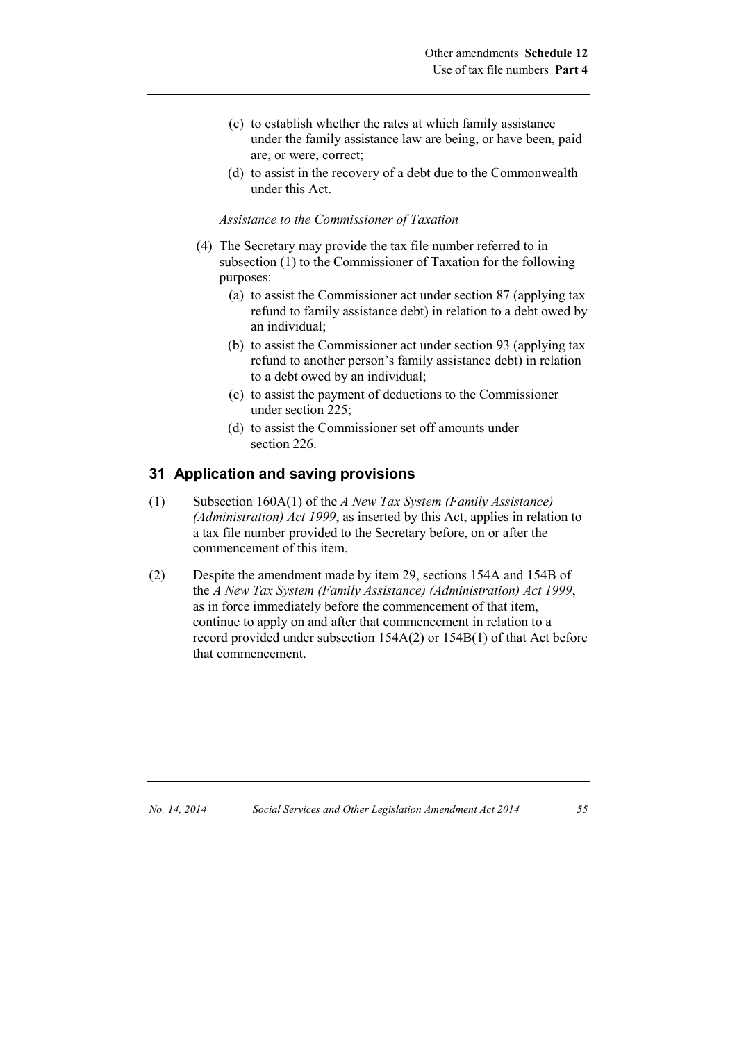- (c) to establish whether the rates at which family assistance under the family assistance law are being, or have been, paid are, or were, correct;
- (d) to assist in the recovery of a debt due to the Commonwealth under this Act.

*Assistance to the Commissioner of Taxation*

(4) The Secretary may provide the tax file number referred to in subsection (1) to the Commissioner of Taxation for the following purposes:

- (a) to assist the Commissioner act under section 87 (applying tax refund to family assistance debt) in relation to a debt owed by an individual;
- (b) to assist the Commissioner act under section 93 (applying tax refund to another person's family assistance debt) in relation to a debt owed by an individual;
- (c) to assist the payment of deductions to the Commissioner under section 225;
- (d) to assist the Commissioner set off amounts under section 226.

## 31 Application and saving provisions

(1) Subsection 160A(1) of the *A New Tax System (Family Assistance) (Administration) Act 1999*, as inserted by this Act, applies in relation to a tax file number provided to the Secretary before, on or after the commencement of this item.

(2) Despite the amendment made by item 29, sections 154A and 154B of the *A New Tax System (Family Assistance) (Administration) Act 1999*, as in force immediately before the commencement of that item, continue to apply on and after that commencement in relation to a record provided under subsection 154A(2) or 154B(1) of that Act before that commencement.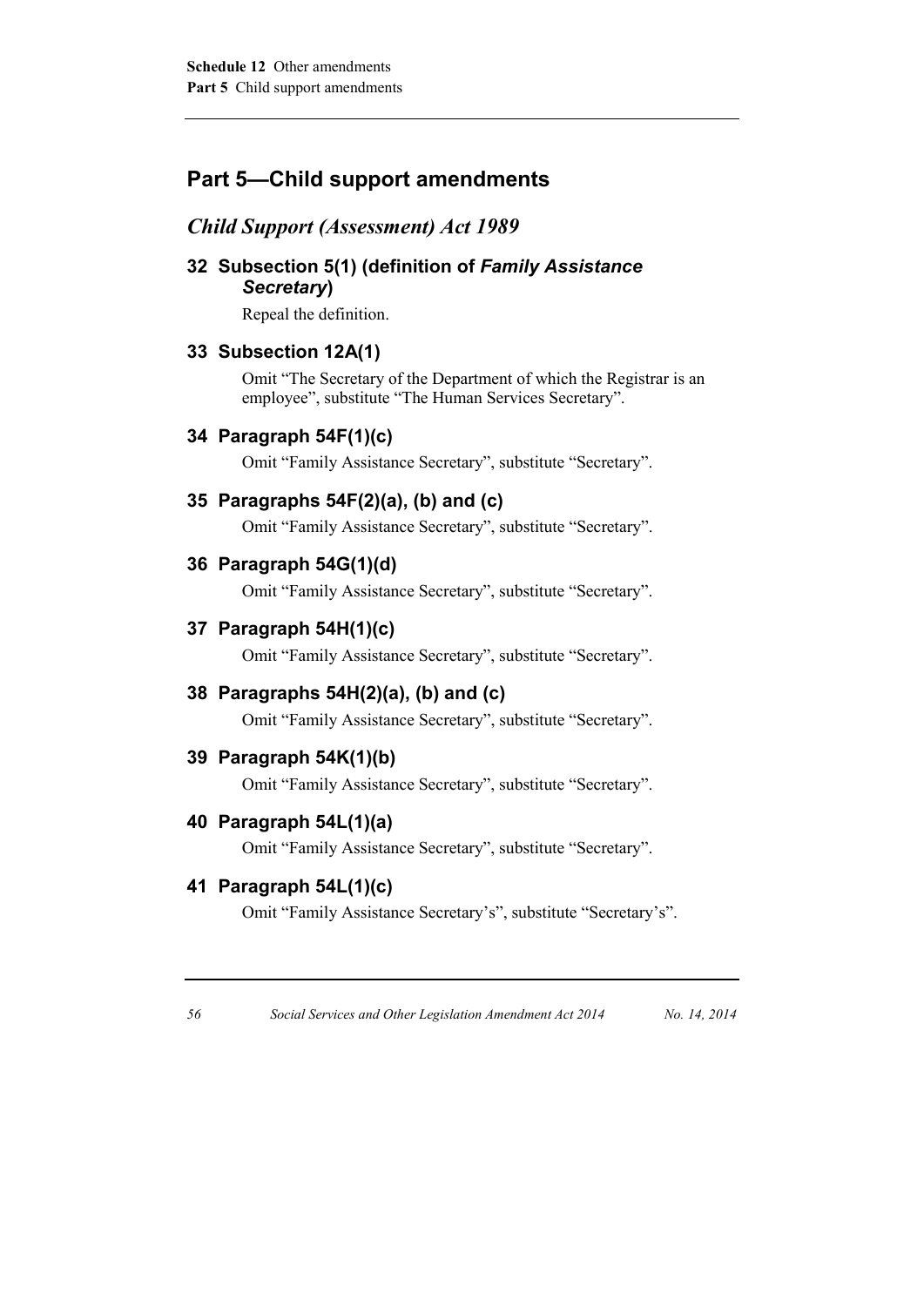## Part 5—Child support amendments

### *Child Support (Assessment) Act 1989*

#### 32 Subsection 5(1) (definition of *Family Assistance Secretary*)

Repeal the definition.

#### 33 Subsection 12A(1)

Omit "The Secretary of the Department of which the Registrar is an employee", substitute "The Human Services Secretary".

#### 34 Paragraph 54F(1)(c)

Omit "Family Assistance Secretary", substitute "Secretary".

#### 35 Paragraphs 54F(2)(a), (b) and (c)

Omit "Family Assistance Secretary", substitute "Secretary".

#### 36 Paragraph 54G(1)(d)

Omit "Family Assistance Secretary", substitute "Secretary".

#### 37 Paragraph 54H(1)(c)

Omit "Family Assistance Secretary", substitute "Secretary".

#### 38 Paragraphs 54H(2)(a), (b) and (c)

Omit "Family Assistance Secretary", substitute "Secretary".

#### 39 Paragraph 54K(1)(b)

Omit "Family Assistance Secretary", substitute "Secretary".

#### 40 Paragraph 54L(1)(a)

Omit "Family Assistance Secretary", substitute "Secretary".

#### 41 Paragraph 54L(1)(c)

Omit "Family Assistance Secretary's", substitute "Secretary's".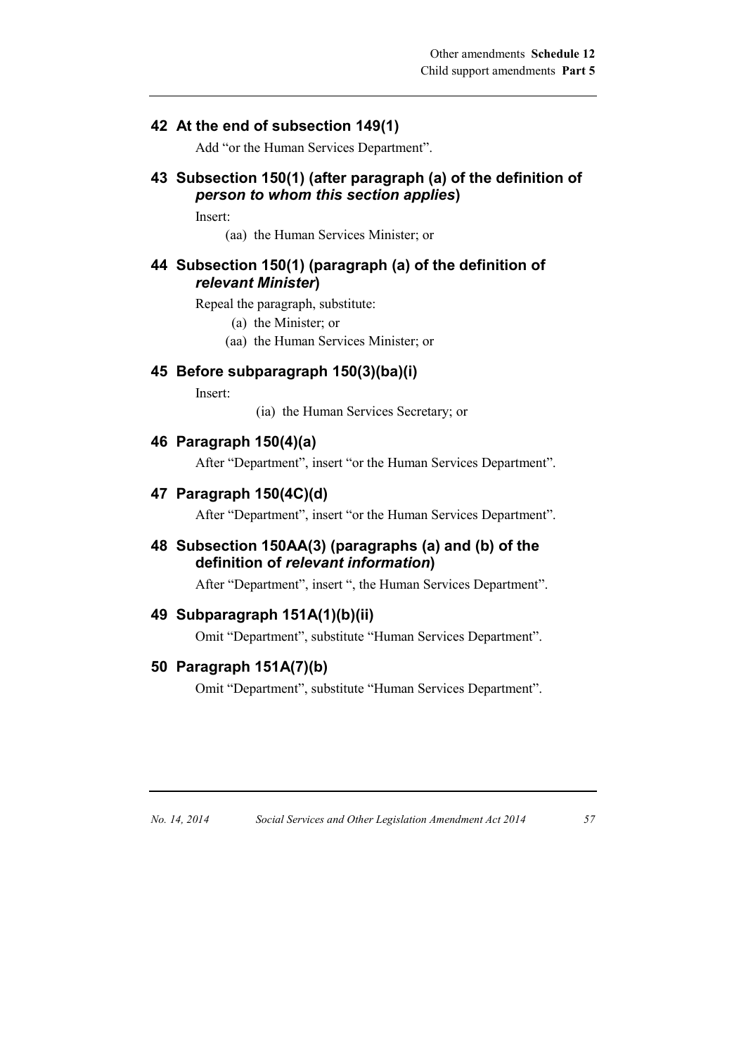## 42 At the end of subsection 149(1)

Add "or the Human Services Department".

## 43 Subsection 150(1) (after paragraph (a) of the definition of *person to whom this section applies*)

Insert:

(aa) the Human Services Minister; or

## 44 Subsection 150(1) (paragraph (a) of the definition of *relevant Minister*)

Repeal the paragraph, substitute:

(a) the Minister; or

(aa) the Human Services Minister; or

## 45 Before subparagraph 150(3)(ba)(i)

Insert:

(ia) the Human Services Secretary; or

## 46 Paragraph 150(4)(a)

After "Department", insert "or the Human Services Department".

## 47 Paragraph 150(4C)(d)

After "Department", insert "or the Human Services Department".

## 48 Subsection 150AA(3) (paragraphs (a) and (b) of the definition of *relevant information*)

After "Department", insert ", the Human Services Department".

## 49 Subparagraph 151A(1)(b)(ii)

Omit "Department", substitute "Human Services Department".

## 50 Paragraph 151A(7)(b)

Omit "Department", substitute "Human Services Department".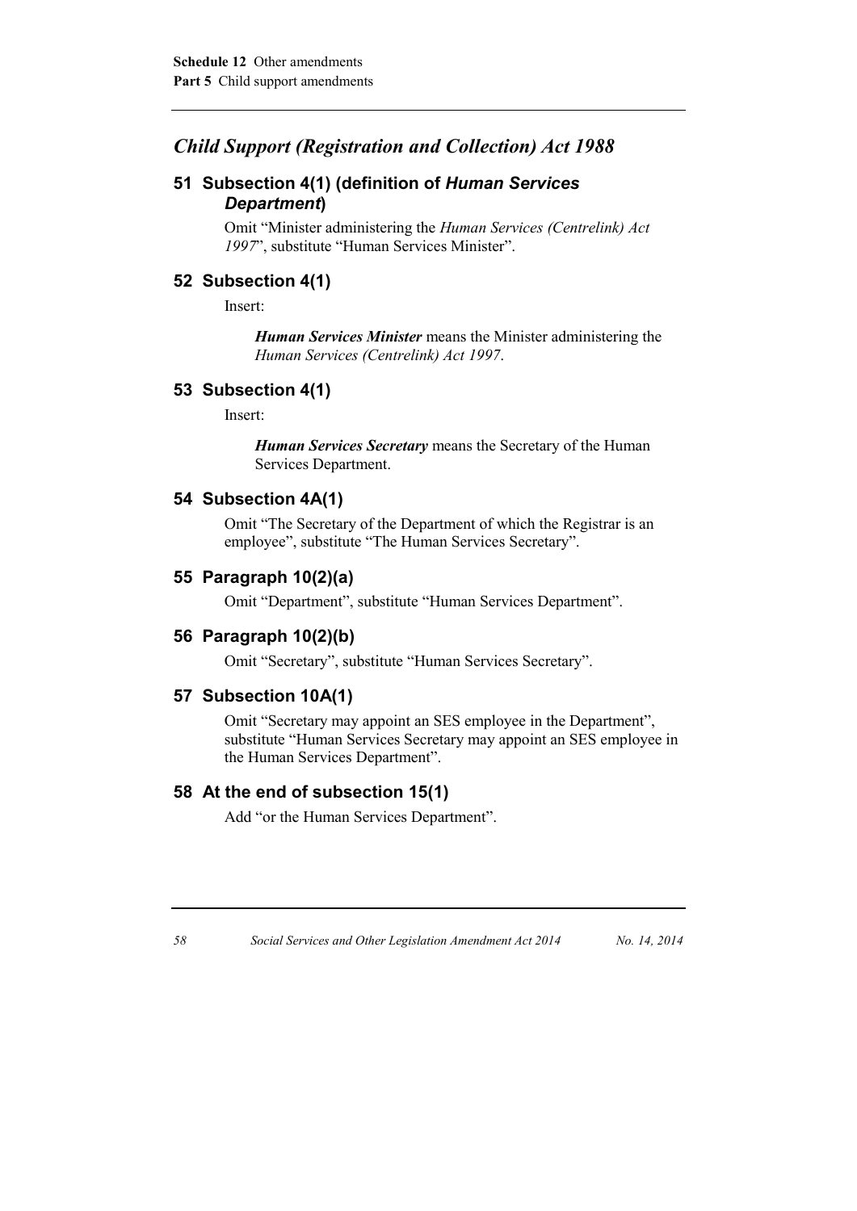## *Child Support (Registration and Collection) Act 1988*

### 51 Subsection 4(1) (definition of *Human Services Department*)

Omit "Minister administering the *Human Services (Centrelink) Act 1997*", substitute "Human Services Minister".

### 52 Subsection 4(1)

Insert:

> ***Human Services Minister*** means the Minister administering the *Human Services (Centrelink) Act 1997*.

### 53 Subsection 4(1)

Insert:

> ***Human Services Secretary*** means the Secretary of the Human Services Department.

### 54 Subsection 4A(1)

Omit "The Secretary of the Department of which the Registrar is an employee", substitute "The Human Services Secretary".

### 55 Paragraph 10(2)(a)

Omit "Department", substitute "Human Services Department".

### 56 Paragraph 10(2)(b)

Omit "Secretary", substitute "Human Services Secretary".

### 57 Subsection 10A(1)

Omit "Secretary may appoint an SES employee in the Department", substitute "Human Services Secretary may appoint an SES employee in the Human Services Department".

### 58 At the end of subsection 15(1)

Add "or the Human Services Department".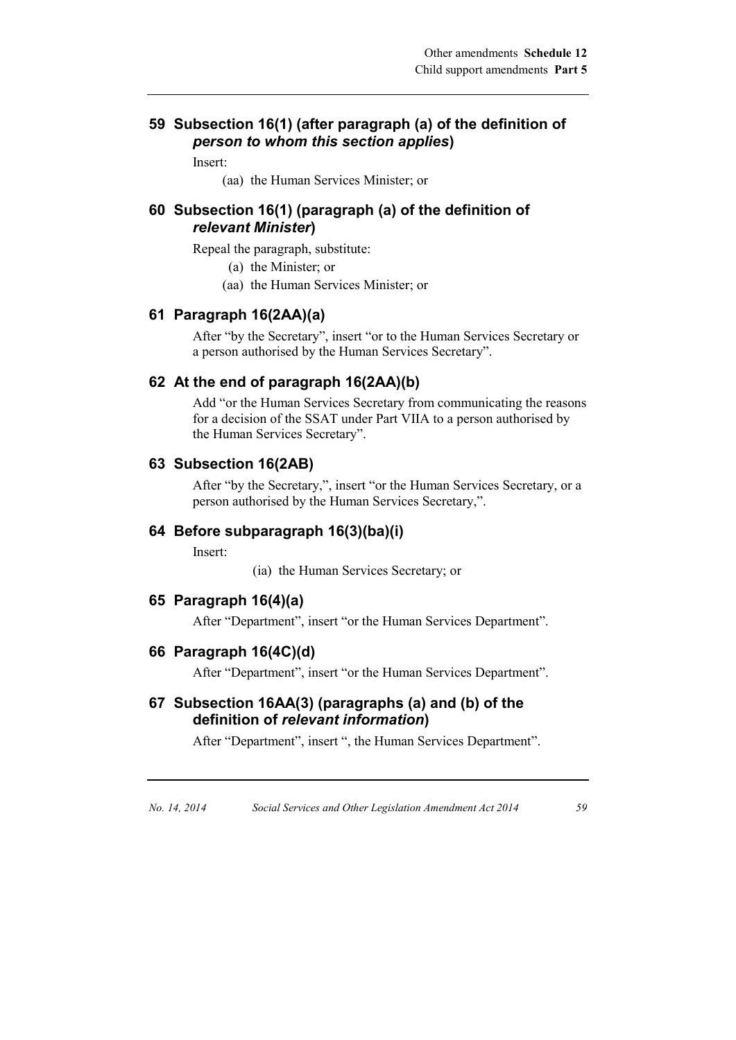## 59 Subsection 16(1) (after paragraph (a) of the definition of *person to whom this section applies*)

Insert:

(aa) the Human Services Minister; or

## 60 Subsection 16(1) (paragraph (a) of the definition of *relevant Minister*)

Repeal the paragraph, substitute:

(a) the Minister; or

(aa) the Human Services Minister; or

## 61 Paragraph 16(2AA)(a)

After "by the Secretary", insert "or to the Human Services Secretary or a person authorised by the Human Services Secretary".

## 62 At the end of paragraph 16(2AA)(b)

Add "or the Human Services Secretary from communicating the reasons for a decision of the SSAT under Part VIIA to a person authorised by the Human Services Secretary".

## 63 Subsection 16(2AB)

After "by the Secretary,", insert "or the Human Services Secretary, or a person authorised by the Human Services Secretary,".

## 64 Before subparagraph 16(3)(ba)(i)

Insert:

(ia) the Human Services Secretary; or

## 65 Paragraph 16(4)(a)

After "Department", insert "or the Human Services Department".

## 66 Paragraph 16(4C)(d)

After "Department", insert "or the Human Services Department".

## 67 Subsection 16AA(3) (paragraphs (a) and (b) of the definition of *relevant information*)

After "Department", insert ", the Human Services Department".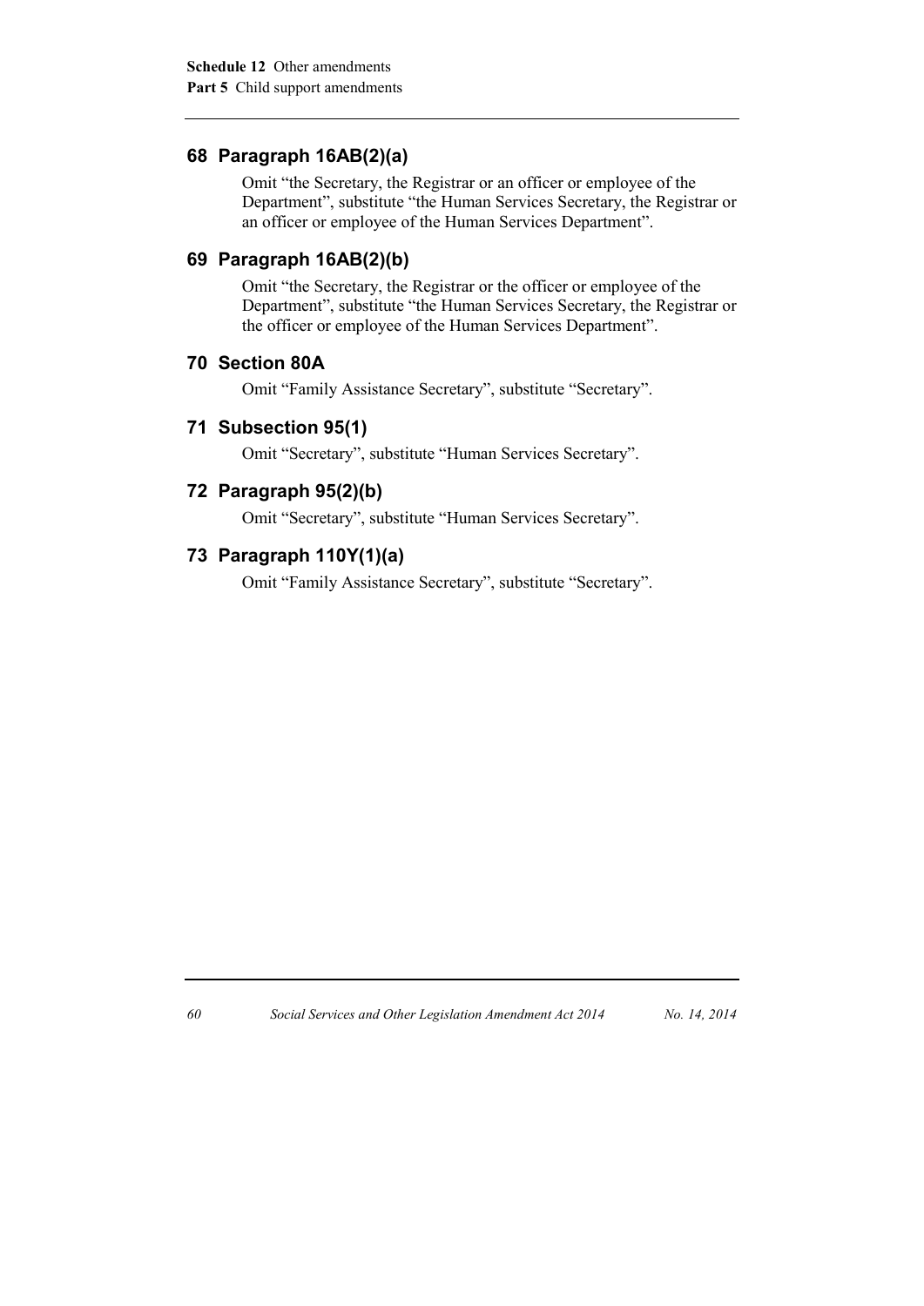## 68 Paragraph 16AB(2)(a)

Omit “the Secretary, the Registrar or an officer or employee of the Department”, substitute “the Human Services Secretary, the Registrar or an officer or employee of the Human Services Department”.

## 69 Paragraph 16AB(2)(b)

Omit “the Secretary, the Registrar or the officer or employee of the Department”, substitute “the Human Services Secretary, the Registrar or the officer or employee of the Human Services Department”.

## 70 Section 80A

Omit “Family Assistance Secretary”, substitute “Secretary”.

## 71 Subsection 95(1)

Omit “Secretary”, substitute “Human Services Secretary”.

## 72 Paragraph 95(2)(b)

Omit “Secretary”, substitute “Human Services Secretary”.

## 73 Paragraph 110Y(1)(a)

Omit “Family Assistance Secretary”, substitute “Secretary”.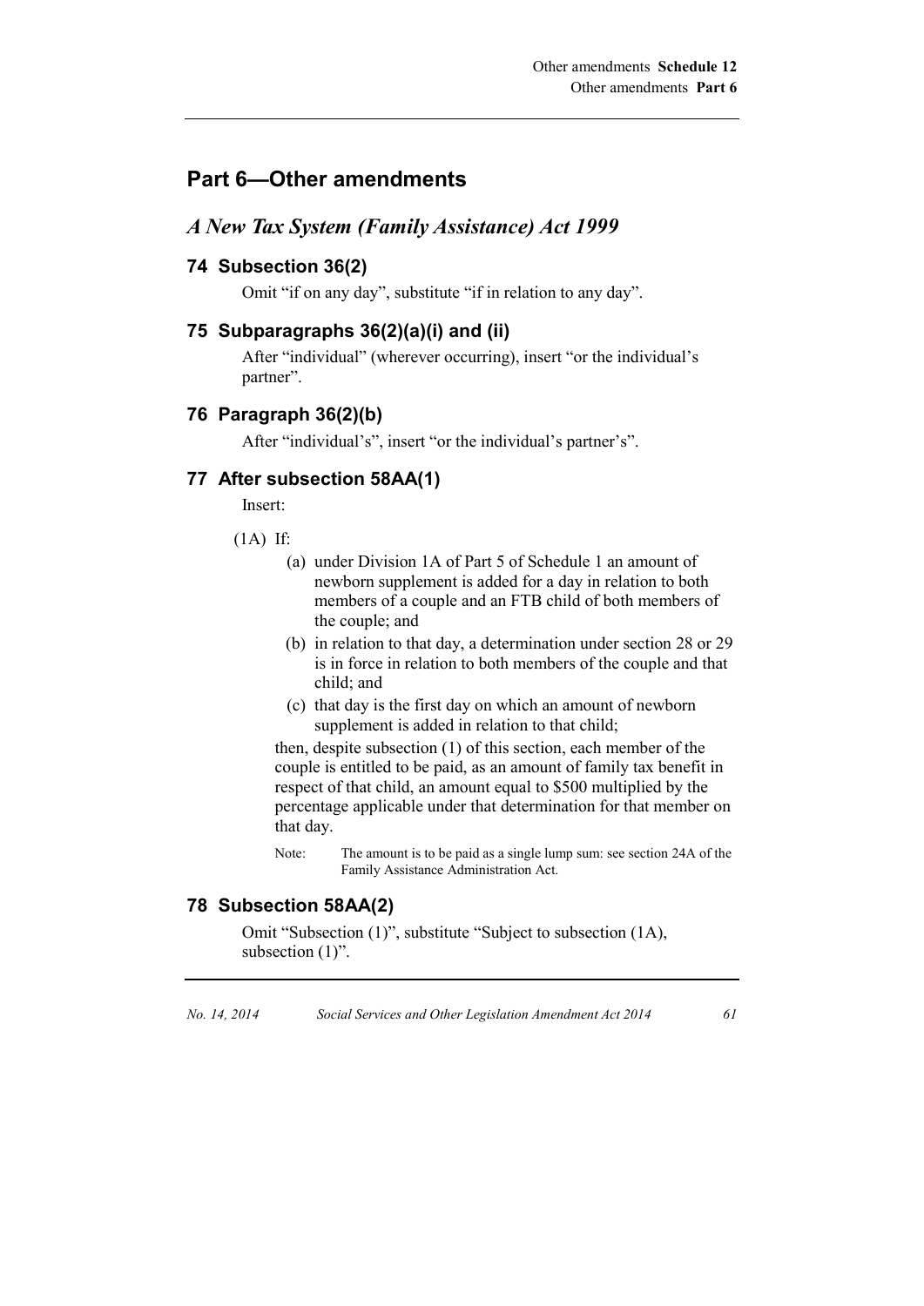## Part 6—Other amendments

### *A New Tax System (Family Assistance) Act 1999*

#### 74 Subsection 36(2)

Omit "if on any day", substitute "if in relation to any day".

#### 75 Subparagraphs 36(2)(a)(i) and (ii)

After "individual" (wherever occurring), insert "or the individual's partner".

#### 76 Paragraph 36(2)(b)

After "individual's", insert "or the individual's partner's".

#### 77 After subsection 58AA(1)

Insert:

(1A) If:

(a) under Division 1A of Part 5 of Schedule 1 an amount of newborn supplement is added for a day in relation to both members of a couple and an FTB child of both members of the couple; and

(b) in relation to that day, a determination under section 28 or 29 is in force in relation to both members of the couple and that child; and

(c) that day is the first day on which an amount of newborn supplement is added in relation to that child;

then, despite subsection (1) of this section, each member of the couple is entitled to be paid, as an amount of family tax benefit in respect of that child, an amount equal to $500 multiplied by the percentage applicable under that determination for that member on that day.

Note: The amount is to be paid as a single lump sum: see section 24A of the Family Assistance Administration Act.

#### 78 Subsection 58AA(2)

Omit "Subsection (1)", substitute "Subject to subsection (1A), subsection (1)".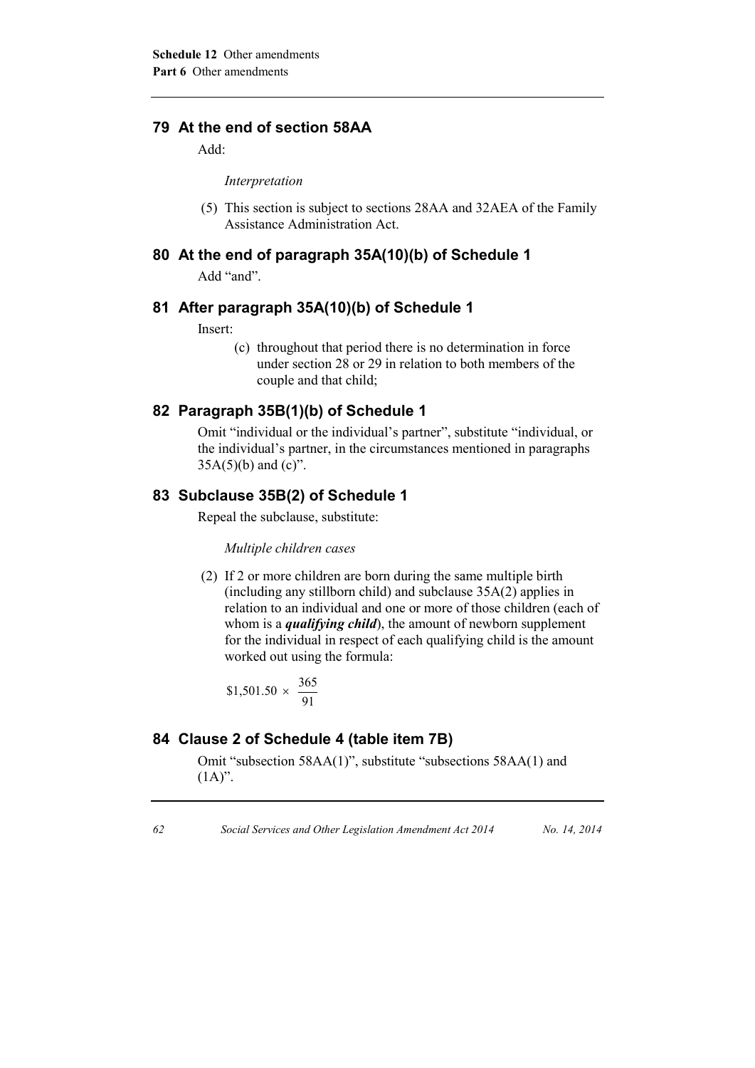## 79 At the end of section 58AA

Add:

*Interpretation*

(5) This section is subject to sections 28AA and 32AEA of the Family Assistance Administration Act.

## 80 At the end of paragraph 35A(10)(b) of Schedule 1

Add "and".

## 81 After paragraph 35A(10)(b) of Schedule 1

Insert:

(c) throughout that period there is no determination in force under section 28 or 29 in relation to both members of the couple and that child;

## 82 Paragraph 35B(1)(b) of Schedule 1

Omit "individual or the individual's partner", substitute "individual, or the individual's partner, in the circumstances mentioned in paragraphs 35A(5)(b) and (c)".

## 83 Subclause 35B(2) of Schedule 1

Repeal the subclause, substitute:

*Multiple children cases*

(2) If 2 or more children are born during the same multiple birth (including any stillborn child) and subclause 35A(2) applies in relation to an individual and one or more of those children (each of whom is a ***qualifying child***), the amount of newborn supplement for the individual in respect of each qualifying child is the amount worked out using the formula:

$$\$1{,}501.50 \times \frac{365}{91}$$

## 84 Clause 2 of Schedule 4 (table item 7B)

Omit "subsection 58AA(1)", substitute "subsections 58AA(1) and (1A)".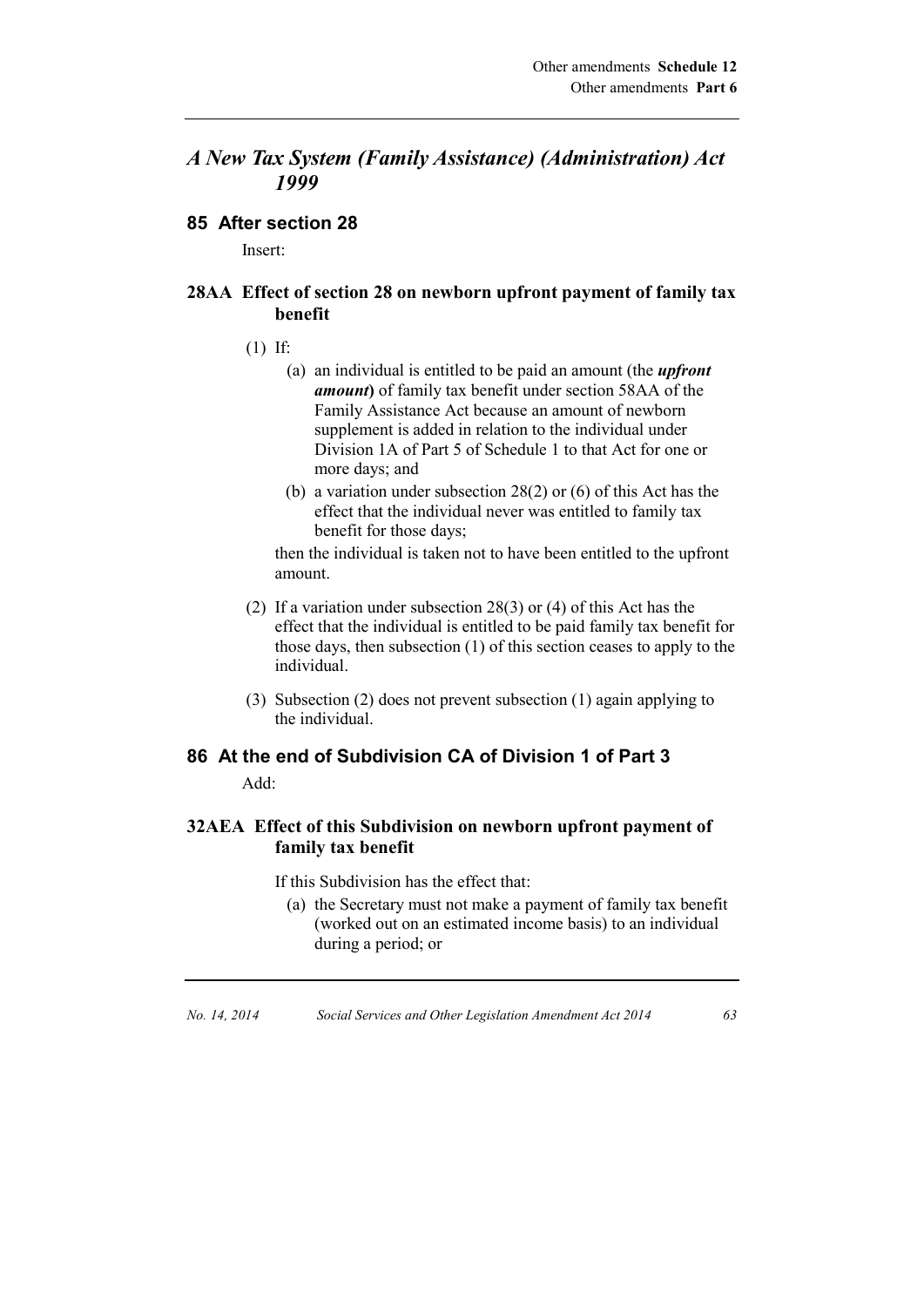## *A New Tax System (Family Assistance) (Administration) Act 1999*

### 85 After section 28

Insert:

#### 28AA Effect of section 28 on newborn upfront payment of family tax benefit

(1) If:

(a) an individual is entitled to be paid an amount (the ***upfront amount***) of family tax benefit under section 58AA of the Family Assistance Act because an amount of newborn supplement is added in relation to the individual under Division 1A of Part 5 of Schedule 1 to that Act for one or more days; and

(b) a variation under subsection 28(2) or (6) of this Act has the effect that the individual never was entitled to family tax benefit for those days;

then the individual is taken not to have been entitled to the upfront amount.

(2) If a variation under subsection 28(3) or (4) of this Act has the effect that the individual is entitled to be paid family tax benefit for those days, then subsection (1) of this section ceases to apply to the individual.

(3) Subsection (2) does not prevent subsection (1) again applying to the individual.

### 86 At the end of Subdivision CA of Division 1 of Part 3

Add:

#### 32AEA Effect of this Subdivision on newborn upfront payment of family tax benefit

If this Subdivision has the effect that:

(a) the Secretary must not make a payment of family tax benefit (worked out on an estimated income basis) to an individual during a period; or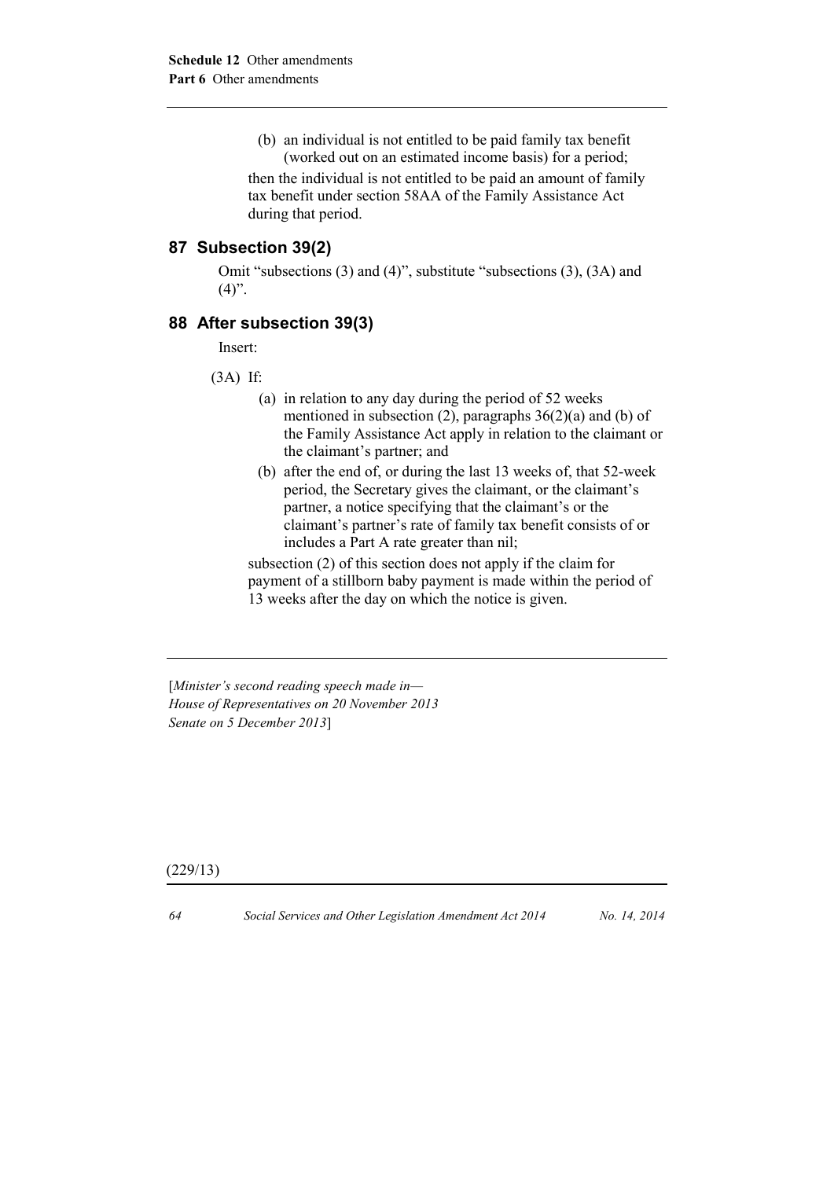(b) an individual is not entitled to be paid family tax benefit (worked out on an estimated income basis) for a period;

then the individual is not entitled to be paid an amount of family tax benefit under section 58AA of the Family Assistance Act during that period.

## 87 Subsection 39(2)

Omit "subsections (3) and (4)", substitute "subsections (3), (3A) and (4)".

## 88 After subsection 39(3)

Insert:

(3A) If:

(a) in relation to any day during the period of 52 weeks mentioned in subsection (2), paragraphs 36(2)(a) and (b) of the Family Assistance Act apply in relation to the claimant or the claimant's partner; and

(b) after the end of, or during the last 13 weeks of, that 52-week period, the Secretary gives the claimant, or the claimant's partner, a notice specifying that the claimant's or the claimant's partner's rate of family tax benefit consists of or includes a Part A rate greater than nil;

subsection (2) of this section does not apply if the claim for payment of a stillborn baby payment is made within the period of 13 weeks after the day on which the notice is given.

---

[*Minister's second reading speech made in—*
*House of Representatives on 20 November 2013*
*Senate on 5 December 2013*]

(229/13)